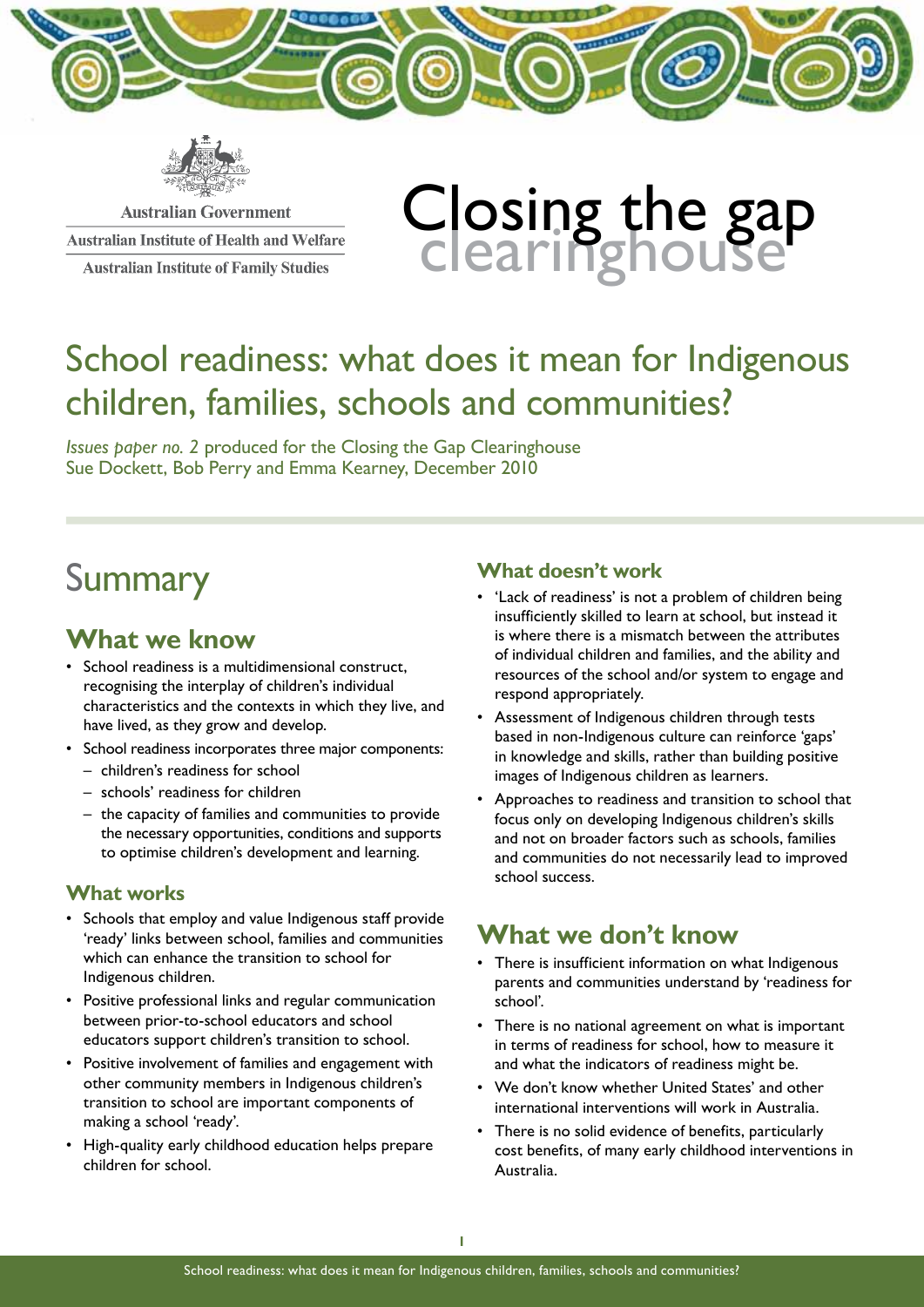Australian Government

Australian Institute of Health and Welfare

Australian Institute of Family Studies

Closing the gap clearinghouse

# School readiness: what does it mean for Indigenous children, families, schools and communities?

*Issues paper no. 2* produced for the Closing the Gap Clearinghouse
Sue Dockett, Bob Perry and Emma Kearney, December 2010

## Summary

### What we know

- School readiness is a multidimensional construct, recognising the interplay of children's individual characteristics and the contexts in which they live, and have lived, as they grow and develop.
- School readiness incorporates three major components:
  - children's readiness for school
  - schools' readiness for children
  - the capacity of families and communities to provide the necessary opportunities, conditions and supports to optimise children's development and learning.

### What works

- Schools that employ and value Indigenous staff provide 'ready' links between school, families and communities which can enhance the transition to school for Indigenous children.
- Positive professional links and regular communication between prior-to-school educators and school educators support children's transition to school.
- Positive involvement of families and engagement with other community members in Indigenous children's transition to school are important components of making a school 'ready'.
- High-quality early childhood education helps prepare children for school.

### What doesn't work

- 'Lack of readiness' is not a problem of children being insufficiently skilled to learn at school, but instead it is where there is a mismatch between the attributes of individual children and families, and the ability and resources of the school and/or system to engage and respond appropriately.
- Assessment of Indigenous children through tests based in non-Indigenous culture can reinforce 'gaps' in knowledge and skills, rather than building positive images of Indigenous children as learners.
- Approaches to readiness and transition to school that focus only on developing Indigenous children's skills and not on broader factors such as schools, families and communities do not necessarily lead to improved school success.

### What we don't know

- There is insufficient information on what Indigenous parents and communities understand by 'readiness for school'.
- There is no national agreement on what is important in terms of readiness for school, how to measure it and what the indicators of readiness might be.
- We don't know whether United States' and other international interventions will work in Australia.
- There is no solid evidence of benefits, particularly cost benefits, of many early childhood interventions in Australia.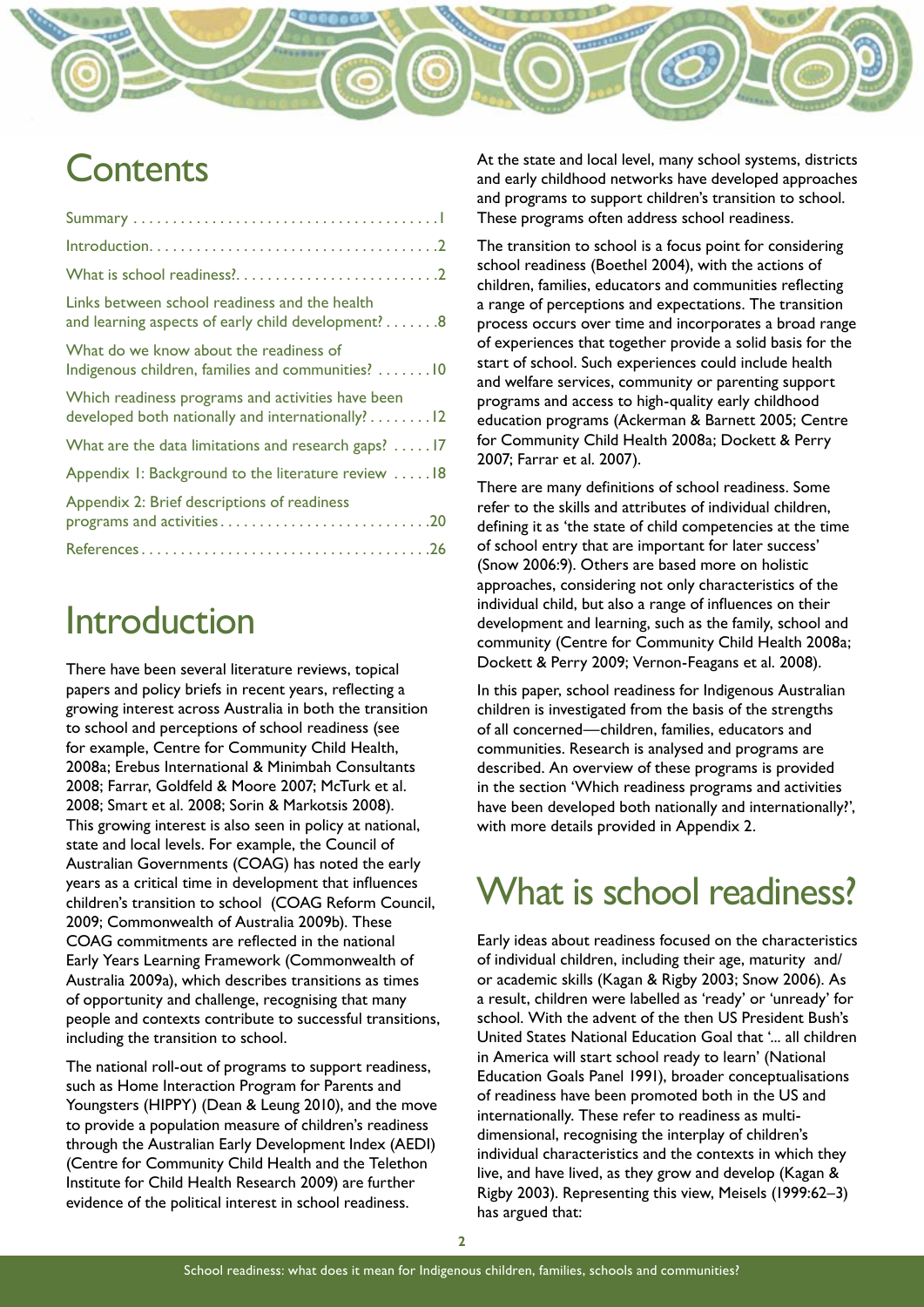# Contents

| | |
|---|---|
| Summary | 1 |
| Introduction | 2 |
| What is school readiness? | 2 |
| Links between school readiness and the health and learning aspects of early child development? | 8 |
| What do we know about the readiness of Indigenous children, families and communities? | 10 |
| Which readiness programs and activities have been developed both nationally and internationally? | 12 |
| What are the data limitations and research gaps? | 17 |
| Appendix 1: Background to the literature review | 18 |
| Appendix 2: Brief descriptions of readiness programs and activities | 20 |
| References | 26 |

# Introduction

There have been several literature reviews, topical papers and policy briefs in recent years, reflecting a growing interest across Australia in both the transition to school and perceptions of school readiness (see for example, Centre for Community Child Health, 2008a; Erebus International & Minimbah Consultants 2008; Farrar, Goldfeld & Moore 2007; McTurk et al. 2008; Smart et al. 2008; Sorin & Markotsis 2008). This growing interest is also seen in policy at national, state and local levels. For example, the Council of Australian Governments (COAG) has noted the early years as a critical time in development that influences children's transition to school (COAG Reform Council, 2009; Commonwealth of Australia 2009b). These COAG commitments are reflected in the national Early Years Learning Framework (Commonwealth of Australia 2009a), which describes transitions as times of opportunity and challenge, recognising that many people and contexts contribute to successful transitions, including the transition to school.

The national roll-out of programs to support readiness, such as Home Interaction Program for Parents and Youngsters (HIPPY) (Dean & Leung 2010), and the move to provide a population measure of children's readiness through the Australian Early Development Index (AEDI) (Centre for Community Child Health and the Telethon Institute for Child Health Research 2009) are further evidence of the political interest in school readiness.

At the state and local level, many school systems, districts and early childhood networks have developed approaches and programs to support children's transition to school. These programs often address school readiness.

The transition to school is a focus point for considering school readiness (Boethel 2004), with the actions of children, families, educators and communities reflecting a range of perceptions and expectations. The transition process occurs over time and incorporates a broad range of experiences that together provide a solid basis for the start of school. Such experiences could include health and welfare services, community or parenting support programs and access to high-quality early childhood education programs (Ackerman & Barnett 2005; Centre for Community Child Health 2008a; Dockett & Perry 2007; Farrar et al. 2007).

There are many definitions of school readiness. Some refer to the skills and attributes of individual children, defining it as 'the state of child competencies at the time of school entry that are important for later success' (Snow 2006:9). Others are based more on holistic approaches, considering not only characteristics of the individual child, but also a range of influences on their development and learning, such as the family, school and community (Centre for Community Child Health 2008a; Dockett & Perry 2009; Vernon-Feagans et al. 2008).

In this paper, school readiness for Indigenous Australian children is investigated from the basis of the strengths of all concerned—children, families, educators and communities. Research is analysed and programs are described. An overview of these programs is provided in the section 'Which readiness programs and activities have been developed both nationally and internationally?', with more details provided in Appendix 2.

# What is school readiness?

Early ideas about readiness focused on the characteristics of individual children, including their age, maturity and/or academic skills (Kagan & Rigby 2003; Snow 2006). As a result, children were labelled as 'ready' or 'unready' for school. With the advent of the then US President Bush's United States National Education Goal that '... all children in America will start school ready to learn' (National Education Goals Panel 1991), broader conceptualisations of readiness have been promoted both in the US and internationally. These refer to readiness as multi-dimensional, recognising the interplay of children's individual characteristics and the contexts in which they live, and have lived, as they grow and develop (Kagan & Rigby 2003). Representing this view, Meisels (1999:62–3) has argued that: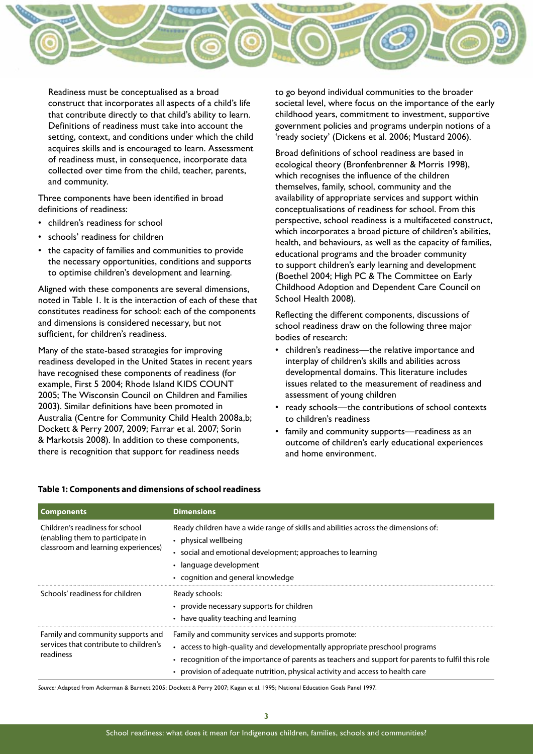Readiness must be conceptualised as a broad construct that incorporates all aspects of a child's life that contribute directly to that child's ability to learn. Definitions of readiness must take into account the setting, context, and conditions under which the child acquires skills and is encouraged to learn. Assessment of readiness must, in consequence, incorporate data collected over time from the child, teacher, parents, and community.

Three components have been identified in broad definitions of readiness:

- children's readiness for school
- schools' readiness for children
- the capacity of families and communities to provide the necessary opportunities, conditions and supports to optimise children's development and learning.

Aligned with these components are several dimensions, noted in Table 1. It is the interaction of each of these that constitutes readiness for school: each of the components and dimensions is considered necessary, but not sufficient, for children's readiness.

Many of the state-based strategies for improving readiness developed in the United States in recent years have recognised these components of readiness (for example, First 5 2004; Rhode Island KIDS COUNT 2005; The Wisconsin Council on Children and Families 2003). Similar definitions have been promoted in Australia (Centre for Community Child Health 2008a,b; Dockett & Perry 2007, 2009; Farrar et al. 2007; Sorin & Markotsis 2008). In addition to these components, there is recognition that support for readiness needs to go beyond individual communities to the broader societal level, where focus on the importance of the early childhood years, commitment to investment, supportive government policies and programs underpin notions of a 'ready society' (Dickens et al. 2006; Mustard 2006).

Broad definitions of school readiness are based in ecological theory (Bronfenbrenner & Morris 1998), which recognises the influence of the children themselves, family, school, community and the availability of appropriate services and support within conceptualisations of readiness for school. From this perspective, school readiness is a multifaceted construct, which incorporates a broad picture of children's abilities, health, and behaviours, as well as the capacity of families, educational programs and the broader community to support children's early learning and development (Boethel 2004; High PC & The Committee on Early Childhood Adoption and Dependent Care Council on School Health 2008).

Reflecting the different components, discussions of school readiness draw on the following three major bodies of research:

- children's readiness—the relative importance and interplay of children's skills and abilities across developmental domains. This literature includes issues related to the measurement of readiness and assessment of young children
- ready schools—the contributions of school contexts to children's readiness
- family and community supports—readiness as an outcome of children's early educational experiences and home environment.

**Table 1: Components and dimensions of school readiness**

| Components | Dimensions |
|---|---|
| Children's readiness for school (enabling them to participate in classroom and learning experiences) | Ready children have a wide range of skills and abilities across the dimensions of:<br>• physical wellbeing<br>• social and emotional development; approaches to learning<br>• language development<br>• cognition and general knowledge |
| Schools' readiness for children | Ready schools:<br>• provide necessary supports for children<br>• have quality teaching and learning |
| Family and community supports and services that contribute to children's readiness | Family and community services and supports promote:<br>• access to high-quality and developmentally appropriate preschool programs<br>• recognition of the importance of parents as teachers and support for parents to fulfil this role<br>• provision of adequate nutrition, physical activity and access to health care |

*Source:* Adapted from Ackerman & Barnett 2005; Dockett & Perry 2007; Kagan et al. 1995; National Education Goals Panel 1997.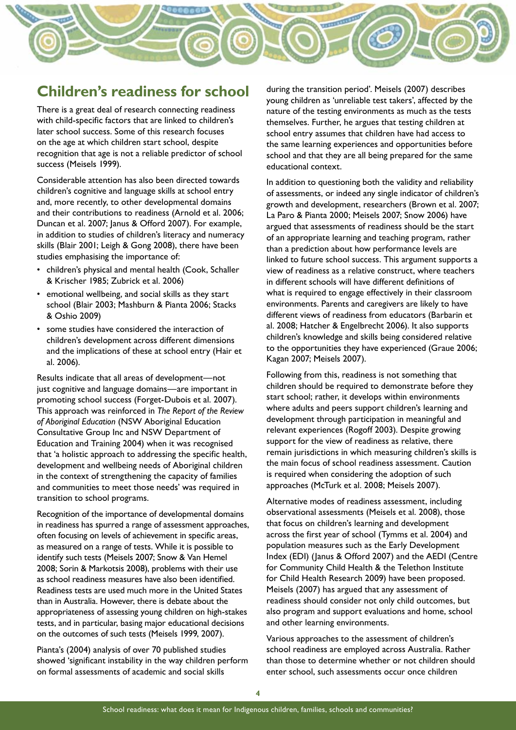## Children's readiness for school

There is a great deal of research connecting readiness with child-specific factors that are linked to children's later school success. Some of this research focuses on the age at which children start school, despite recognition that age is not a reliable predictor of school success (Meisels 1999).

Considerable attention has also been directed towards children's cognitive and language skills at school entry and, more recently, to other developmental domains and their contributions to readiness (Arnold et al. 2006; Duncan et al. 2007; Janus & Offord 2007). For example, in addition to studies of children's literacy and numeracy skills (Blair 2001; Leigh & Gong 2008), there have been studies emphasising the importance of:

- children's physical and mental health (Cook, Schaller & Krischer 1985; Zubrick et al. 2006)
- emotional wellbeing, and social skills as they start school (Blair 2003; Mashburn & Pianta 2006; Stacks & Oshio 2009)
- some studies have considered the interaction of children's development across different dimensions and the implications of these at school entry (Hair et al. 2006).

Results indicate that all areas of development—not just cognitive and language domains—are important in promoting school success (Forget-Dubois et al. 2007). This approach was reinforced in *The Report of the Review of Aboriginal Education* (NSW Aboriginal Education Consultative Group Inc and NSW Department of Education and Training 2004) when it was recognised that 'a holistic approach to addressing the specific health, development and wellbeing needs of Aboriginal children in the context of strengthening the capacity of families and communities to meet those needs' was required in transition to school programs.

Recognition of the importance of developmental domains in readiness has spurred a range of assessment approaches, often focusing on levels of achievement in specific areas, as measured on a range of tests. While it is possible to identify such tests (Meisels 2007; Snow & Van Hemel 2008; Sorin & Markotsis 2008), problems with their use as school readiness measures have also been identified. Readiness tests are used much more in the United States than in Australia. However, there is debate about the appropriateness of assessing young children on high-stakes tests, and in particular, basing major educational decisions on the outcomes of such tests (Meisels 1999, 2007).

Pianta's (2004) analysis of over 70 published studies showed 'significant instability in the way children perform on formal assessments of academic and social skills during the transition period'. Meisels (2007) describes young children as 'unreliable test takers', affected by the nature of the testing environments as much as the tests themselves. Further, he argues that testing children at school entry assumes that children have had access to the same learning experiences and opportunities before school and that they are all being prepared for the same educational context.

In addition to questioning both the validity and reliability of assessments, or indeed any single indicator of children's growth and development, researchers (Brown et al. 2007; La Paro & Pianta 2000; Meisels 2007; Snow 2006) have argued that assessments of readiness should be the start of an appropriate learning and teaching program, rather than a prediction about how performance levels are linked to future school success. This argument supports a view of readiness as a relative construct, where teachers in different schools will have different definitions of what is required to engage effectively in their classroom environments. Parents and caregivers are likely to have different views of readiness from educators (Barbarin et al. 2008; Hatcher & Engelbrecht 2006). It also supports children's knowledge and skills being considered relative to the opportunities they have experienced (Graue 2006; Kagan 2007; Meisels 2007).

Following from this, readiness is not something that children should be required to demonstrate before they start school; rather, it develops within environments where adults and peers support children's learning and development through participation in meaningful and relevant experiences (Rogoff 2003). Despite growing support for the view of readiness as relative, there remain jurisdictions in which measuring children's skills is the main focus of school readiness assessment. Caution is required when considering the adoption of such approaches (McTurk et al. 2008; Meisels 2007).

Alternative modes of readiness assessment, including observational assessments (Meisels et al. 2008), those that focus on children's learning and development across the first year of school (Tymms et al. 2004) and population measures such as the Early Development Index (EDI) (Janus & Offord 2007) and the AEDI (Centre for Community Child Health & the Telethon Institute for Child Health Research 2009) have been proposed. Meisels (2007) has argued that any assessment of readiness should consider not only child outcomes, but also program and support evaluations and home, school and other learning environments.

Various approaches to the assessment of children's school readiness are employed across Australia. Rather than those to determine whether or not children should enter school, such assessments occur once children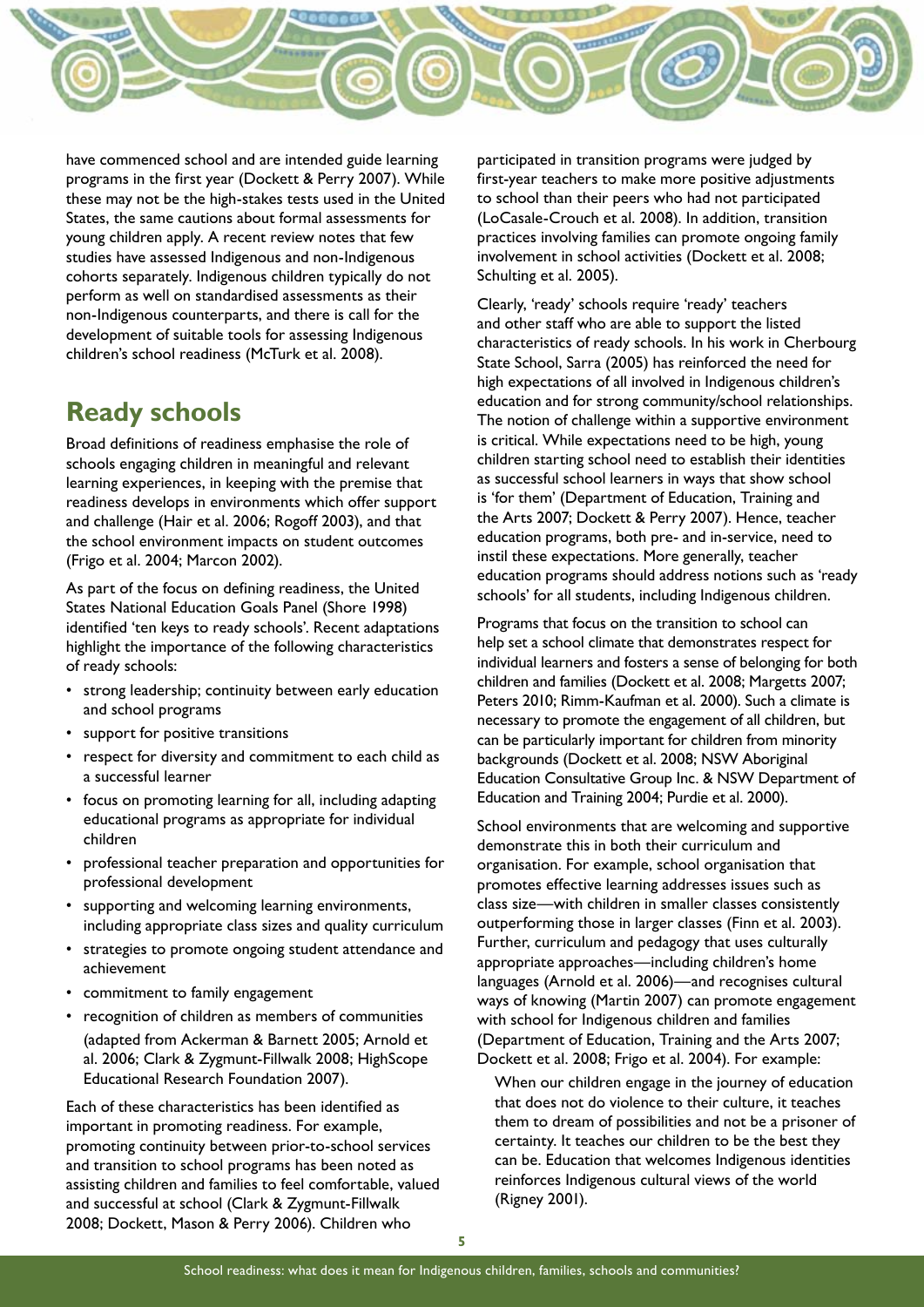have commenced school and are intended guide learning programs in the first year (Dockett & Perry 2007). While these may not be the high-stakes tests used in the United States, the same cautions about formal assessments for young children apply. A recent review notes that few studies have assessed Indigenous and non-Indigenous cohorts separately. Indigenous children typically do not perform as well on standardised assessments as their non-Indigenous counterparts, and there is call for the development of suitable tools for assessing Indigenous children's school readiness (McTurk et al. 2008).

## Ready schools

Broad definitions of readiness emphasise the role of schools engaging children in meaningful and relevant learning experiences, in keeping with the premise that readiness develops in environments which offer support and challenge (Hair et al. 2006; Rogoff 2003), and that the school environment impacts on student outcomes (Frigo et al. 2004; Marcon 2002).

As part of the focus on defining readiness, the United States National Education Goals Panel (Shore 1998) identified 'ten keys to ready schools'. Recent adaptations highlight the importance of the following characteristics of ready schools:

- strong leadership; continuity between early education and school programs
- support for positive transitions
- respect for diversity and commitment to each child as a successful learner
- focus on promoting learning for all, including adapting educational programs as appropriate for individual children
- professional teacher preparation and opportunities for professional development
- supporting and welcoming learning environments, including appropriate class sizes and quality curriculum
- strategies to promote ongoing student attendance and achievement
- commitment to family engagement
- recognition of children as members of communities

(adapted from Ackerman & Barnett 2005; Arnold et al. 2006; Clark & Zygmunt-Fillwalk 2008; HighScope Educational Research Foundation 2007).

Each of these characteristics has been identified as important in promoting readiness. For example, promoting continuity between prior-to-school services and transition to school programs has been noted as assisting children and families to feel comfortable, valued and successful at school (Clark & Zygmunt-Fillwalk 2008; Dockett, Mason & Perry 2006). Children who participated in transition programs were judged by first-year teachers to make more positive adjustments to school than their peers who had not participated (LoCasale-Crouch et al. 2008). In addition, transition practices involving families can promote ongoing family involvement in school activities (Dockett et al. 2008; Schulting et al. 2005).

Clearly, 'ready' schools require 'ready' teachers and other staff who are able to support the listed characteristics of ready schools. In his work in Cherbourg State School, Sarra (2005) has reinforced the need for high expectations of all involved in Indigenous children's education and for strong community/school relationships. The notion of challenge within a supportive environment is critical. While expectations need to be high, young children starting school need to establish their identities as successful school learners in ways that show school is 'for them' (Department of Education, Training and the Arts 2007; Dockett & Perry 2007). Hence, teacher education programs, both pre- and in-service, need to instil these expectations. More generally, teacher education programs should address notions such as 'ready schools' for all students, including Indigenous children.

Programs that focus on the transition to school can help set a school climate that demonstrates respect for individual learners and fosters a sense of belonging for both children and families (Dockett et al. 2008; Margetts 2007; Peters 2010; Rimm-Kaufman et al. 2000). Such a climate is necessary to promote the engagement of all children, but can be particularly important for children from minority backgrounds (Dockett et al. 2008; NSW Aboriginal Education Consultative Group Inc. & NSW Department of Education and Training 2004; Purdie et al. 2000).

School environments that are welcoming and supportive demonstrate this in both their curriculum and organisation. For example, school organisation that promotes effective learning addresses issues such as class size—with children in smaller classes consistently outperforming those in larger classes (Finn et al. 2003). Further, curriculum and pedagogy that uses culturally appropriate approaches—including children's home languages (Arnold et al. 2006)—and recognises cultural ways of knowing (Martin 2007) can promote engagement with school for Indigenous children and families (Department of Education, Training and the Arts 2007; Dockett et al. 2008; Frigo et al. 2004). For example:

> When our children engage in the journey of education that does not do violence to their culture, it teaches them to dream of possibilities and not be a prisoner of certainty. It teaches our children to be the best they can be. Education that welcomes Indigenous identities reinforces Indigenous cultural views of the world (Rigney 2001).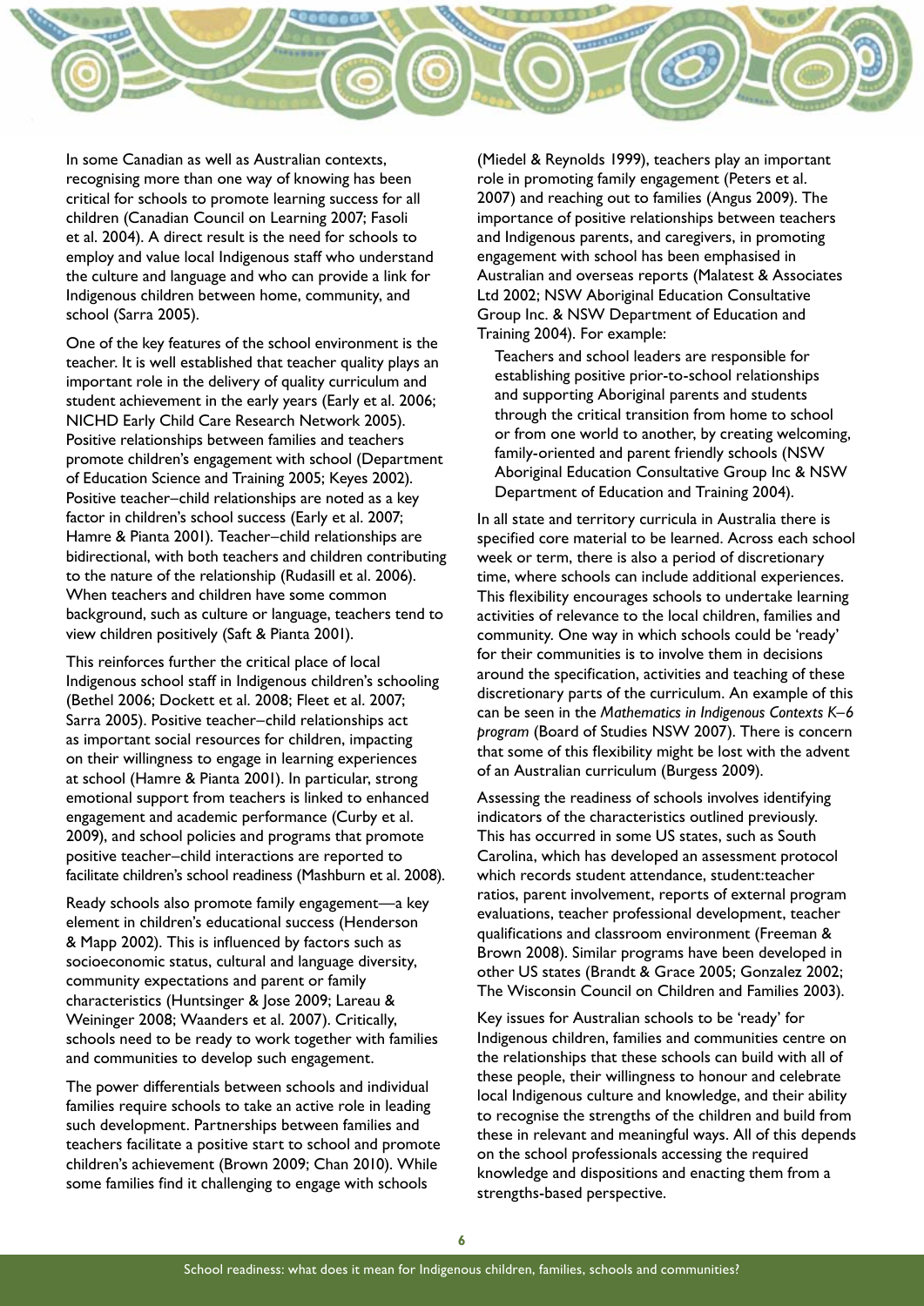In some Canadian as well as Australian contexts, recognising more than one way of knowing has been critical for schools to promote learning success for all children (Canadian Council on Learning 2007; Fasoli et al. 2004). A direct result is the need for schools to employ and value local Indigenous staff who understand the culture and language and who can provide a link for Indigenous children between home, community, and school (Sarra 2005).

One of the key features of the school environment is the teacher. It is well established that teacher quality plays an important role in the delivery of quality curriculum and student achievement in the early years (Early et al. 2006; NICHD Early Child Care Research Network 2005). Positive relationships between families and teachers promote children's engagement with school (Department of Education Science and Training 2005; Keyes 2002). Positive teacher–child relationships are noted as a key factor in children's school success (Early et al. 2007; Hamre & Pianta 2001). Teacher–child relationships are bidirectional, with both teachers and children contributing to the nature of the relationship (Rudasill et al. 2006). When teachers and children have some common background, such as culture or language, teachers tend to view children positively (Saft & Pianta 2001).

This reinforces further the critical place of local Indigenous school staff in Indigenous children's schooling (Bethel 2006; Dockett et al. 2008; Fleet et al. 2007; Sarra 2005). Positive teacher–child relationships act as important social resources for children, impacting on their willingness to engage in learning experiences at school (Hamre & Pianta 2001). In particular, strong emotional support from teachers is linked to enhanced engagement and academic performance (Curby et al. 2009), and school policies and programs that promote positive teacher–child interactions are reported to facilitate children's school readiness (Mashburn et al. 2008).

Ready schools also promote family engagement—a key element in children's educational success (Henderson & Mapp 2002). This is influenced by factors such as socioeconomic status, cultural and language diversity, community expectations and parent or family characteristics (Huntsinger & Jose 2009; Lareau & Weininger 2008; Waanders et al. 2007). Critically, schools need to be ready to work together with families and communities to develop such engagement.

The power differentials between schools and individual families require schools to take an active role in leading such development. Partnerships between families and teachers facilitate a positive start to school and promote children's achievement (Brown 2009; Chan 2010). While some families find it challenging to engage with schools (Miedel & Reynolds 1999), teachers play an important role in promoting family engagement (Peters et al. 2007) and reaching out to families (Angus 2009). The importance of positive relationships between teachers and Indigenous parents, and caregivers, in promoting engagement with school has been emphasised in Australian and overseas reports (Malatest & Associates Ltd 2002; NSW Aboriginal Education Consultative Group Inc. & NSW Department of Education and Training 2004). For example:

> Teachers and school leaders are responsible for establishing positive prior-to-school relationships and supporting Aboriginal parents and students through the critical transition from home to school or from one world to another, by creating welcoming, family-oriented and parent friendly schools (NSW Aboriginal Education Consultative Group Inc & NSW Department of Education and Training 2004).

In all state and territory curricula in Australia there is specified core material to be learned. Across each school week or term, there is also a period of discretionary time, where schools can include additional experiences. This flexibility encourages schools to undertake learning activities of relevance to the local children, families and community. One way in which schools could be 'ready' for their communities is to involve them in decisions around the specification, activities and teaching of these discretionary parts of the curriculum. An example of this can be seen in the *Mathematics in Indigenous Contexts K–6 program* (Board of Studies NSW 2007). There is concern that some of this flexibility might be lost with the advent of an Australian curriculum (Burgess 2009).

Assessing the readiness of schools involves identifying indicators of the characteristics outlined previously. This has occurred in some US states, such as South Carolina, which has developed an assessment protocol which records student attendance, student:teacher ratios, parent involvement, reports of external program evaluations, teacher professional development, teacher qualifications and classroom environment (Freeman & Brown 2008). Similar programs have been developed in other US states (Brandt & Grace 2005; Gonzalez 2002; The Wisconsin Council on Children and Families 2003).

Key issues for Australian schools to be 'ready' for Indigenous children, families and communities centre on the relationships that these schools can build with all of these people, their willingness to honour and celebrate local Indigenous culture and knowledge, and their ability to recognise the strengths of the children and build from these in relevant and meaningful ways. All of this depends on the school professionals accessing the required knowledge and dispositions and enacting them from a strengths-based perspective.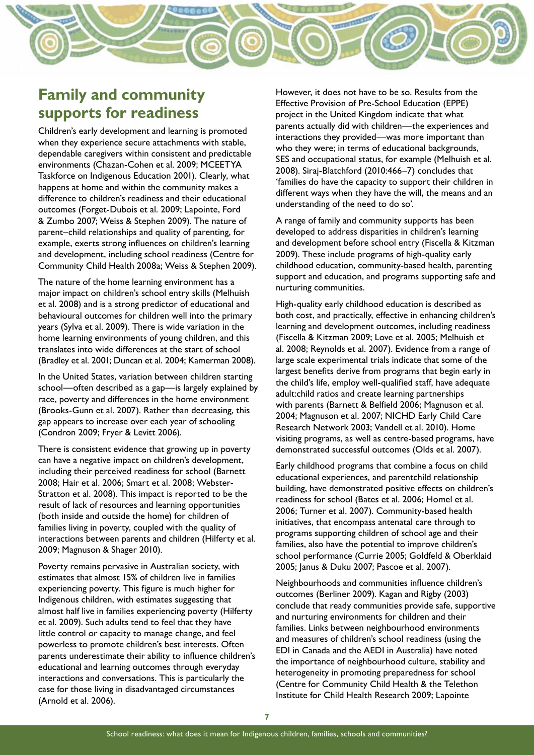## Family and community supports for readiness

Children's early development and learning is promoted when they experience secure attachments with stable, dependable caregivers within consistent and predictable environments (Chazan-Cohen et al. 2009; MCEETYA Taskforce on Indigenous Education 2001). Clearly, what happens at home and within the community makes a difference to children's readiness and their educational outcomes (Forget-Dubois et al. 2009; Lapointe, Ford & Zumbo 2007; Weiss & Stephen 2009). The nature of parent–child relationships and quality of parenting, for example, exerts strong influences on children's learning and development, including school readiness (Centre for Community Child Health 2008a; Weiss & Stephen 2009).

The nature of the home learning environment has a major impact on children's school entry skills (Melhuish et al. 2008) and is a strong predictor of educational and behavioural outcomes for children well into the primary years (Sylva et al. 2009). There is wide variation in the home learning environments of young children, and this translates into wide differences at the start of school (Bradley et al. 2001; Duncan et al. 2004; Kamerman 2008).

In the United States, variation between children starting school—often described as a gap—is largely explained by race, poverty and differences in the home environment (Brooks-Gunn et al. 2007). Rather than decreasing, this gap appears to increase over each year of schooling (Condron 2009; Fryer & Levitt 2006).

There is consistent evidence that growing up in poverty can have a negative impact on children's development, including their perceived readiness for school (Barnett 2008; Hair et al. 2006; Smart et al. 2008; Webster-Stratton et al. 2008). This impact is reported to be the result of lack of resources and learning opportunities (both inside and outside the home) for children of families living in poverty, coupled with the quality of interactions between parents and children (Hilferty et al. 2009; Magnuson & Shager 2010).

Poverty remains pervasive in Australian society, with estimates that almost 15% of children live in families experiencing poverty. This figure is much higher for Indigenous children, with estimates suggesting that almost half live in families experiencing poverty (Hilferty et al. 2009). Such adults tend to feel that they have little control or capacity to manage change, and feel powerless to promote children's best interests. Often parents underestimate their ability to influence children's educational and learning outcomes through everyday interactions and conversations. This is particularly the case for those living in disadvantaged circumstances (Arnold et al. 2006).

However, it does not have to be so. Results from the Effective Provision of Pre-School Education (EPPE) project in the United Kingdom indicate that what parents actually did with children—the experiences and interactions they provided—was more important than who they were; in terms of educational backgrounds, SES and occupational status, for example (Melhuish et al. 2008). Siraj-Blatchford (2010:466–7) concludes that 'families do have the capacity to support their children in different ways when they have the will, the means and an understanding of the need to do so'.

A range of family and community supports has been developed to address disparities in children's learning and development before school entry (Fiscella & Kitzman 2009). These include programs of high-quality early childhood education, community-based health, parenting support and education, and programs supporting safe and nurturing communities.

High-quality early childhood education is described as both cost, and practically, effective in enhancing children's learning and development outcomes, including readiness (Fiscella & Kitzman 2009; Love et al. 2005; Melhuish et al. 2008; Reynolds et al. 2007). Evidence from a range of large scale experimental trials indicate that some of the largest benefits derive from programs that begin early in the child's life, employ well-qualified staff, have adequate adult:child ratios and create learning partnerships with parents (Barnett & Belfield 2006; Magnuson et al. 2004; Magnuson et al. 2007; NICHD Early Child Care Research Network 2003; Vandell et al. 2010). Home visiting programs, as well as centre-based programs, have demonstrated successful outcomes (Olds et al. 2007).

Early childhood programs that combine a focus on child educational experiences, and parentchild relationship building, have demonstrated positive effects on children's readiness for school (Bates et al. 2006; Homel et al. 2006; Turner et al. 2007). Community-based health initiatives, that encompass antenatal care through to programs supporting children of school age and their families, also have the potential to improve children's school performance (Currie 2005; Goldfeld & Oberklaid 2005; Janus & Duku 2007; Pascoe et al. 2007).

Neighbourhoods and communities influence children's outcomes (Berliner 2009). Kagan and Rigby (2003) conclude that ready communities provide safe, supportive and nurturing environments for children and their families. Links between neighbourhood environments and measures of children's school readiness (using the EDI in Canada and the AEDI in Australia) have noted the importance of neighbourhood culture, stability and heterogeneity in promoting preparedness for school (Centre for Community Child Health & the Telethon Institute for Child Health Research 2009; Lapointe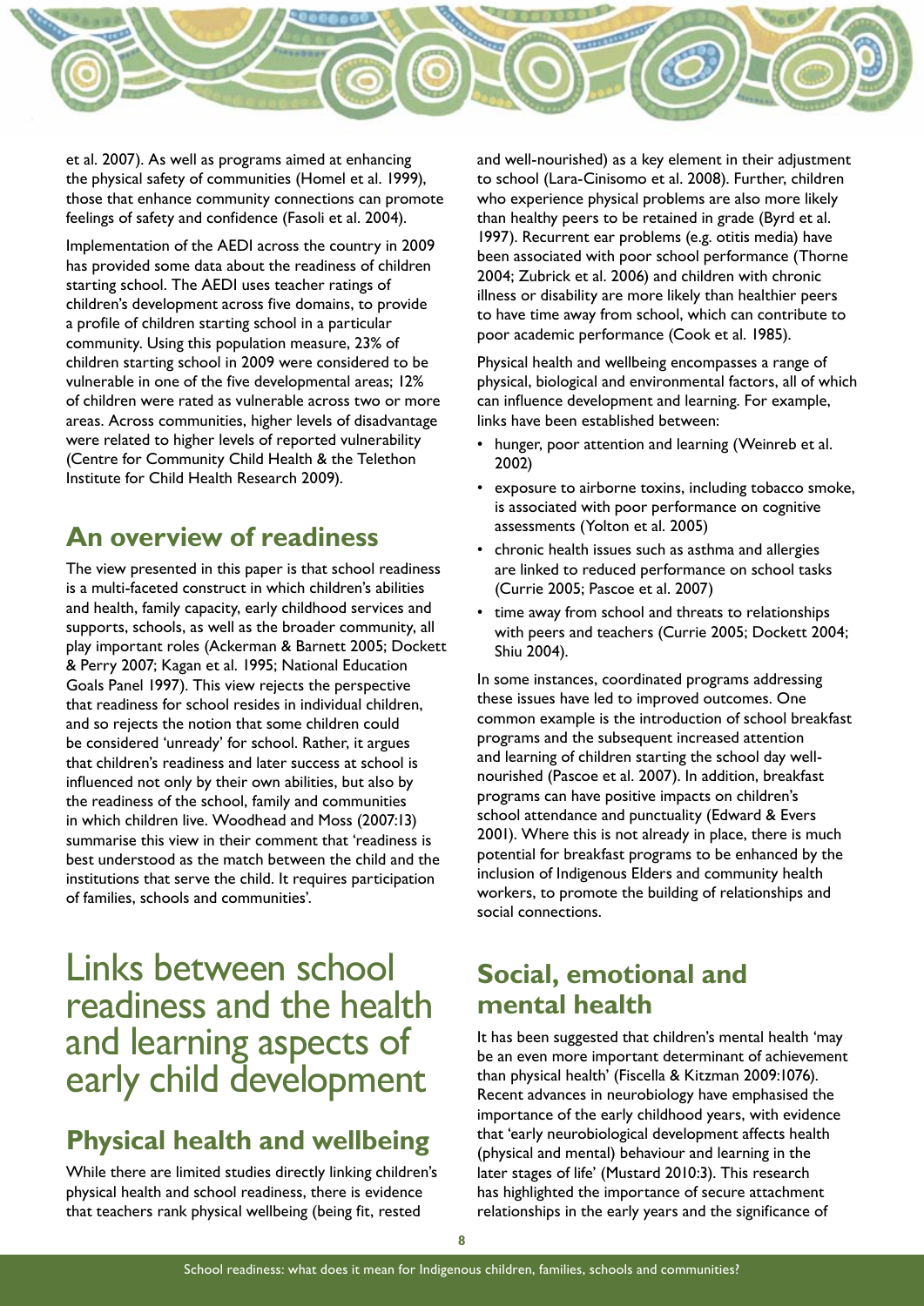et al. 2007). As well as programs aimed at enhancing the physical safety of communities (Homel et al. 1999), those that enhance community connections can promote feelings of safety and confidence (Fasoli et al. 2004).

Implementation of the AEDI across the country in 2009 has provided some data about the readiness of children starting school. The AEDI uses teacher ratings of children's development across five domains, to provide a profile of children starting school in a particular community. Using this population measure, 23% of children starting school in 2009 were considered to be vulnerable in one of the five developmental areas; 12% of children were rated as vulnerable across two or more areas. Across communities, higher levels of disadvantage were related to higher levels of reported vulnerability (Centre for Community Child Health & the Telethon Institute for Child Health Research 2009).

## An overview of readiness

The view presented in this paper is that school readiness is a multi-faceted construct in which children's abilities and health, family capacity, early childhood services and supports, schools, as well as the broader community, all play important roles (Ackerman & Barnett 2005; Dockett & Perry 2007; Kagan et al. 1995; National Education Goals Panel 1997). This view rejects the perspective that readiness for school resides in individual children, and so rejects the notion that some children could be considered 'unready' for school. Rather, it argues that children's readiness and later success at school is influenced not only by their own abilities, but also by the readiness of the school, family and communities in which children live. Woodhead and Moss (2007:13) summarise this view in their comment that 'readiness is best understood as the match between the child and the institutions that serve the child. It requires participation of families, schools and communities'.

# Links between school readiness and the health and learning aspects of early child development

## Physical health and wellbeing

While there are limited studies directly linking children's physical health and school readiness, there is evidence that teachers rank physical wellbeing (being fit, rested and well-nourished) as a key element in their adjustment to school (Lara-Cinisomo et al. 2008). Further, children who experience physical problems are also more likely than healthy peers to be retained in grade (Byrd et al. 1997). Recurrent ear problems (e.g. otitis media) have been associated with poor school performance (Thorne 2004; Zubrick et al. 2006) and children with chronic illness or disability are more likely than healthier peers to have time away from school, which can contribute to poor academic performance (Cook et al. 1985).

Physical health and wellbeing encompasses a range of physical, biological and environmental factors, all of which can influence development and learning. For example, links have been established between:

- hunger, poor attention and learning (Weinreb et al. 2002)
- exposure to airborne toxins, including tobacco smoke, is associated with poor performance on cognitive assessments (Yolton et al. 2005)
- chronic health issues such as asthma and allergies are linked to reduced performance on school tasks (Currie 2005; Pascoe et al. 2007)
- time away from school and threats to relationships with peers and teachers (Currie 2005; Dockett 2004; Shiu 2004).

In some instances, coordinated programs addressing these issues have led to improved outcomes. One common example is the introduction of school breakfast programs and the subsequent increased attention and learning of children starting the school day well-nourished (Pascoe et al. 2007). In addition, breakfast programs can have positive impacts on children's school attendance and punctuality (Edward & Evers 2001). Where this is not already in place, there is much potential for breakfast programs to be enhanced by the inclusion of Indigenous Elders and community health workers, to promote the building of relationships and social connections.

## Social, emotional and mental health

It has been suggested that children's mental health 'may be an even more important determinant of achievement than physical health' (Fiscella & Kitzman 2009:1076). Recent advances in neurobiology have emphasised the importance of the early childhood years, with evidence that 'early neurobiological development affects health (physical and mental) behaviour and learning in the later stages of life' (Mustard 2010:3). This research has highlighted the importance of secure attachment relationships in the early years and the significance of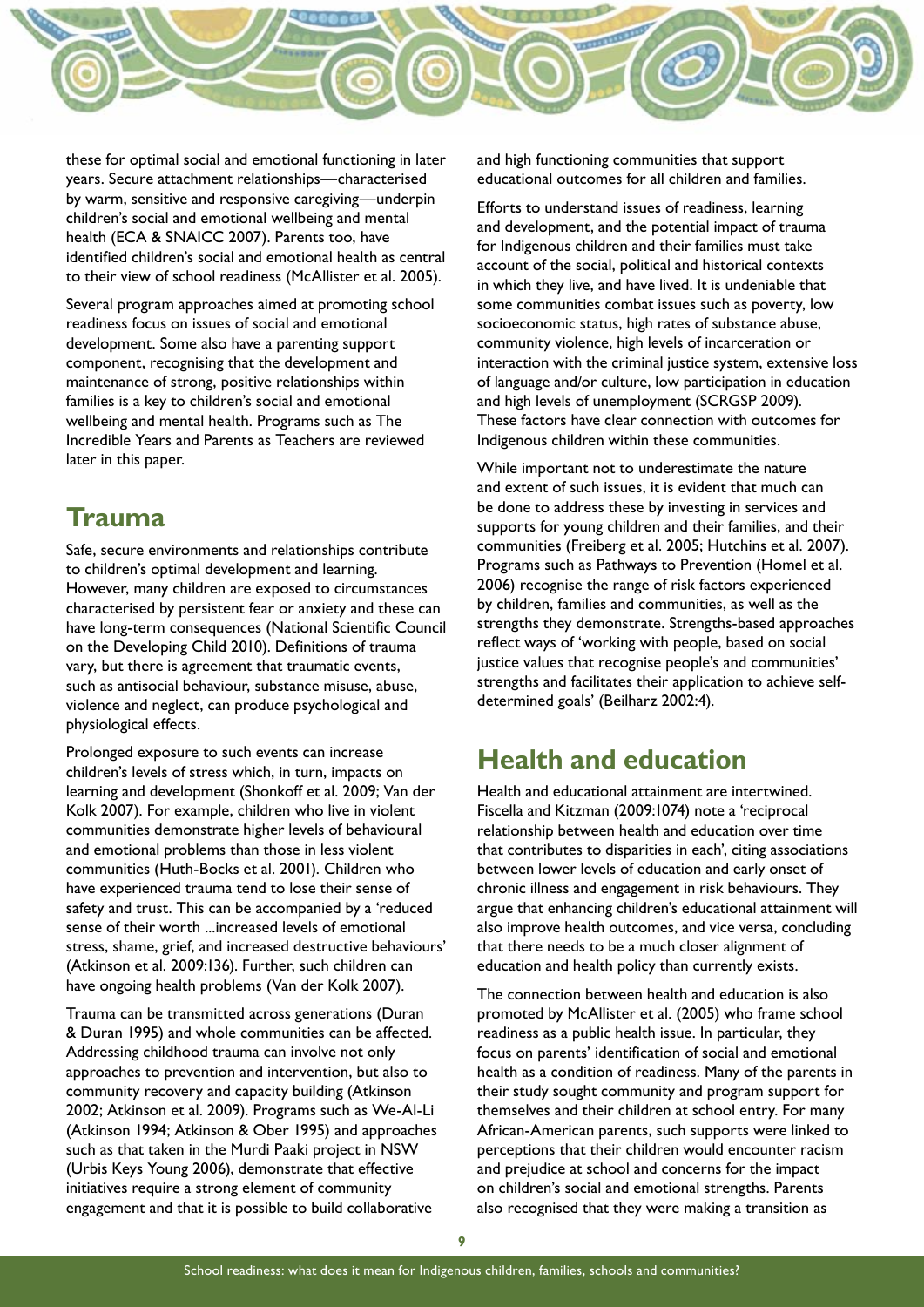these for optimal social and emotional functioning in later years. Secure attachment relationships—characterised by warm, sensitive and responsive caregiving—underpin children's social and emotional wellbeing and mental health (ECA & SNAICC 2007). Parents too, have identified children's social and emotional health as central to their view of school readiness (McAllister et al. 2005).

Several program approaches aimed at promoting school readiness focus on issues of social and emotional development. Some also have a parenting support component, recognising that the development and maintenance of strong, positive relationships within families is a key to children's social and emotional wellbeing and mental health. Programs such as The Incredible Years and Parents as Teachers are reviewed later in this paper.

## Trauma

Safe, secure environments and relationships contribute to children's optimal development and learning. However, many children are exposed to circumstances characterised by persistent fear or anxiety and these can have long-term consequences (National Scientific Council on the Developing Child 2010). Definitions of trauma vary, but there is agreement that traumatic events, such as antisocial behaviour, substance misuse, abuse, violence and neglect, can produce psychological and physiological effects.

Prolonged exposure to such events can increase children's levels of stress which, in turn, impacts on learning and development (Shonkoff et al. 2009; Van der Kolk 2007). For example, children who live in violent communities demonstrate higher levels of behavioural and emotional problems than those in less violent communities (Huth-Bocks et al. 2001). Children who have experienced trauma tend to lose their sense of safety and trust. This can be accompanied by a 'reduced sense of their worth ...increased levels of emotional stress, shame, grief, and increased destructive behaviours' (Atkinson et al. 2009:136). Further, such children can have ongoing health problems (Van der Kolk 2007).

Trauma can be transmitted across generations (Duran & Duran 1995) and whole communities can be affected. Addressing childhood trauma can involve not only approaches to prevention and intervention, but also to community recovery and capacity building (Atkinson 2002; Atkinson et al. 2009). Programs such as We-Al-Li (Atkinson 1994; Atkinson & Ober 1995) and approaches such as that taken in the Murdi Paaki project in NSW (Urbis Keys Young 2006), demonstrate that effective initiatives require a strong element of community engagement and that it is possible to build collaborative and high functioning communities that support educational outcomes for all children and families.

Efforts to understand issues of readiness, learning and development, and the potential impact of trauma for Indigenous children and their families must take account of the social, political and historical contexts in which they live, and have lived. It is undeniable that some communities combat issues such as poverty, low socioeconomic status, high rates of substance abuse, community violence, high levels of incarceration or interaction with the criminal justice system, extensive loss of language and/or culture, low participation in education and high levels of unemployment (SCRGSP 2009). These factors have clear connection with outcomes for Indigenous children within these communities.

While important not to underestimate the nature and extent of such issues, it is evident that much can be done to address these by investing in services and supports for young children and their families, and their communities (Freiberg et al. 2005; Hutchins et al. 2007). Programs such as Pathways to Prevention (Homel et al. 2006) recognise the range of risk factors experienced by children, families and communities, as well as the strengths they demonstrate. Strengths-based approaches reflect ways of 'working with people, based on social justice values that recognise people's and communities' strengths and facilitates their application to achieve self-determined goals' (Beilharz 2002:4).

## Health and education

Health and educational attainment are intertwined. Fiscella and Kitzman (2009:1074) note a 'reciprocal relationship between health and education over time that contributes to disparities in each', citing associations between lower levels of education and early onset of chronic illness and engagement in risk behaviours. They argue that enhancing children's educational attainment will also improve health outcomes, and vice versa, concluding that there needs to be a much closer alignment of education and health policy than currently exists.

The connection between health and education is also promoted by McAllister et al. (2005) who frame school readiness as a public health issue. In particular, they focus on parents' identification of social and emotional health as a condition of readiness. Many of the parents in their study sought community and program support for themselves and their children at school entry. For many African-American parents, such supports were linked to perceptions that their children would encounter racism and prejudice at school and concerns for the impact on children's social and emotional strengths. Parents also recognised that they were making a transition as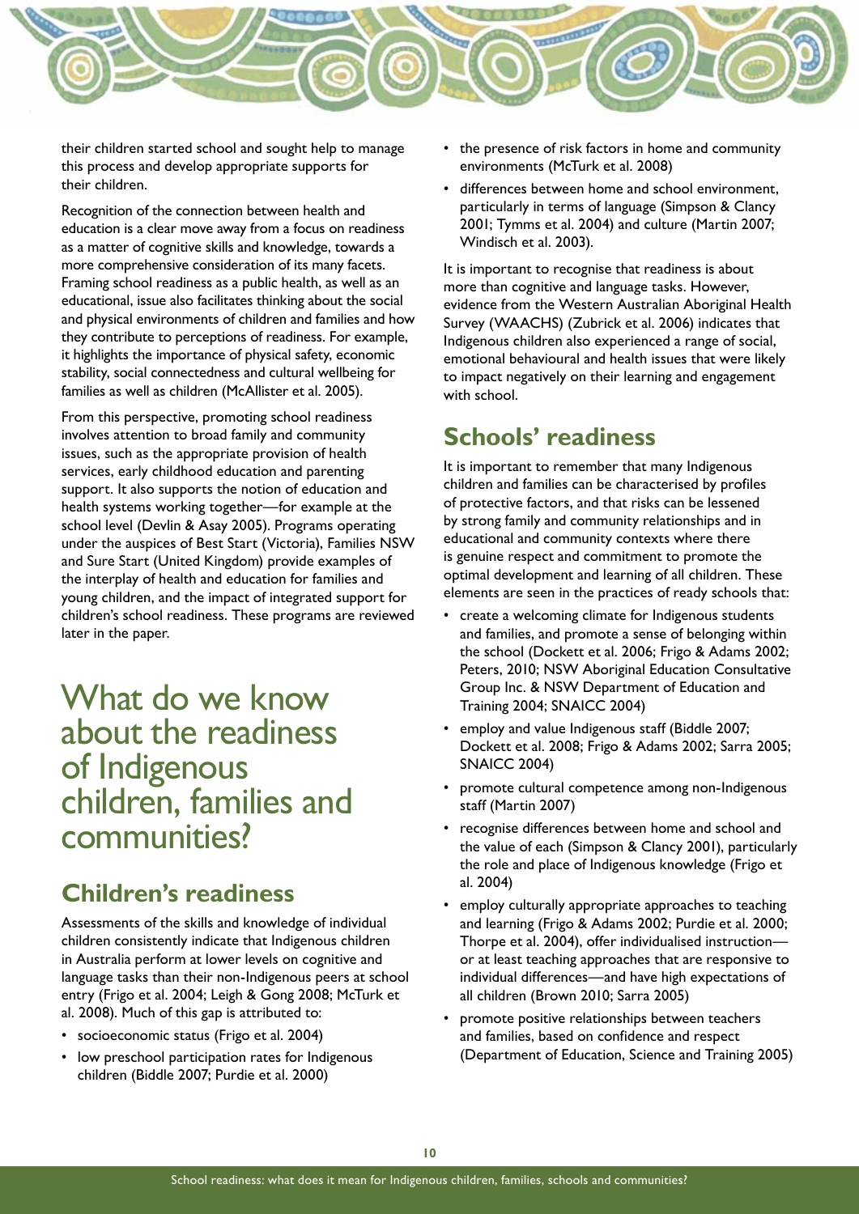their children started school and sought help to manage this process and develop appropriate supports for their children.

Recognition of the connection between health and education is a clear move away from a focus on readiness as a matter of cognitive skills and knowledge, towards a more comprehensive consideration of its many facets. Framing school readiness as a public health, as well as an educational, issue also facilitates thinking about the social and physical environments of children and families and how they contribute to perceptions of readiness. For example, it highlights the importance of physical safety, economic stability, social connectedness and cultural wellbeing for families as well as children (McAllister et al. 2005).

From this perspective, promoting school readiness involves attention to broad family and community issues, such as the appropriate provision of health services, early childhood education and parenting support. It also supports the notion of education and health systems working together—for example at the school level (Devlin & Asay 2005). Programs operating under the auspices of Best Start (Victoria), Families NSW and Sure Start (United Kingdom) provide examples of the interplay of health and education for families and young children, and the impact of integrated support for children's school readiness. These programs are reviewed later in the paper.

# What do we know about the readiness of Indigenous children, families and communities?

## Children's readiness

Assessments of the skills and knowledge of individual children consistently indicate that Indigenous children in Australia perform at lower levels on cognitive and language tasks than their non-Indigenous peers at school entry (Frigo et al. 2004; Leigh & Gong 2008; McTurk et al. 2008). Much of this gap is attributed to:

- socioeconomic status (Frigo et al. 2004)
- low preschool participation rates for Indigenous children (Biddle 2007; Purdie et al. 2000)
- the presence of risk factors in home and community environments (McTurk et al. 2008)
- differences between home and school environment, particularly in terms of language (Simpson & Clancy 2001; Tymms et al. 2004) and culture (Martin 2007; Windisch et al. 2003).

It is important to recognise that readiness is about more than cognitive and language tasks. However, evidence from the Western Australian Aboriginal Health Survey (WAACHS) (Zubrick et al. 2006) indicates that Indigenous children also experienced a range of social, emotional behavioural and health issues that were likely to impact negatively on their learning and engagement with school.

## Schools' readiness

It is important to remember that many Indigenous children and families can be characterised by profiles of protective factors, and that risks can be lessened by strong family and community relationships and in educational and community contexts where there is genuine respect and commitment to promote the optimal development and learning of all children. These elements are seen in the practices of ready schools that:

- create a welcoming climate for Indigenous students and families, and promote a sense of belonging within the school (Dockett et al. 2006; Frigo & Adams 2002; Peters, 2010; NSW Aboriginal Education Consultative Group Inc. & NSW Department of Education and Training 2004; SNAICC 2004)
- employ and value Indigenous staff (Biddle 2007; Dockett et al. 2008; Frigo & Adams 2002; Sarra 2005; SNAICC 2004)
- promote cultural competence among non-Indigenous staff (Martin 2007)
- recognise differences between home and school and the value of each (Simpson & Clancy 2001), particularly the role and place of Indigenous knowledge (Frigo et al. 2004)
- employ culturally appropriate approaches to teaching and learning (Frigo & Adams 2002; Purdie et al. 2000; Thorpe et al. 2004), offer individualised instruction—or at least teaching approaches that are responsive to individual differences—and have high expectations of all children (Brown 2010; Sarra 2005)
- promote positive relationships between teachers and families, based on confidence and respect (Department of Education, Science and Training 2005)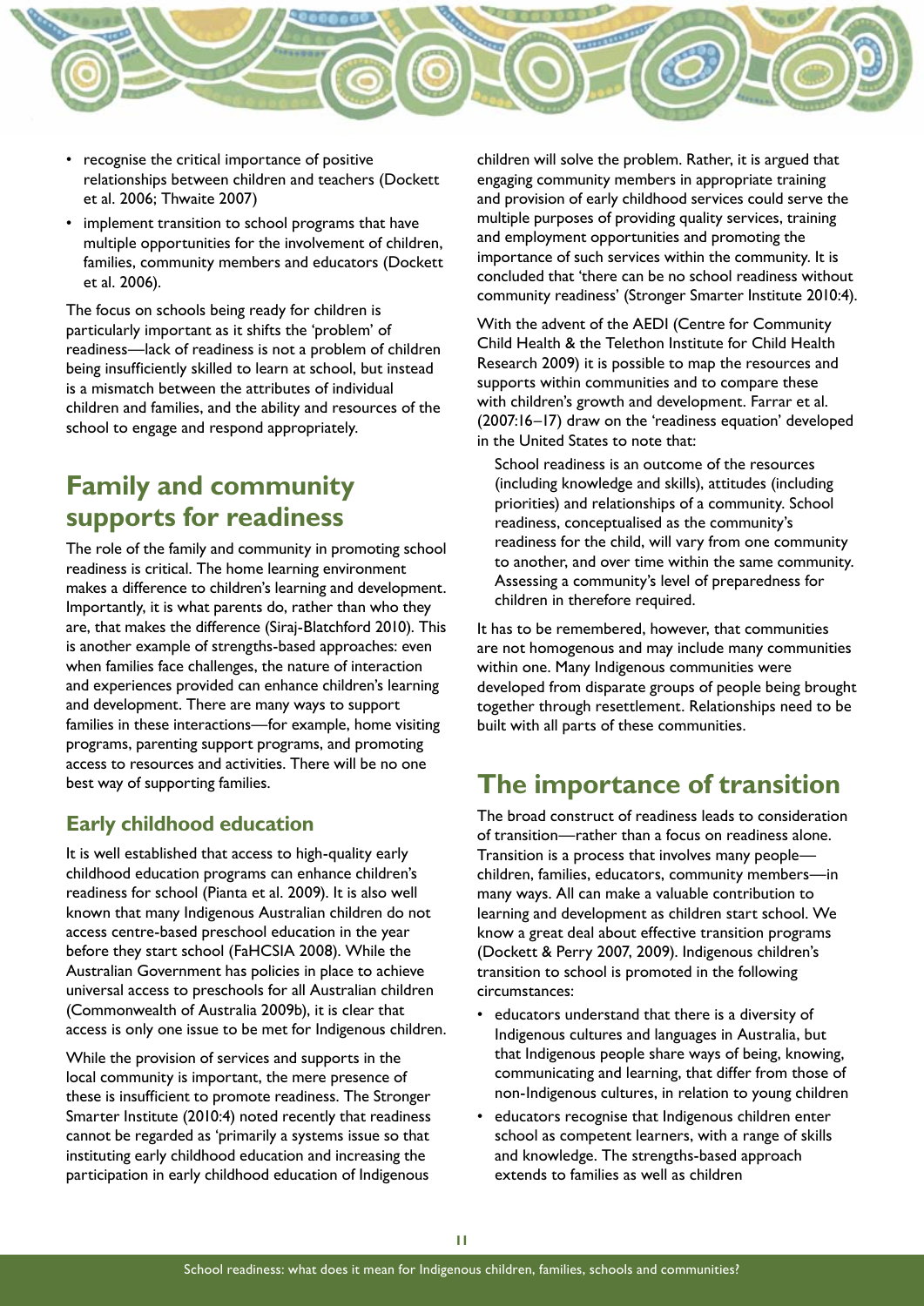- recognise the critical importance of positive relationships between children and teachers (Dockett et al. 2006; Thwaite 2007)
- implement transition to school programs that have multiple opportunities for the involvement of children, families, community members and educators (Dockett et al. 2006).

The focus on schools being ready for children is particularly important as it shifts the 'problem' of readiness—lack of readiness is not a problem of children being insufficiently skilled to learn at school, but instead is a mismatch between the attributes of individual children and families, and the ability and resources of the school to engage and respond appropriately.

## Family and community supports for readiness

The role of the family and community in promoting school readiness is critical. The home learning environment makes a difference to children's learning and development. Importantly, it is what parents do, rather than who they are, that makes the difference (Siraj-Blatchford 2010). This is another example of strengths-based approaches: even when families face challenges, the nature of interaction and experiences provided can enhance children's learning and development. There are many ways to support families in these interactions—for example, home visiting programs, parenting support programs, and promoting access to resources and activities. There will be no one best way of supporting families.

### Early childhood education

It is well established that access to high-quality early childhood education programs can enhance children's readiness for school (Pianta et al. 2009). It is also well known that many Indigenous Australian children do not access centre-based preschool education in the year before they start school (FaHCSIA 2008). While the Australian Government has policies in place to achieve universal access to preschools for all Australian children (Commonwealth of Australia 2009b), it is clear that access is only one issue to be met for Indigenous children.

While the provision of services and supports in the local community is important, the mere presence of these is insufficient to promote readiness. The Stronger Smarter Institute (2010:4) noted recently that readiness cannot be regarded as 'primarily a systems issue so that instituting early childhood education and increasing the participation in early childhood education of Indigenous children will solve the problem. Rather, it is argued that engaging community members in appropriate training and provision of early childhood services could serve the multiple purposes of providing quality services, training and employment opportunities and promoting the importance of such services within the community. It is concluded that 'there can be no school readiness without community readiness' (Stronger Smarter Institute 2010:4).

With the advent of the AEDI (Centre for Community Child Health & the Telethon Institute for Child Health Research 2009) it is possible to map the resources and supports within communities and to compare these with children's growth and development. Farrar et al. (2007:16–17) draw on the 'readiness equation' developed in the United States to note that:

> School readiness is an outcome of the resources (including knowledge and skills), attitudes (including priorities) and relationships of a community. School readiness, conceptualised as the community's readiness for the child, will vary from one community to another, and over time within the same community. Assessing a community's level of preparedness for children in therefore required.

It has to be remembered, however, that communities are not homogenous and may include many communities within one. Many Indigenous communities were developed from disparate groups of people being brought together through resettlement. Relationships need to be built with all parts of these communities.

## The importance of transition

The broad construct of readiness leads to consideration of transition—rather than a focus on readiness alone. Transition is a process that involves many people—children, families, educators, community members—in many ways. All can make a valuable contribution to learning and development as children start school. We know a great deal about effective transition programs (Dockett & Perry 2007, 2009). Indigenous children's transition to school is promoted in the following circumstances:

- educators understand that there is a diversity of Indigenous cultures and languages in Australia, but that Indigenous people share ways of being, knowing, communicating and learning, that differ from those of non-Indigenous cultures, in relation to young children
- educators recognise that Indigenous children enter school as competent learners, with a range of skills and knowledge. The strengths-based approach extends to families as well as children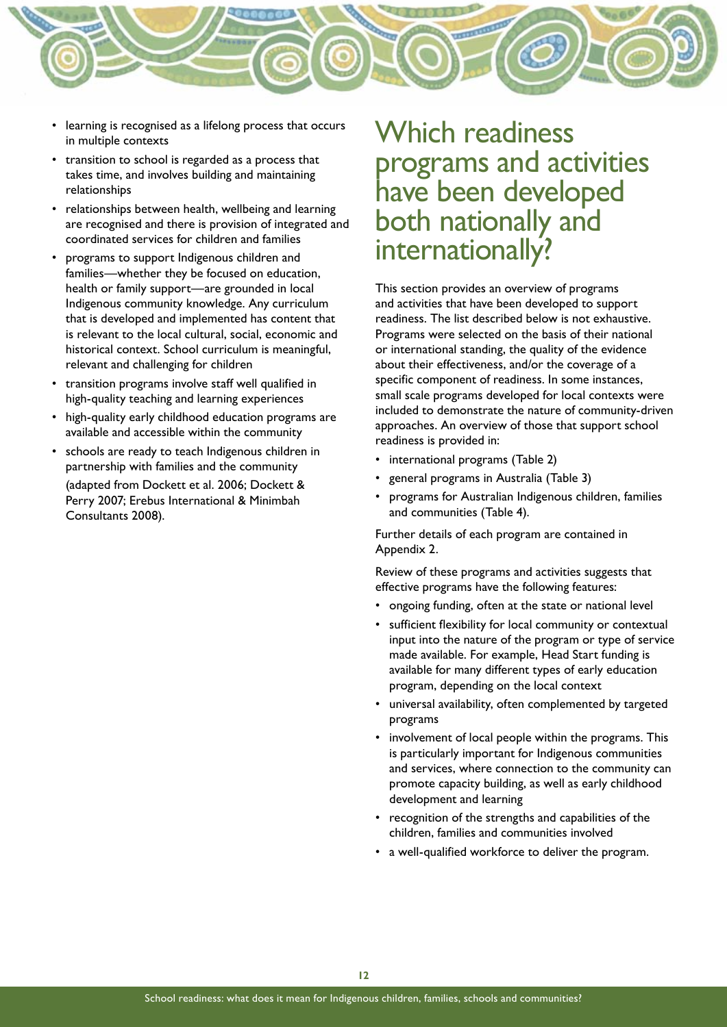- learning is recognised as a lifelong process that occurs in multiple contexts
- transition to school is regarded as a process that takes time, and involves building and maintaining relationships
- relationships between health, wellbeing and learning are recognised and there is provision of integrated and coordinated services for children and families
- programs to support Indigenous children and families—whether they be focused on education, health or family support—are grounded in local Indigenous community knowledge. Any curriculum that is developed and implemented has content that is relevant to the local cultural, social, economic and historical context. School curriculum is meaningful, relevant and challenging for children
- transition programs involve staff well qualified in high-quality teaching and learning experiences
- high-quality early childhood education programs are available and accessible within the community
- schools are ready to teach Indigenous children in partnership with families and the community

  (adapted from Dockett et al. 2006; Dockett & Perry 2007; Erebus International & Minimbah Consultants 2008).

# Which readiness programs and activities have been developed both nationally and internationally?

This section provides an overview of programs and activities that have been developed to support readiness. The list described below is not exhaustive. Programs were selected on the basis of their national or international standing, the quality of the evidence about their effectiveness, and/or the coverage of a specific component of readiness. In some instances, small scale programs developed for local contexts were included to demonstrate the nature of community-driven approaches. An overview of those that support school readiness is provided in:

- international programs (Table 2)
- general programs in Australia (Table 3)
- programs for Australian Indigenous children, families and communities (Table 4).

Further details of each program are contained in Appendix 2.

Review of these programs and activities suggests that effective programs have the following features:

- ongoing funding, often at the state or national level
- sufficient flexibility for local community or contextual input into the nature of the program or type of service made available. For example, Head Start funding is available for many different types of early education program, depending on the local context
- universal availability, often complemented by targeted programs
- involvement of local people within the programs. This is particularly important for Indigenous communities and services, where connection to the community can promote capacity building, as well as early childhood development and learning
- recognition of the strengths and capabilities of the children, families and communities involved
- a well-qualified workforce to deliver the program.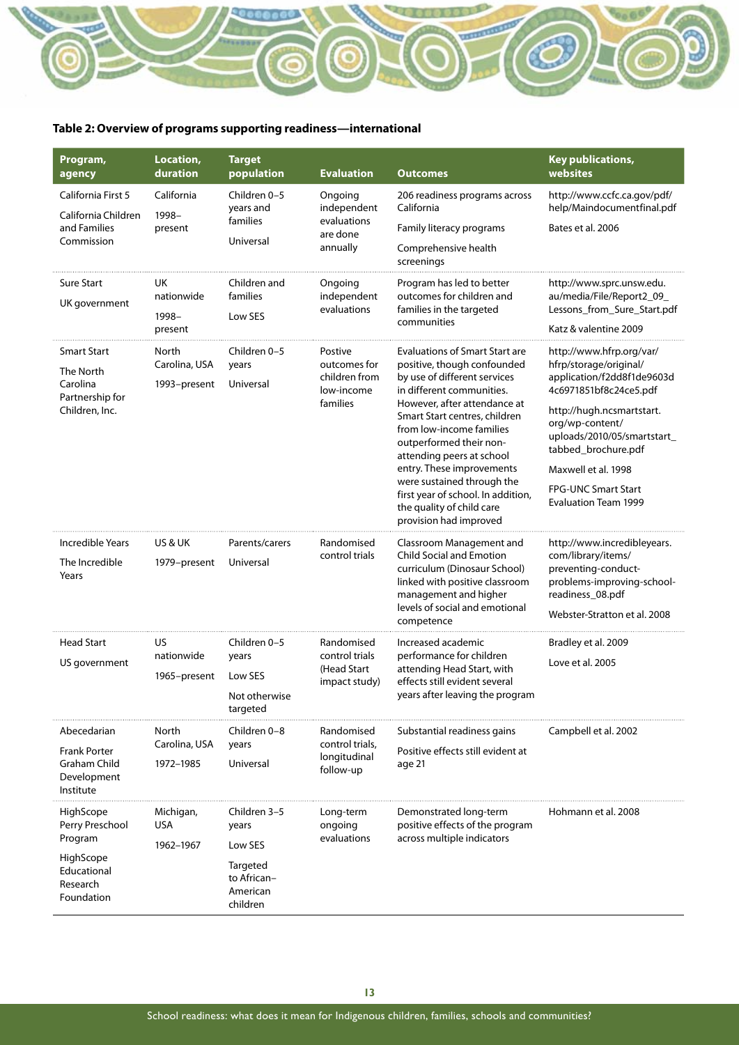**Table 2: Overview of programs supporting readiness—international**

| Program, agency | Location, duration | Target population | Evaluation | Outcomes | Key publications, websites |
|---|---|---|---|---|---|
| California First 5<br><br>California Children and Families Commission | California<br><br>1998–present | Children 0–5 years and families<br><br>Universal | Ongoing independent evaluations are done annually | 206 readiness programs across California<br><br>Family literacy programs<br><br>Comprehensive health screenings | http://www.ccfc.ca.gov/pdf/help/Maindocumentfinal.pdf<br><br>Bates et al. 2006 |
| Sure Start<br><br>UK government | UK nationwide<br><br>1998–present | Children and families<br><br>Low SES | Ongoing independent evaluations | Program has led to better outcomes for children and families in the targeted communities | http://www.sprc.unsw.edu.au/media/File/Report2_09_Lessons_from_Sure_Start.pdf<br><br>Katz & valentine 2009 |
| Smart Start<br><br>The North Carolina Partnership for Children, Inc. | North Carolina, USA<br><br>1993–present | Children 0–5 years<br><br>Universal | Postive outcomes for children from low-income families | Evaluations of Smart Start are positive, though confounded by use of different services in different communities. However, after attendance at Smart Start centres, children from low-income families outperformed their non-attending peers at school entry. These improvements were sustained through the first year of school. In addition, the quality of child care provision had improved | http://www.hfrp.org/var/hfrp/storage/original/application/f2dd8f1de9603d4c6971851bf8c24ce5.pdf<br><br>http://hugh.ncsmartstart.org/wp-content/uploads/2010/05/smartstart_tabbed_brochure.pdf<br><br>Maxwell et al. 1998<br><br>FPG-UNC Smart Start Evaluation Team 1999 |
| Incredible Years<br><br>The Incredible Years | US & UK<br><br>1979–present | Parents/carers<br><br>Universal | Randomised control trials | Classroom Management and Child Social and Emotion curriculum (Dinosaur School) linked with positive classroom management and higher levels of social and emotional competence | http://www.incredibleyears.com/library/items/preventing-conduct-problems-improving-school-readiness_08.pdf<br><br>Webster-Stratton et al. 2008 |
| Head Start<br><br>US government | US nationwide<br><br>1965–present | Children 0–5 years<br><br>Low SES<br><br>Not otherwise targeted | Randomised control trials (Head Start impact study) | Increased academic performance for children attending Head Start, with effects still evident several years after leaving the program | Bradley et al. 2009<br><br>Love et al. 2005 |
| Abecedarian<br><br>Frank Porter Graham Child Development Institute | North Carolina, USA<br><br>1972–1985 | Children 0–8 years<br><br>Universal | Randomised control trials, longitudinal follow-up | Substantial readiness gains<br><br>Positive effects still evident at age 21 | Campbell et al. 2002 |
| HighScope Perry Preschool Program<br><br>HighScope Educational Research Foundation | Michigan, USA<br><br>1962–1967 | Children 3–5 years<br><br>Low SES<br><br>Targeted to African–American children | Long-term ongoing evaluations | Demonstrated long-term positive effects of the program across multiple indicators | Hohmann et al. 2008 |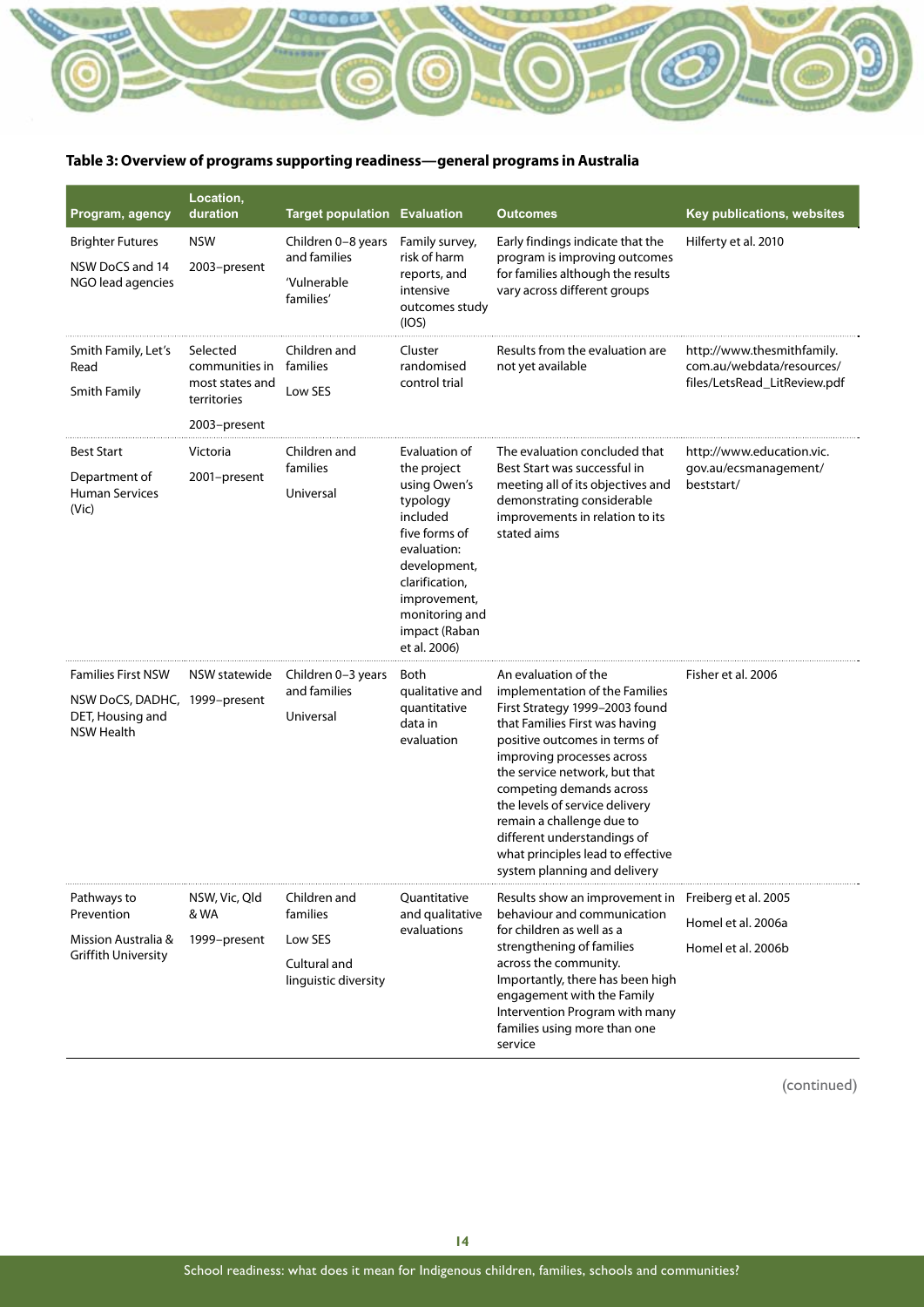**Table 3: Overview of programs supporting readiness—general programs in Australia**

| Program, agency | Location, duration | Target population | Evaluation | Outcomes | Key publications, websites |
|---|---|---|---|---|---|
| Brighter Futures<br>NSW DoCS and 14 NGO lead agencies | NSW<br>2003–present | Children 0–8 years and families<br>'Vulnerable families' | Family survey, risk of harm reports, and intensive outcomes study (IOS) | Early findings indicate that the program is improving outcomes for families although the results vary across different groups | Hilferty et al. 2010 |
| Smith Family, Let's Read<br>Smith Family | Selected communities in most states and territories<br>2003–present | Children and families<br>Low SES | Cluster randomised control trial | Results from the evaluation are not yet available | http://www.thesmithfamily.com.au/webdata/resources/files/LetsRead_LitReview.pdf |
| Best Start<br>Department of Human Services (Vic) | Victoria<br>2001–present | Children and families<br>Universal | Evaluation of the project using Owen's typology included five forms of evaluation: development, clarification, improvement, monitoring and impact (Raban et al. 2006) | The evaluation concluded that Best Start was successful in meeting all of its objectives and demonstrating considerable improvements in relation to its stated aims | http://www.education.vic.gov.au/ecsmanagement/beststart/ |
| Families First NSW<br>NSW DoCS, DADHC, DET, Housing and NSW Health | NSW statewide<br>1999–present | Children 0–3 years and families<br>Universal | Both qualitative and quantitative data in evaluation | An evaluation of the implementation of the Families First Strategy 1999–2003 found that Families First was having positive outcomes in terms of improving processes across the service network, but that competing demands across the levels of service delivery remain a challenge due to different understandings of what principles lead to effective system planning and delivery | Fisher et al. 2006 |
| Pathways to Prevention<br>Mission Australia & Griffith University | NSW, Vic, Qld & WA<br>1999–present | Children and families<br>Low SES<br>Cultural and linguistic diversity | Quantitative and qualitative evaluations | Results show an improvement in behaviour and communication for children as well as a strengthening of families across the community. Importantly, there has been high engagement with the Family Intervention Program with many families using more than one service | Freiberg et al. 2005<br>Homel et al. 2006a<br>Homel et al. 2006b |

(continued)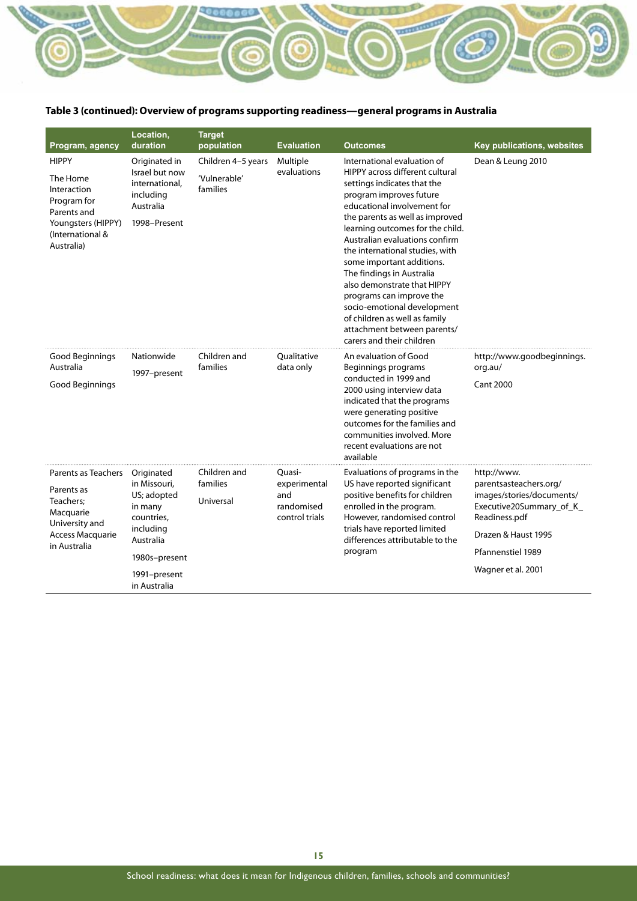**Table 3 (continued): Overview of programs supporting readiness—general programs in Australia**

| Program, agency | Location, duration | Target population | Evaluation | Outcomes | Key publications, websites |
|---|---|---|---|---|---|
| HIPPY<br><br>The Home Interaction Program for Parents and Youngsters (HIPPY) (International & Australia) | Originated in Israel but now international, including Australia<br><br>1998–Present | Children 4–5 years<br><br>'Vulnerable' families | Multiple evaluations | International evaluation of HIPPY across different cultural settings indicates that the program improves future educational involvement for the parents as well as improved learning outcomes for the child. Australian evaluations confirm the international studies, with some important additions. The findings in Australia also demonstrate that HIPPY programs can improve the socio-emotional development of children as well as family attachment between parents/ carers and their children | Dean & Leung 2010 |
| Good Beginnings Australia<br><br>Good Beginnings | Nationwide<br><br>1997–present | Children and families | Qualitative data only | An evaluation of Good Beginnings programs conducted in 1999 and 2000 using interview data indicated that the programs were generating positive outcomes for the families and communities involved. More recent evaluations are not available | http://www.goodbeginnings.org.au/<br><br>Cant 2000 |
| Parents as Teachers<br><br>Parents as Teachers; Macquarie University and Access Macquarie in Australia | Originated in Missouri, US; adopted in many countries, including Australia<br><br>1980s–present<br><br>1991–present in Australia | Children and families<br><br>Universal | Quasi-experimental and randomised control trials | Evaluations of programs in the US have reported significant positive benefits for children enrolled in the program. However, randomised control trials have reported limited differences attributable to the program | http://www.parentsasteachers.org/images/stories/documents/Executive20Summary_of_K_Readiness.pdf<br><br>Drazen & Haust 1995<br><br>Pfannenstiel 1989<br><br>Wagner et al. 2001 |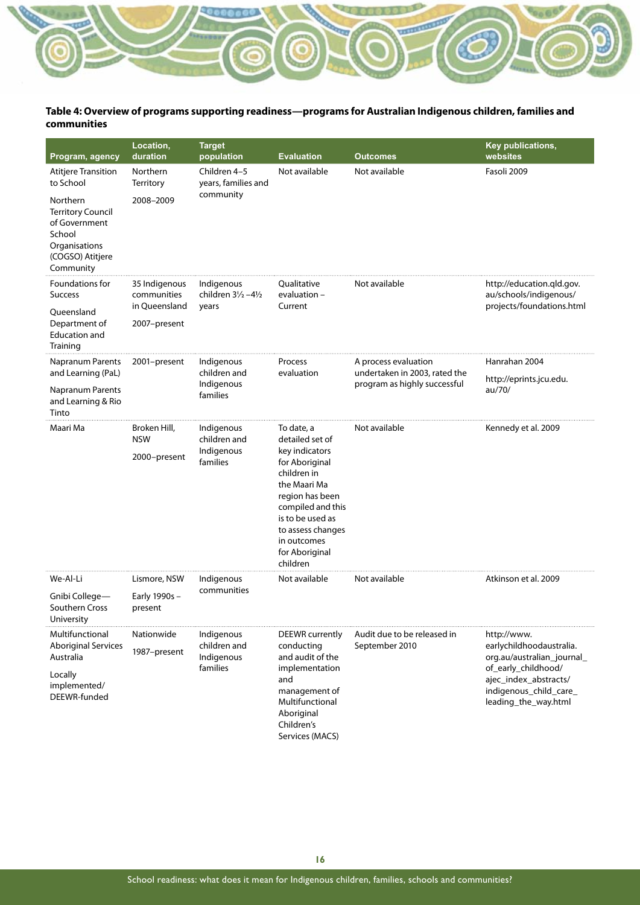**Table 4: Overview of programs supporting readiness—programs for Australian Indigenous children, families and communities**

| Program, agency | Location, duration | Target population | Evaluation | Outcomes | Key publications, websites |
|---|---|---|---|---|---|
| Atitjere Transition to School<br><br>Northern Territory Council of Government School Organisations (COGSO) Atitjere Community | Northern Territory<br><br>2008–2009 | Children 4–5 years, families and community | Not available | Not available | Fasoli 2009 |
| Foundations for Success<br><br>Queensland Department of Education and Training | 35 Indigenous communities in Queensland<br><br>2007–present | Indigenous children 3½ –4½ years | Qualitative evaluation – Current | Not available | http://education.qld.gov.au/schools/indigenous/projects/foundations.html |
| Napranum Parents and Learning (PaL)<br><br>Napranum Parents and Learning & Rio Tinto | 2001–present | Indigenous children and Indigenous families | Process evaluation | A process evaluation undertaken in 2003, rated the program as highly successful | Hanrahan 2004<br><br>http://eprints.jcu.edu.au/70/ |
| Maari Ma | Broken Hill, NSW<br><br>2000–present | Indigenous children and Indigenous families | To date, a detailed set of key indicators for Aboriginal children in the Maari Ma region has been compiled and this is to be used as to assess changes in outcomes for Aboriginal children | Not available | Kennedy et al. 2009 |
| We-Al-Li<br><br>Gnibi College—Southern Cross University | Lismore, NSW<br><br>Early 1990s – present | Indigenous communities | Not available | Not available | Atkinson et al. 2009 |
| Multifunctional Aboriginal Services Australia<br><br>Locally implemented/ DEEWR-funded | Nationwide<br><br>1987–present | Indigenous children and Indigenous families | DEEWR currently conducting and audit of the implementation and management of Multifunctional Aboriginal Children's Services (MACS) | Audit due to be released in September 2010 | http://www.earlychildhoodaustralia.org.au/australian_journal_of_early_childhood/ajec_index_abstracts/indigenous_child_care_leading_the_way.html |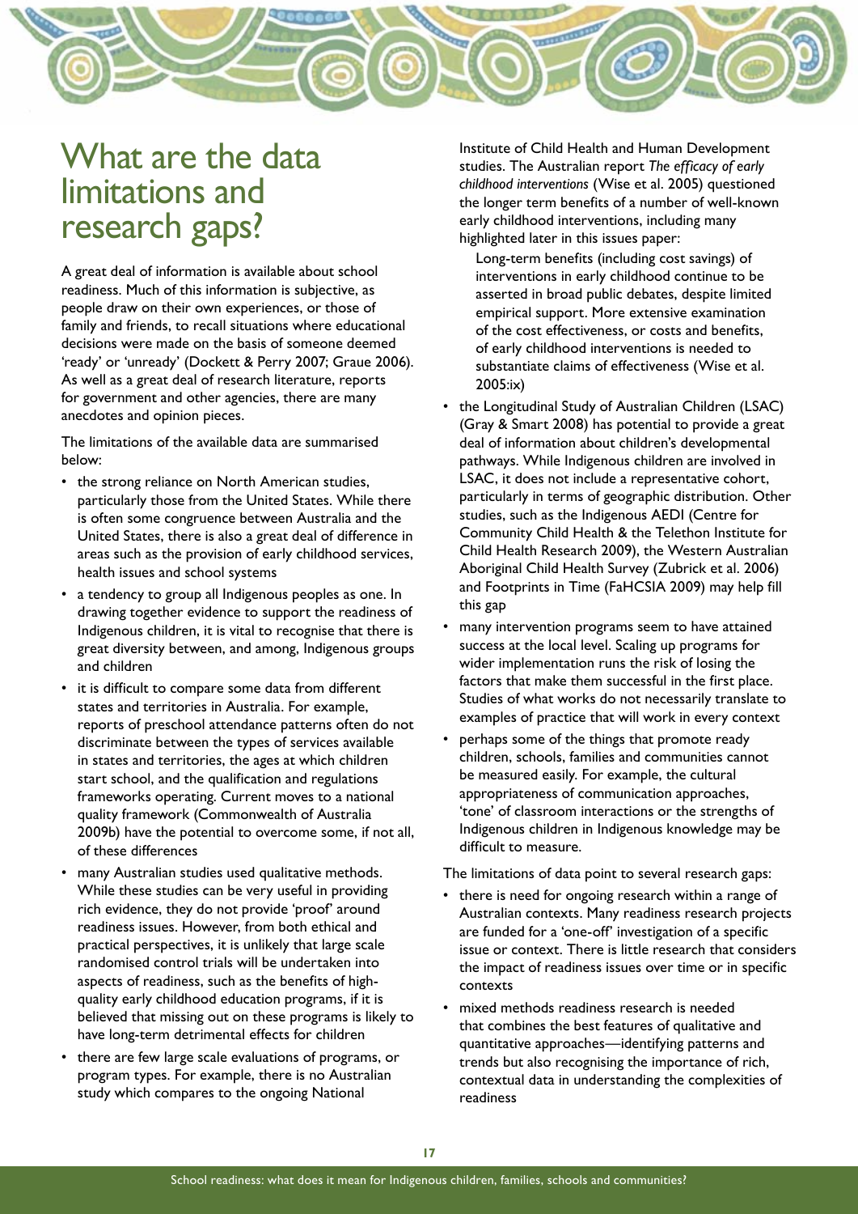# What are the data limitations and research gaps?

A great deal of information is available about school readiness. Much of this information is subjective, as people draw on their own experiences, or those of family and friends, to recall situations where educational decisions were made on the basis of someone deemed 'ready' or 'unready' (Dockett & Perry 2007; Graue 2006). As well as a great deal of research literature, reports for government and other agencies, there are many anecdotes and opinion pieces.

The limitations of the available data are summarised below:

- the strong reliance on North American studies, particularly those from the United States. While there is often some congruence between Australia and the United States, there is also a great deal of difference in areas such as the provision of early childhood services, health issues and school systems
- a tendency to group all Indigenous peoples as one. In drawing together evidence to support the readiness of Indigenous children, it is vital to recognise that there is great diversity between, and among, Indigenous groups and children
- it is difficult to compare some data from different states and territories in Australia. For example, reports of preschool attendance patterns often do not discriminate between the types of services available in states and territories, the ages at which children start school, and the qualification and regulations frameworks operating. Current moves to a national quality framework (Commonwealth of Australia 2009b) have the potential to overcome some, if not all, of these differences
- many Australian studies used qualitative methods. While these studies can be very useful in providing rich evidence, they do not provide 'proof' around readiness issues. However, from both ethical and practical perspectives, it is unlikely that large scale randomised control trials will be undertaken into aspects of readiness, such as the benefits of high-quality early childhood education programs, if it is believed that missing out on these programs is likely to have long-term detrimental effects for children
- there are few large scale evaluations of programs, or program types. For example, there is no Australian study which compares to the ongoing National Institute of Child Health and Human Development studies. The Australian report *The efficacy of early childhood interventions* (Wise et al. 2005) questioned the longer term benefits of a number of well-known early childhood interventions, including many highlighted later in this issues paper:

  > Long-term benefits (including cost savings) of interventions in early childhood continue to be asserted in broad public debates, despite limited empirical support. More extensive examination of the cost effectiveness, or costs and benefits, of early childhood interventions is needed to substantiate claims of effectiveness (Wise et al. 2005:ix)

- the Longitudinal Study of Australian Children (LSAC) (Gray & Smart 2008) has potential to provide a great deal of information about children's developmental pathways. While Indigenous children are involved in LSAC, it does not include a representative cohort, particularly in terms of geographic distribution. Other studies, such as the Indigenous AEDI (Centre for Community Child Health & the Telethon Institute for Child Health Research 2009), the Western Australian Aboriginal Child Health Survey (Zubrick et al. 2006) and Footprints in Time (FaHCSIA 2009) may help fill this gap
- many intervention programs seem to have attained success at the local level. Scaling up programs for wider implementation runs the risk of losing the factors that make them successful in the first place. Studies of what works do not necessarily translate to examples of practice that will work in every context
- perhaps some of the things that promote ready children, schools, families and communities cannot be measured easily. For example, the cultural appropriateness of communication approaches, 'tone' of classroom interactions or the strengths of Indigenous children in Indigenous knowledge may be difficult to measure.

The limitations of data point to several research gaps:

- there is need for ongoing research within a range of Australian contexts. Many readiness research projects are funded for a 'one-off' investigation of a specific issue or context. There is little research that considers the impact of readiness issues over time or in specific contexts
- mixed methods readiness research is needed that combines the best features of qualitative and quantitative approaches—identifying patterns and trends but also recognising the importance of rich, contextual data in understanding the complexities of readiness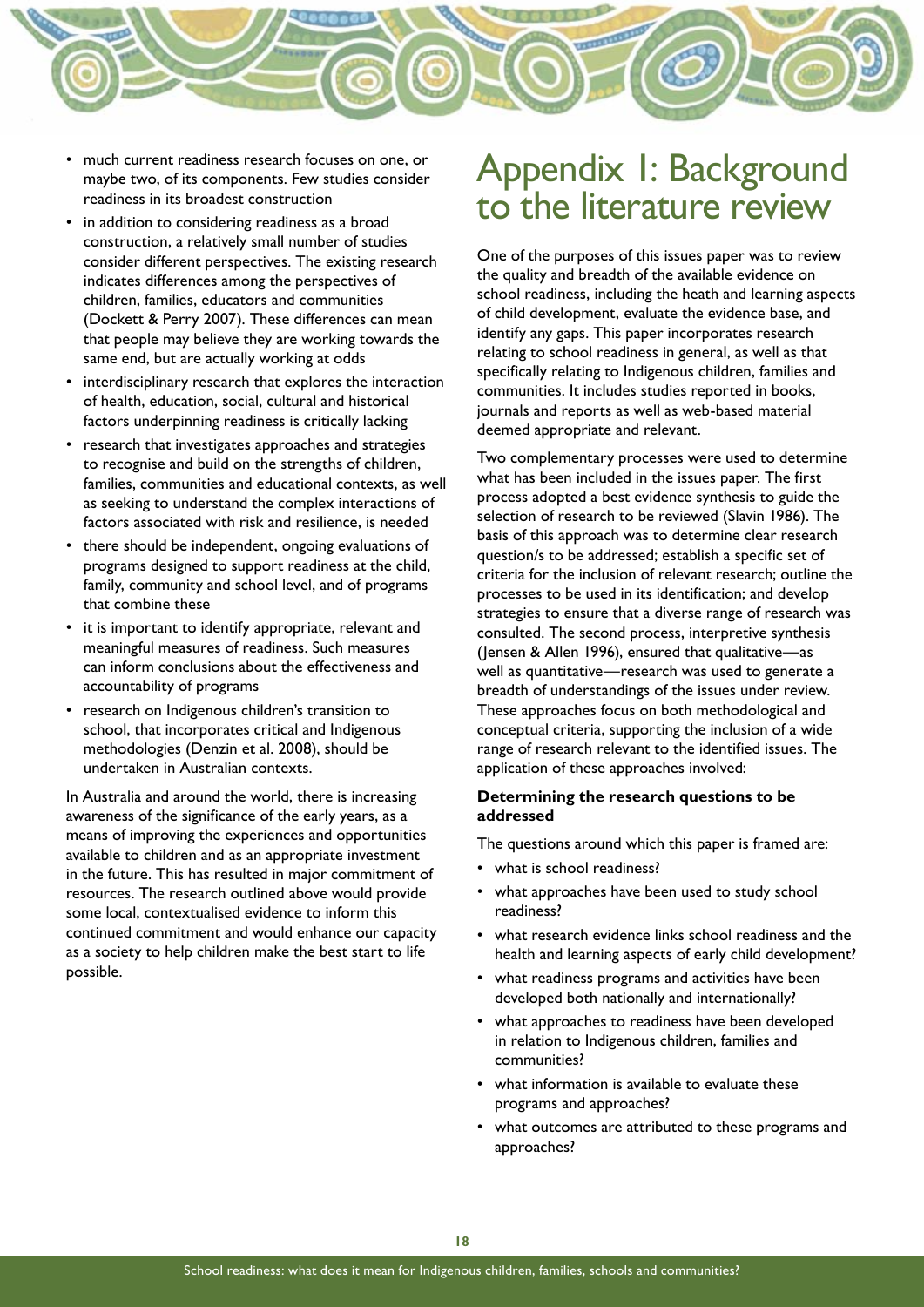- much current readiness research focuses on one, or maybe two, of its components. Few studies consider readiness in its broadest construction
- in addition to considering readiness as a broad construction, a relatively small number of studies consider different perspectives. The existing research indicates differences among the perspectives of children, families, educators and communities (Dockett & Perry 2007). These differences can mean that people may believe they are working towards the same end, but are actually working at odds
- interdisciplinary research that explores the interaction of health, education, social, cultural and historical factors underpinning readiness is critically lacking
- research that investigates approaches and strategies to recognise and build on the strengths of children, families, communities and educational contexts, as well as seeking to understand the complex interactions of factors associated with risk and resilience, is needed
- there should be independent, ongoing evaluations of programs designed to support readiness at the child, family, community and school level, and of programs that combine these
- it is important to identify appropriate, relevant and meaningful measures of readiness. Such measures can inform conclusions about the effectiveness and accountability of programs
- research on Indigenous children's transition to school, that incorporates critical and Indigenous methodologies (Denzin et al. 2008), should be undertaken in Australian contexts.

In Australia and around the world, there is increasing awareness of the significance of the early years, as a means of improving the experiences and opportunities available to children and as an appropriate investment in the future. This has resulted in major commitment of resources. The research outlined above would provide some local, contextualised evidence to inform this continued commitment and would enhance our capacity as a society to help children make the best start to life possible.

# Appendix 1: Background to the literature review

One of the purposes of this issues paper was to review the quality and breadth of the available evidence on school readiness, including the heath and learning aspects of child development, evaluate the evidence base, and identify any gaps. This paper incorporates research relating to school readiness in general, as well as that specifically relating to Indigenous children, families and communities. It includes studies reported in books, journals and reports as well as web-based material deemed appropriate and relevant.

Two complementary processes were used to determine what has been included in the issues paper. The first process adopted a best evidence synthesis to guide the selection of research to be reviewed (Slavin 1986). The basis of this approach was to determine clear research question/s to be addressed; establish a specific set of criteria for the inclusion of relevant research; outline the processes to be used in its identification; and develop strategies to ensure that a diverse range of research was consulted. The second process, interpretive synthesis (Jensen & Allen 1996), ensured that qualitative—as well as quantitative—research was used to generate a breadth of understandings of the issues under review. These approaches focus on both methodological and conceptual criteria, supporting the inclusion of a wide range of research relevant to the identified issues. The application of these approaches involved:

**Determining the research questions to be addressed**

The questions around which this paper is framed are:

- what is school readiness?
- what approaches have been used to study school readiness?
- what research evidence links school readiness and the health and learning aspects of early child development?
- what readiness programs and activities have been developed both nationally and internationally?
- what approaches to readiness have been developed in relation to Indigenous children, families and communities?
- what information is available to evaluate these programs and approaches?
- what outcomes are attributed to these programs and approaches?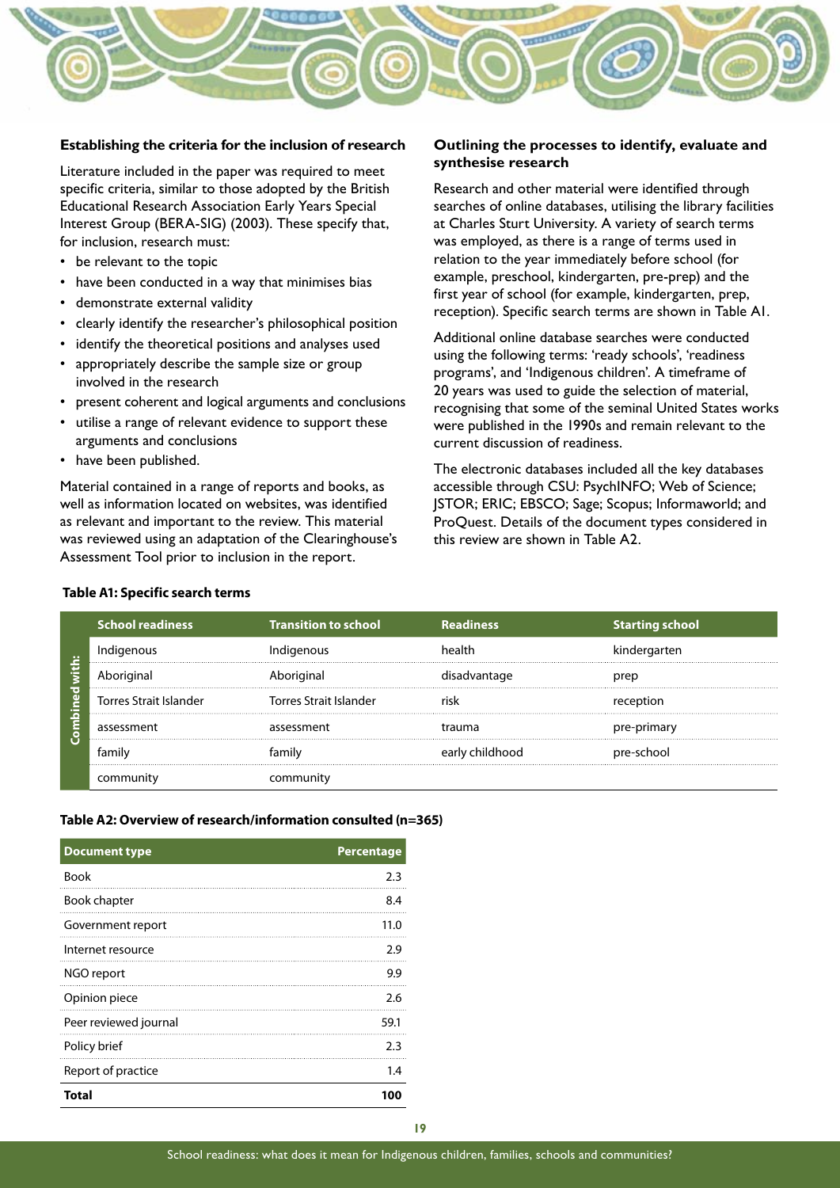### Establishing the criteria for the inclusion of research

Literature included in the paper was required to meet specific criteria, similar to those adopted by the British Educational Research Association Early Years Special Interest Group (BERA-SIG) (2003). These specify that, for inclusion, research must:

- be relevant to the topic
- have been conducted in a way that minimises bias
- demonstrate external validity
- clearly identify the researcher's philosophical position
- identify the theoretical positions and analyses used
- appropriately describe the sample size or group involved in the research
- present coherent and logical arguments and conclusions
- utilise a range of relevant evidence to support these arguments and conclusions
- have been published.

Material contained in a range of reports and books, as well as information located on websites, was identified as relevant and important to the review. This material was reviewed using an adaptation of the Clearinghouse's Assessment Tool prior to inclusion in the report.

### Outlining the processes to identify, evaluate and synthesise research

Research and other material were identified through searches of online databases, utilising the library facilities at Charles Sturt University. A variety of search terms was employed, as there is a range of terms used in relation to the year immediately before school (for example, preschool, kindergarten, pre-prep) and the first year of school (for example, kindergarten, prep, reception). Specific search terms are shown in Table A1.

Additional online database searches were conducted using the following terms: 'ready schools', 'readiness programs', and 'Indigenous children'. A timeframe of 20 years was used to guide the selection of material, recognising that some of the seminal United States works were published in the 1990s and remain relevant to the current discussion of readiness.

The electronic databases included all the key databases accessible through CSU: PsychINFO; Web of Science; JSTOR; ERIC; EBSCO; Sage; Scopus; Informaworld; and ProQuest. Details of the document types considered in this review are shown in Table A2.

**Table A1: Specific search terms**

| | School readiness | Transition to school | Readiness | Starting school |
|---|---|---|---|---|
| Combined with: | Indigenous | Indigenous | health | kindergarten |
| | Aboriginal | Aboriginal | disadvantage | prep |
| | Torres Strait Islander | Torres Strait Islander | risk | reception |
| | assessment | assessment | trauma | pre-primary |
| | family | family | early childhood | pre-school |
| | community | community | | |

**Table A2: Overview of research/information consulted (n=365)**

| Document type | Percentage |
|---|---|
| Book | 2.3 |
| Book chapter | 8.4 |
| Government report | 11.0 |
| Internet resource | 2.9 |
| NGO report | 9.9 |
| Opinion piece | 2.6 |
| Peer reviewed journal | 59.1 |
| Policy brief | 2.3 |
| Report of practice | 1.4 |
| **Total** | **100** |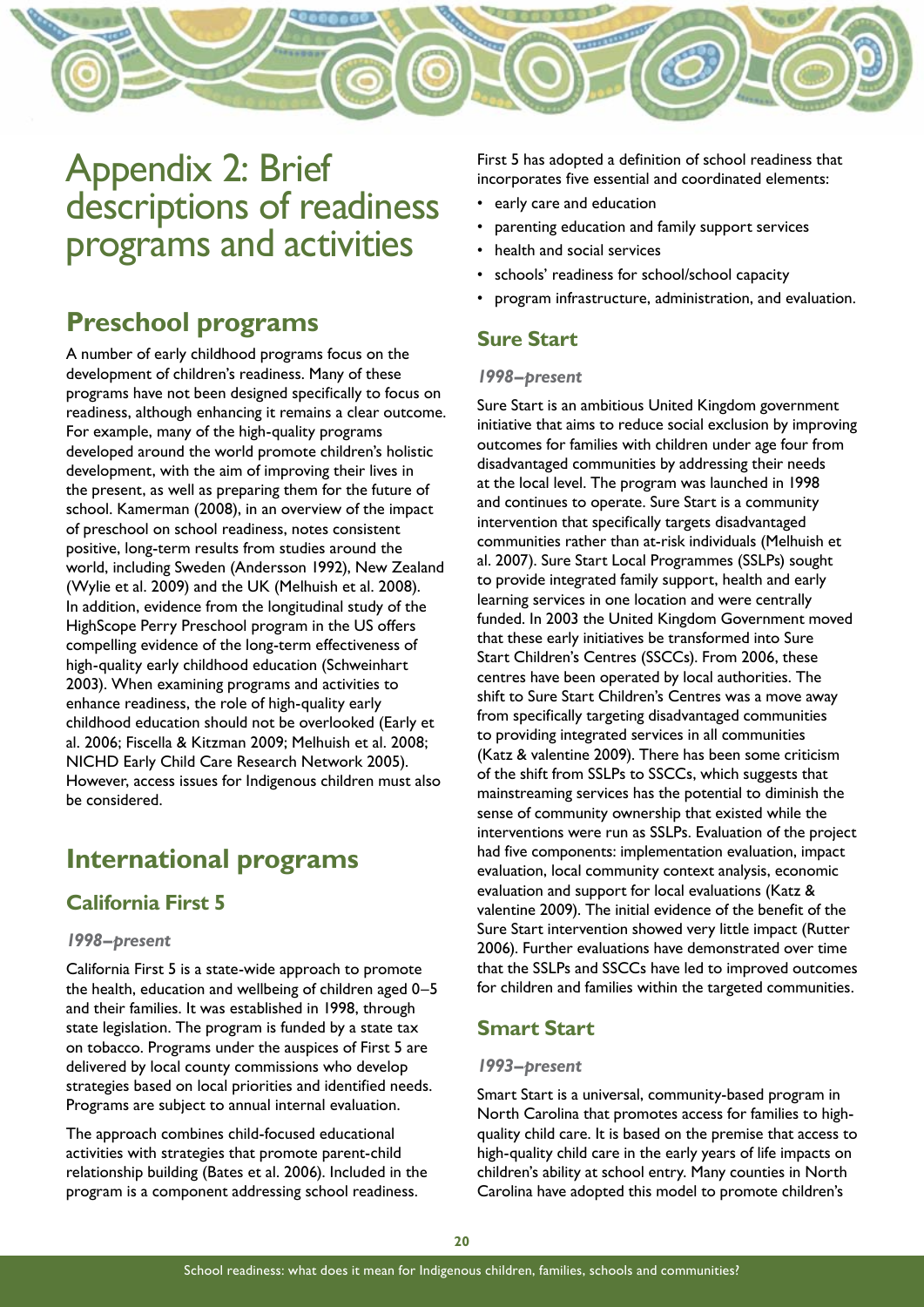# Appendix 2: Brief descriptions of readiness programs and activities

## Preschool programs

A number of early childhood programs focus on the development of children's readiness. Many of these programs have not been designed specifically to focus on readiness, although enhancing it remains a clear outcome. For example, many of the high-quality programs developed around the world promote children's holistic development, with the aim of improving their lives in the present, as well as preparing them for the future of school. Kamerman (2008), in an overview of the impact of preschool on school readiness, notes consistent positive, long-term results from studies around the world, including Sweden (Andersson 1992), New Zealand (Wylie et al. 2009) and the UK (Melhuish et al. 2008). In addition, evidence from the longitudinal study of the HighScope Perry Preschool program in the US offers compelling evidence of the long-term effectiveness of high-quality early childhood education (Schweinhart 2003). When examining programs and activities to enhance readiness, the role of high-quality early childhood education should not be overlooked (Early et al. 2006; Fiscella & Kitzman 2009; Melhuish et al. 2008; NICHD Early Child Care Research Network 2005). However, access issues for Indigenous children must also be considered.

## International programs

### California First 5

*1998–present*

California First 5 is a state-wide approach to promote the health, education and wellbeing of children aged 0–5 and their families. It was established in 1998, through state legislation. The program is funded by a state tax on tobacco. Programs under the auspices of First 5 are delivered by local county commissions who develop strategies based on local priorities and identified needs. Programs are subject to annual internal evaluation.

The approach combines child-focused educational activities with strategies that promote parent-child relationship building (Bates et al. 2006). Included in the program is a component addressing school readiness.

First 5 has adopted a definition of school readiness that incorporates five essential and coordinated elements:

- early care and education
- parenting education and family support services
- health and social services
- schools' readiness for school/school capacity
- program infrastructure, administration, and evaluation.

### Sure Start

*1998–present*

Sure Start is an ambitious United Kingdom government initiative that aims to reduce social exclusion by improving outcomes for families with children under age four from disadvantaged communities by addressing their needs at the local level. The program was launched in 1998 and continues to operate. Sure Start is a community intervention that specifically targets disadvantaged communities rather than at-risk individuals (Melhuish et al. 2007). Sure Start Local Programmes (SSLPs) sought to provide integrated family support, health and early learning services in one location and were centrally funded. In 2003 the United Kingdom Government moved that these early initiatives be transformed into Sure Start Children's Centres (SSCCs). From 2006, these centres have been operated by local authorities. The shift to Sure Start Children's Centres was a move away from specifically targeting disadvantaged communities to providing integrated services in all communities (Katz & valentine 2009). There has been some criticism of the shift from SSLPs to SSCCs, which suggests that mainstreaming services has the potential to diminish the sense of community ownership that existed while the interventions were run as SSLPs. Evaluation of the project had five components: implementation evaluation, impact evaluation, local community context analysis, economic evaluation and support for local evaluations (Katz & valentine 2009). The initial evidence of the benefit of the Sure Start intervention showed very little impact (Rutter 2006). Further evaluations have demonstrated over time that the SSLPs and SSCCs have led to improved outcomes for children and families within the targeted communities.

### Smart Start

*1993–present*

Smart Start is a universal, community-based program in North Carolina that promotes access for families to high-quality child care. It is based on the premise that access to high-quality child care in the early years of life impacts on children's ability at school entry. Many counties in North Carolina have adopted this model to promote children's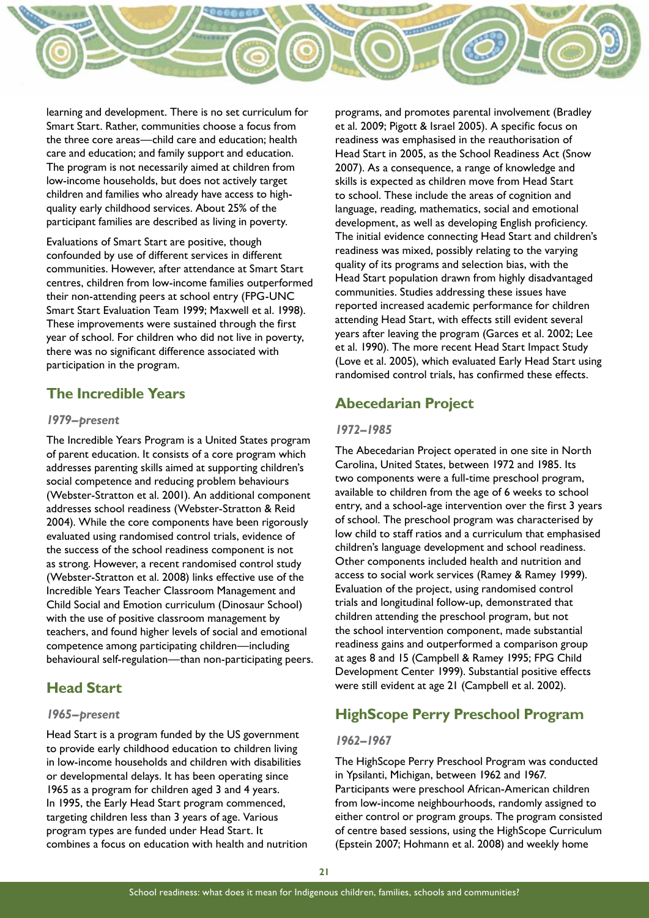learning and development. There is no set curriculum for Smart Start. Rather, communities choose a focus from the three core areas—child care and education; health care and education; and family support and education. The program is not necessarily aimed at children from low-income households, but does not actively target children and families who already have access to high-quality early childhood services. About 25% of the participant families are described as living in poverty.

Evaluations of Smart Start are positive, though confounded by use of different services in different communities. However, after attendance at Smart Start centres, children from low-income families outperformed their non-attending peers at school entry (FPG-UNC Smart Start Evaluation Team 1999; Maxwell et al. 1998). These improvements were sustained through the first year of school. For children who did not live in poverty, there was no significant difference associated with participation in the program.

## The Incredible Years

### *1979–present*

The Incredible Years Program is a United States program of parent education. It consists of a core program which addresses parenting skills aimed at supporting children's social competence and reducing problem behaviours (Webster-Stratton et al. 2001). An additional component addresses school readiness (Webster-Stratton & Reid 2004). While the core components have been rigorously evaluated using randomised control trials, evidence of the success of the school readiness component is not as strong. However, a recent randomised control study (Webster-Stratton et al. 2008) links effective use of the Incredible Years Teacher Classroom Management and Child Social and Emotion curriculum (Dinosaur School) with the use of positive classroom management by teachers, and found higher levels of social and emotional competence among participating children—including behavioural self-regulation—than non-participating peers.

## Head Start

### *1965–present*

Head Start is a program funded by the US government to provide early childhood education to children living in low-income households and children with disabilities or developmental delays. It has been operating since 1965 as a program for children aged 3 and 4 years. In 1995, the Early Head Start program commenced, targeting children less than 3 years of age. Various program types are funded under Head Start. It combines a focus on education with health and nutrition programs, and promotes parental involvement (Bradley et al. 2009; Pigott & Israel 2005). A specific focus on readiness was emphasised in the reauthorisation of Head Start in 2005, as the School Readiness Act (Snow 2007). As a consequence, a range of knowledge and skills is expected as children move from Head Start to school. These include the areas of cognition and language, reading, mathematics, social and emotional development, as well as developing English proficiency. The initial evidence connecting Head Start and children's readiness was mixed, possibly relating to the varying quality of its programs and selection bias, with the Head Start population drawn from highly disadvantaged communities. Studies addressing these issues have reported increased academic performance for children attending Head Start, with effects still evident several years after leaving the program (Garces et al. 2002; Lee et al. 1990). The more recent Head Start Impact Study (Love et al. 2005), which evaluated Early Head Start using randomised control trials, has confirmed these effects.

## Abecedarian Project

### *1972–1985*

The Abecedarian Project operated in one site in North Carolina, United States, between 1972 and 1985. Its two components were a full-time preschool program, available to children from the age of 6 weeks to school entry, and a school-age intervention over the first 3 years of school. The preschool program was characterised by low child to staff ratios and a curriculum that emphasised children's language development and school readiness. Other components included health and nutrition and access to social work services (Ramey & Ramey 1999). Evaluation of the project, using randomised control trials and longitudinal follow-up, demonstrated that children attending the preschool program, but not the school intervention component, made substantial readiness gains and outperformed a comparison group at ages 8 and 15 (Campbell & Ramey 1995; FPG Child Development Center 1999). Substantial positive effects were still evident at age 21 (Campbell et al. 2002).

## HighScope Perry Preschool Program

### *1962–1967*

The HighScope Perry Preschool Program was conducted in Ypsilanti, Michigan, between 1962 and 1967. Participants were preschool African-American children from low-income neighbourhoods, randomly assigned to either control or program groups. The program consisted of centre based sessions, using the HighScope Curriculum (Epstein 2007; Hohmann et al. 2008) and weekly home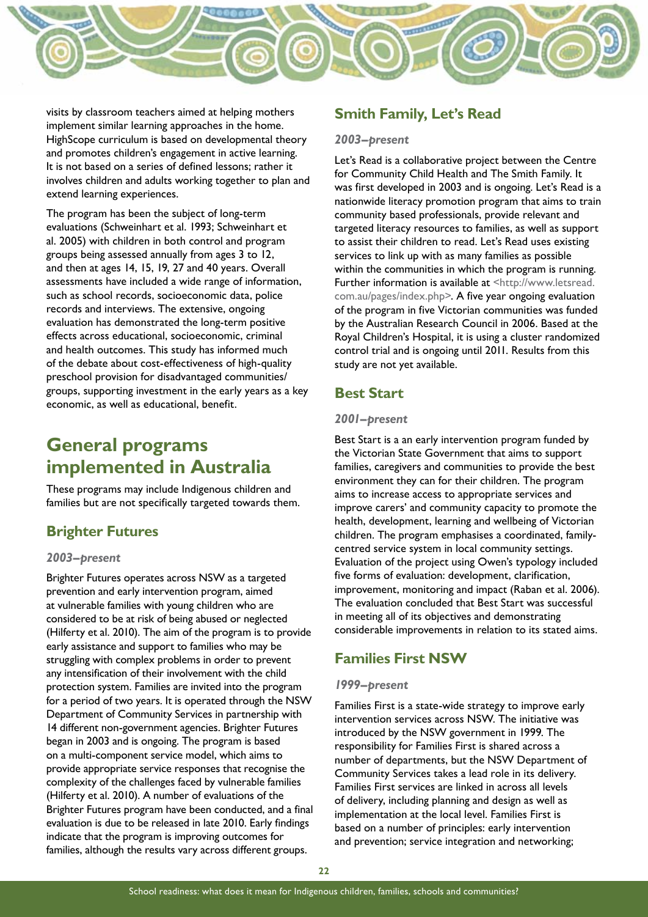visits by classroom teachers aimed at helping mothers implement similar learning approaches in the home. HighScope curriculum is based on developmental theory and promotes children's engagement in active learning. It is not based on a series of defined lessons; rather it involves children and adults working together to plan and extend learning experiences.

The program has been the subject of long-term evaluations (Schweinhart et al. 1993; Schweinhart et al. 2005) with children in both control and program groups being assessed annually from ages 3 to 12, and then at ages 14, 15, 19, 27 and 40 years. Overall assessments have included a wide range of information, such as school records, socioeconomic data, police records and interviews. The extensive, ongoing evaluation has demonstrated the long-term positive effects across educational, socioeconomic, criminal and health outcomes. This study has informed much of the debate about cost-effectiveness of high-quality preschool provision for disadvantaged communities/groups, supporting investment in the early years as a key economic, as well as educational, benefit.

# General programs implemented in Australia

These programs may include Indigenous children and families but are not specifically targeted towards them.

## Brighter Futures

### *2003–present*

Brighter Futures operates across NSW as a targeted prevention and early intervention program, aimed at vulnerable families with young children who are considered to be at risk of being abused or neglected (Hilferty et al. 2010). The aim of the program is to provide early assistance and support to families who may be struggling with complex problems in order to prevent any intensification of their involvement with the child protection system. Families are invited into the program for a period of two years. It is operated through the NSW Department of Community Services in partnership with 14 different non-government agencies. Brighter Futures began in 2003 and is ongoing. The program is based on a multi-component service model, which aims to provide appropriate service responses that recognise the complexity of the challenges faced by vulnerable families (Hilferty et al. 2010). A number of evaluations of the Brighter Futures program have been conducted, and a final evaluation is due to be released in late 2010. Early findings indicate that the program is improving outcomes for families, although the results vary across different groups.

## Smith Family, Let's Read

### *2003–present*

Let's Read is a collaborative project between the Centre for Community Child Health and The Smith Family. It was first developed in 2003 and is ongoing. Let's Read is a nationwide literacy promotion program that aims to train community based professionals, provide relevant and targeted literacy resources to families, as well as support to assist their children to read. Let's Read uses existing services to link up with as many families as possible within the communities in which the program is running. Further information is available at <http://www.letsread.com.au/pages/index.php>. A five year ongoing evaluation of the program in five Victorian communities was funded by the Australian Research Council in 2006. Based at the Royal Children's Hospital, it is using a cluster randomized control trial and is ongoing until 2011. Results from this study are not yet available.

## Best Start

### *2001–present*

Best Start is a an early intervention program funded by the Victorian State Government that aims to support families, caregivers and communities to provide the best environment they can for their children. The program aims to increase access to appropriate services and improve carers' and community capacity to promote the health, development, learning and wellbeing of Victorian children. The program emphasises a coordinated, family-centred service system in local community settings. Evaluation of the project using Owen's typology included five forms of evaluation: development, clarification, improvement, monitoring and impact (Raban et al. 2006). The evaluation concluded that Best Start was successful in meeting all of its objectives and demonstrating considerable improvements in relation to its stated aims.

## Families First NSW

### *1999–present*

Families First is a state-wide strategy to improve early intervention services across NSW. The initiative was introduced by the NSW government in 1999. The responsibility for Families First is shared across a number of departments, but the NSW Department of Community Services takes a lead role in its delivery. Families First services are linked in across all levels of delivery, including planning and design as well as implementation at the local level. Families First is based on a number of principles: early intervention and prevention; service integration and networking;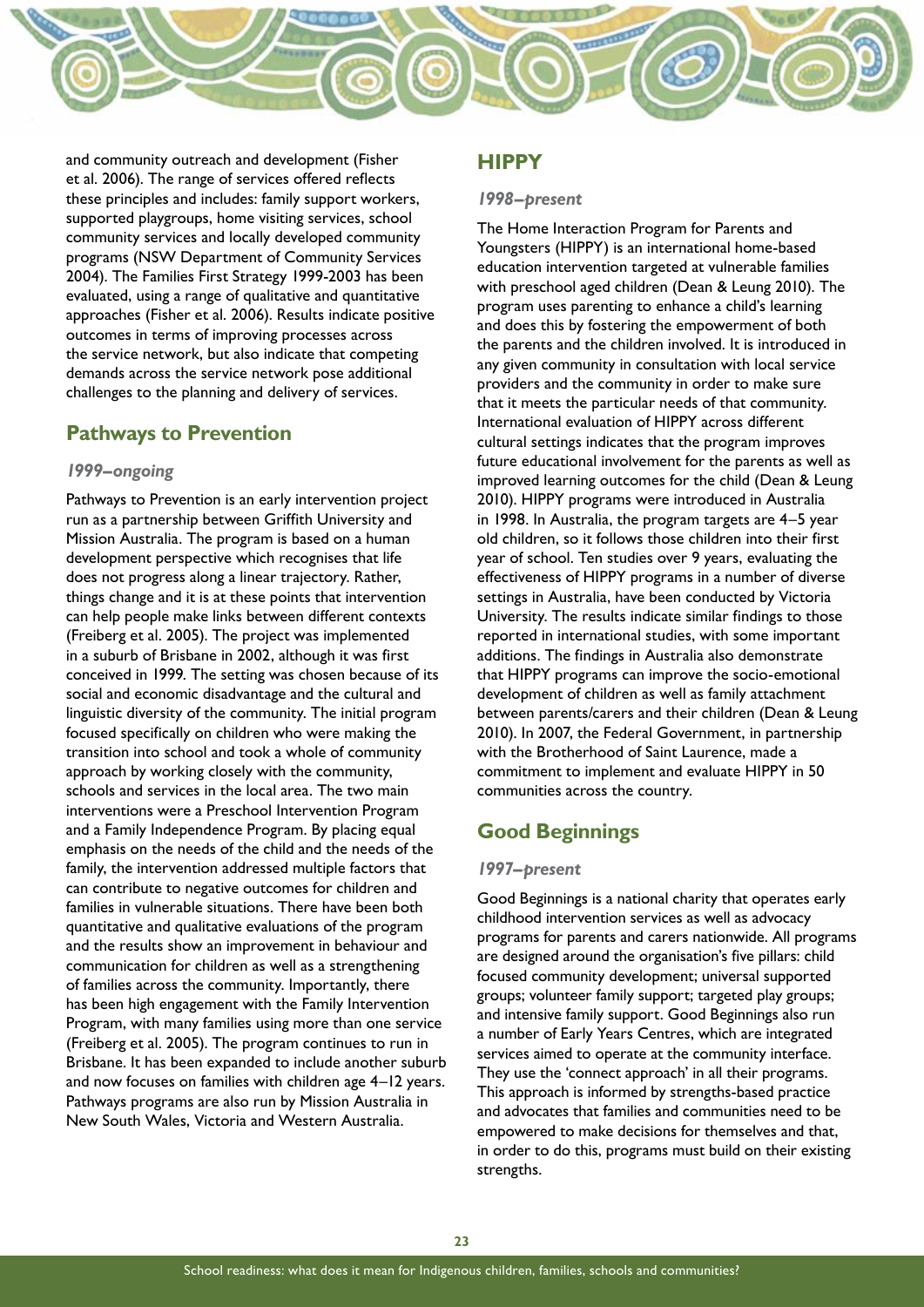and community outreach and development (Fisher et al. 2006). The range of services offered reflects these principles and includes: family support workers, supported playgroups, home visiting services, school community services and locally developed community programs (NSW Department of Community Services 2004). The Families First Strategy 1999-2003 has been evaluated, using a range of qualitative and quantitative approaches (Fisher et al. 2006). Results indicate positive outcomes in terms of improving processes across the service network, but also indicate that competing demands across the service network pose additional challenges to the planning and delivery of services.

## Pathways to Prevention

### *1999–ongoing*

Pathways to Prevention is an early intervention project run as a partnership between Griffith University and Mission Australia. The program is based on a human development perspective which recognises that life does not progress along a linear trajectory. Rather, things change and it is at these points that intervention can help people make links between different contexts (Freiberg et al. 2005). The project was implemented in a suburb of Brisbane in 2002, although it was first conceived in 1999. The setting was chosen because of its social and economic disadvantage and the cultural and linguistic diversity of the community. The initial program focused specifically on children who were making the transition into school and took a whole of community approach by working closely with the community, schools and services in the local area. The two main interventions were a Preschool Intervention Program and a Family Independence Program. By placing equal emphasis on the needs of the child and the needs of the family, the intervention addressed multiple factors that can contribute to negative outcomes for children and families in vulnerable situations. There have been both quantitative and qualitative evaluations of the program and the results show an improvement in behaviour and communication for children as well as a strengthening of families across the community. Importantly, there has been high engagement with the Family Intervention Program, with many families using more than one service (Freiberg et al. 2005). The program continues to run in Brisbane. It has been expanded to include another suburb and now focuses on families with children age 4–12 years. Pathways programs are also run by Mission Australia in New South Wales, Victoria and Western Australia.

## HIPPY

### *1998–present*

The Home Interaction Program for Parents and Youngsters (HIPPY) is an international home-based education intervention targeted at vulnerable families with preschool aged children (Dean & Leung 2010). The program uses parenting to enhance a child's learning and does this by fostering the empowerment of both the parents and the children involved. It is introduced in any given community in consultation with local service providers and the community in order to make sure that it meets the particular needs of that community. International evaluation of HIPPY across different cultural settings indicates that the program improves future educational involvement for the parents as well as improved learning outcomes for the child (Dean & Leung 2010). HIPPY programs were introduced in Australia in 1998. In Australia, the program targets are 4–5 year old children, so it follows those children into their first year of school. Ten studies over 9 years, evaluating the effectiveness of HIPPY programs in a number of diverse settings in Australia, have been conducted by Victoria University. The results indicate similar findings to those reported in international studies, with some important additions. The findings in Australia also demonstrate that HIPPY programs can improve the socio-emotional development of children as well as family attachment between parents/carers and their children (Dean & Leung 2010). In 2007, the Federal Government, in partnership with the Brotherhood of Saint Laurence, made a commitment to implement and evaluate HIPPY in 50 communities across the country.

## Good Beginnings

### *1997–present*

Good Beginnings is a national charity that operates early childhood intervention services as well as advocacy programs for parents and carers nationwide. All programs are designed around the organisation's five pillars: child focused community development; universal supported groups; volunteer family support; targeted play groups; and intensive family support. Good Beginnings also run a number of Early Years Centres, which are integrated services aimed to operate at the community interface. They use the 'connect approach' in all their programs. This approach is informed by strengths-based practice and advocates that families and communities need to be empowered to make decisions for themselves and that, in order to do this, programs must build on their existing strengths.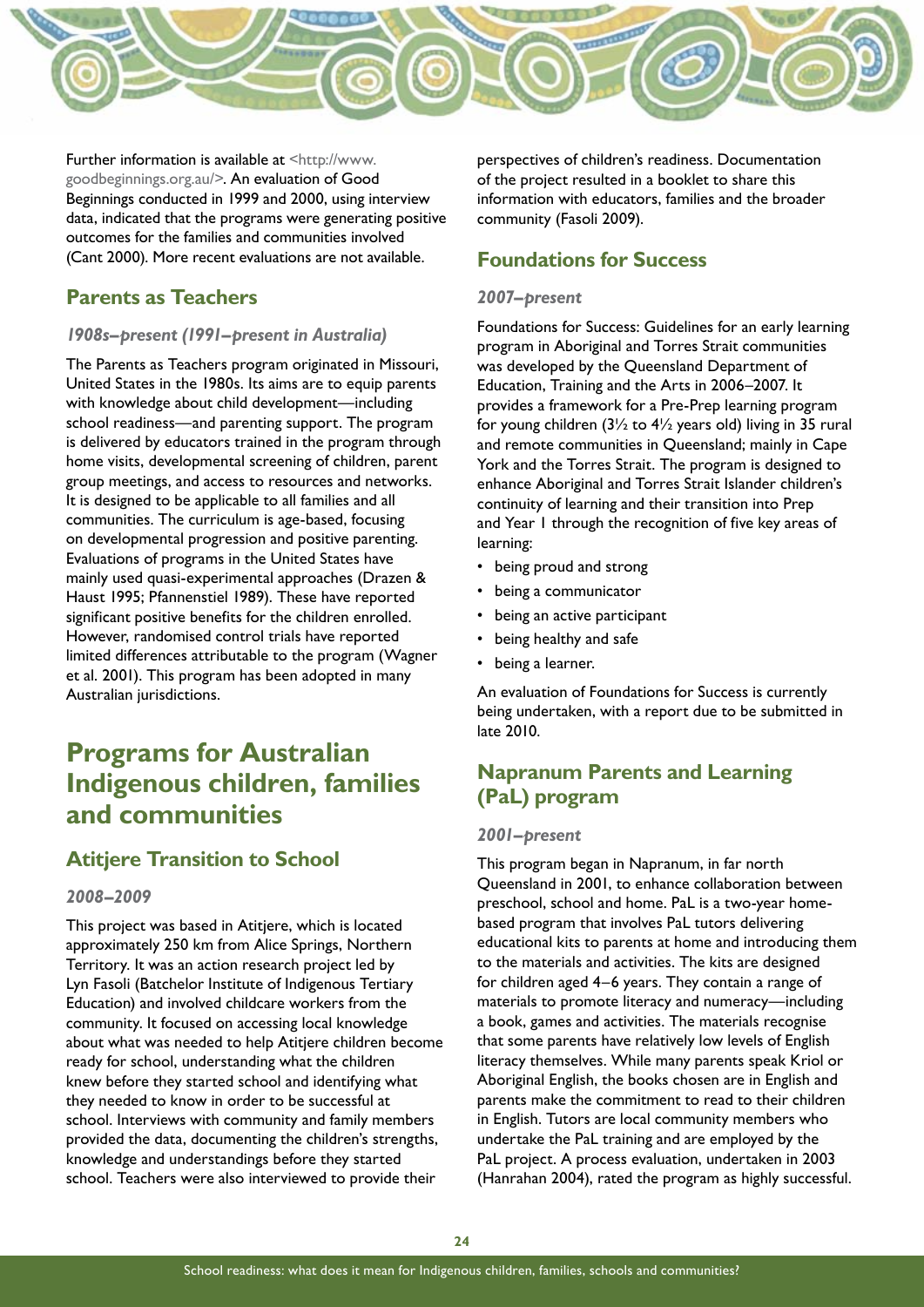Further information is available at <http://www.goodbeginnings.org.au/>. An evaluation of Good Beginnings conducted in 1999 and 2000, using interview data, indicated that the programs were generating positive outcomes for the families and communities involved (Cant 2000). More recent evaluations are not available.

### Parents as Teachers

*1908s–present (1991–present in Australia)*

The Parents as Teachers program originated in Missouri, United States in the 1980s. Its aims are to equip parents with knowledge about child development—including school readiness—and parenting support. The program is delivered by educators trained in the program through home visits, developmental screening of children, parent group meetings, and access to resources and networks. It is designed to be applicable to all families and all communities. The curriculum is age-based, focusing on developmental progression and positive parenting. Evaluations of programs in the United States have mainly used quasi-experimental approaches (Drazen & Haust 1995; Pfannenstiel 1989). These have reported significant positive benefits for the children enrolled. However, randomised control trials have reported limited differences attributable to the program (Wagner et al. 2001). This program has been adopted in many Australian jurisdictions.

## Programs for Australian Indigenous children, families and communities

### Atitjere Transition to School

*2008–2009*

This project was based in Atitjere, which is located approximately 250 km from Alice Springs, Northern Territory. It was an action research project led by Lyn Fasoli (Batchelor Institute of Indigenous Tertiary Education) and involved childcare workers from the community. It focused on accessing local knowledge about what was needed to help Atitjere children become ready for school, understanding what the children knew before they started school and identifying what they needed to know in order to be successful at school. Interviews with community and family members provided the data, documenting the children's strengths, knowledge and understandings before they started school. Teachers were also interviewed to provide their perspectives of children's readiness. Documentation of the project resulted in a booklet to share this information with educators, families and the broader community (Fasoli 2009).

### Foundations for Success

*2007–present*

Foundations for Success: Guidelines for an early learning program in Aboriginal and Torres Strait communities was developed by the Queensland Department of Education, Training and the Arts in 2006–2007. It provides a framework for a Pre-Prep learning program for young children (3½ to 4½ years old) living in 35 rural and remote communities in Queensland; mainly in Cape York and the Torres Strait. The program is designed to enhance Aboriginal and Torres Strait Islander children's continuity of learning and their transition into Prep and Year 1 through the recognition of five key areas of learning:

- being proud and strong
- being a communicator
- being an active participant
- being healthy and safe
- being a learner.

An evaluation of Foundations for Success is currently being undertaken, with a report due to be submitted in late 2010.

### Napranum Parents and Learning (PaL) program

*2001–present*

This program began in Napranum, in far north Queensland in 2001, to enhance collaboration between preschool, school and home. PaL is a two-year home-based program that involves PaL tutors delivering educational kits to parents at home and introducing them to the materials and activities. The kits are designed for children aged 4–6 years. They contain a range of materials to promote literacy and numeracy—including a book, games and activities. The materials recognise that some parents have relatively low levels of English literacy themselves. While many parents speak Kriol or Aboriginal English, the books chosen are in English and parents make the commitment to read to their children in English. Tutors are local community members who undertake the PaL training and are employed by the PaL project. A process evaluation, undertaken in 2003 (Hanrahan 2004), rated the program as highly successful.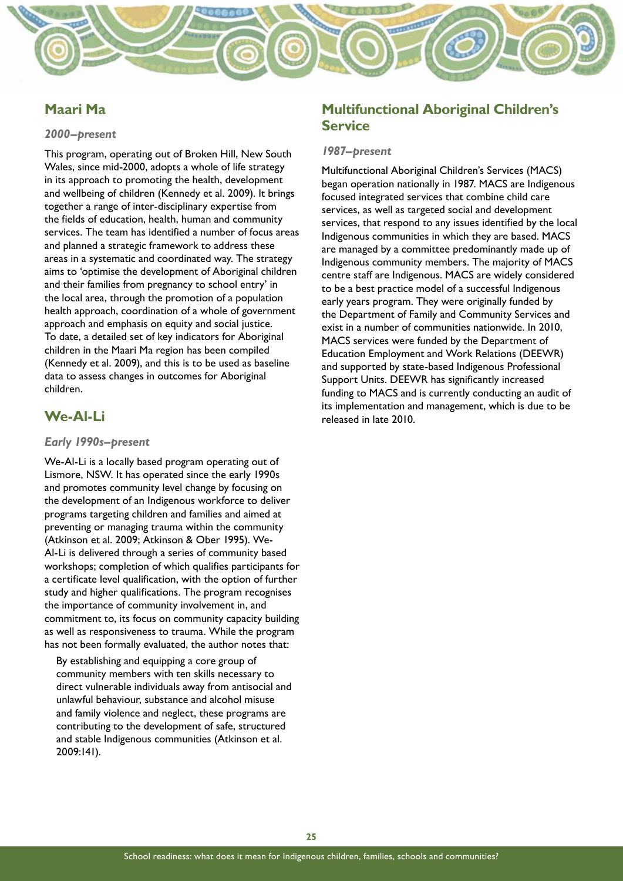## Maari Ma

*2000–present*

This program, operating out of Broken Hill, New South Wales, since mid-2000, adopts a whole of life strategy in its approach to promoting the health, development and wellbeing of children (Kennedy et al. 2009). It brings together a range of inter-disciplinary expertise from the fields of education, health, human and community services. The team has identified a number of focus areas and planned a strategic framework to address these areas in a systematic and coordinated way. The strategy aims to 'optimise the development of Aboriginal children and their families from pregnancy to school entry' in the local area, through the promotion of a population health approach, coordination of a whole of government approach and emphasis on equity and social justice. To date, a detailed set of key indicators for Aboriginal children in the Maari Ma region has been compiled (Kennedy et al. 2009), and this is to be used as baseline data to assess changes in outcomes for Aboriginal children.

## We-Al-Li

*Early 1990s–present*

We-Al-Li is a locally based program operating out of Lismore, NSW. It has operated since the early 1990s and promotes community level change by focusing on the development of an Indigenous workforce to deliver programs targeting children and families and aimed at preventing or managing trauma within the community (Atkinson et al. 2009; Atkinson & Ober 1995). We-Al-Li is delivered through a series of community based workshops; completion of which qualifies participants for a certificate level qualification, with the option of further study and higher qualifications. The program recognises the importance of community involvement in, and commitment to, its focus on community capacity building as well as responsiveness to trauma. While the program has not been formally evaluated, the author notes that:

> By establishing and equipping a core group of community members with ten skills necessary to direct vulnerable individuals away from antisocial and unlawful behaviour, substance and alcohol misuse and family violence and neglect, these programs are contributing to the development of safe, structured and stable Indigenous communities (Atkinson et al. 2009:141).

## Multifunctional Aboriginal Children's Service

*1987–present*

Multifunctional Aboriginal Children's Services (MACS) began operation nationally in 1987. MACS are Indigenous focused integrated services that combine child care services, as well as targeted social and development services, that respond to any issues identified by the local Indigenous communities in which they are based. MACS are managed by a committee predominantly made up of Indigenous community members. The majority of MACS centre staff are Indigenous. MACS are widely considered to be a best practice model of a successful Indigenous early years program. They were originally funded by the Department of Family and Community Services and exist in a number of communities nationwide. In 2010, MACS services were funded by the Department of Education Employment and Work Relations (DEEWR) and supported by state-based Indigenous Professional Support Units. DEEWR has significantly increased funding to MACS and is currently conducting an audit of its implementation and management, which is due to be released in late 2010.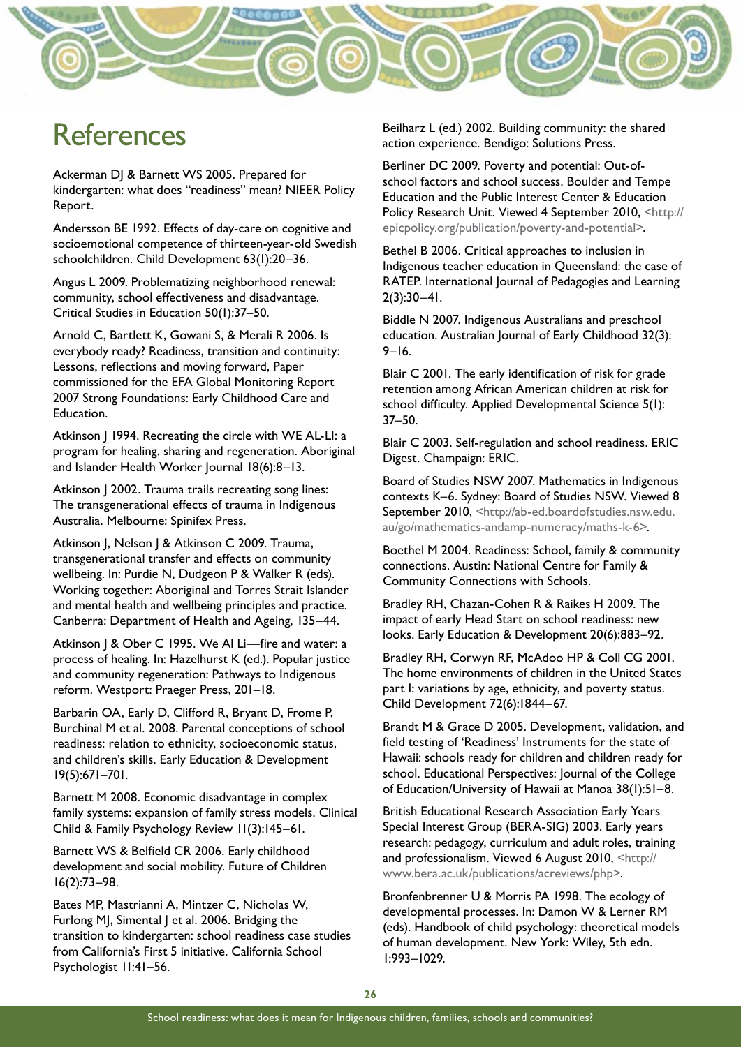# References

Ackerman DJ & Barnett WS 2005. Prepared for kindergarten: what does "readiness" mean? NIEER Policy Report.

Andersson BE 1992. Effects of day-care on cognitive and socioemotional competence of thirteen-year-old Swedish schoolchildren. Child Development 63(1):20–36.

Angus L 2009. Problematizing neighborhood renewal: community, school effectiveness and disadvantage. Critical Studies in Education 50(1):37–50.

Arnold C, Bartlett K, Gowani S, & Merali R 2006. Is everybody ready? Readiness, transition and continuity: Lessons, reflections and moving forward, Paper commissioned for the EFA Global Monitoring Report 2007 Strong Foundations: Early Childhood Care and Education.

Atkinson J 1994. Recreating the circle with WE AL-LI: a program for healing, sharing and regeneration. Aboriginal and Islander Health Worker Journal 18(6):8–13.

Atkinson J 2002. Trauma trails recreating song lines: The transgenerational effects of trauma in Indigenous Australia. Melbourne: Spinifex Press.

Atkinson J, Nelson J & Atkinson C 2009. Trauma, transgenerational transfer and effects on community wellbeing. In: Purdie N, Dudgeon P & Walker R (eds). Working together: Aboriginal and Torres Strait Islander and mental health and wellbeing principles and practice. Canberra: Department of Health and Ageing, 135–44.

Atkinson J & Ober C 1995. We Al Li—fire and water: a process of healing. In: Hazelhurst K (ed.). Popular justice and community regeneration: Pathways to Indigenous reform. Westport: Praeger Press, 201–18.

Barbarin OA, Early D, Clifford R, Bryant D, Frome P, Burchinal M et al. 2008. Parental conceptions of school readiness: relation to ethnicity, socioeconomic status, and children's skills. Early Education & Development 19(5):671–701.

Barnett M 2008. Economic disadvantage in complex family systems: expansion of family stress models. Clinical Child & Family Psychology Review 11(3):145–61.

Barnett WS & Belfield CR 2006. Early childhood development and social mobility. Future of Children 16(2):73–98.

Bates MP, Mastrianni A, Mintzer C, Nicholas W, Furlong MJ, Simental J et al. 2006. Bridging the transition to kindergarten: school readiness case studies from California's First 5 initiative. California School Psychologist 11:41–56.

Beilharz L (ed.) 2002. Building community: the shared action experience. Bendigo: Solutions Press.

Berliner DC 2009. Poverty and potential: Out-of-school factors and school success. Boulder and Tempe Education and the Public Interest Center & Education Policy Research Unit. Viewed 4 September 2010, <http://epicpolicy.org/publication/poverty-and-potential>.

Bethel B 2006. Critical approaches to inclusion in Indigenous teacher education in Queensland: the case of RATEP. International Journal of Pedagogies and Learning 2(3):30–41.

Biddle N 2007. Indigenous Australians and preschool education. Australian Journal of Early Childhood 32(3): 9–16.

Blair C 2001. The early identification of risk for grade retention among African American children at risk for school difficulty. Applied Developmental Science 5(1): 37–50.

Blair C 2003. Self-regulation and school readiness. ERIC Digest. Champaign: ERIC.

Board of Studies NSW 2007. Mathematics in Indigenous contexts K–6. Sydney: Board of Studies NSW. Viewed 8 September 2010, <http://ab-ed.boardofstudies.nsw.edu.au/go/mathematics-andamp-numeracy/maths-k-6>.

Boethel M 2004. Readiness: School, family & community connections. Austin: National Centre for Family & Community Connections with Schools.

Bradley RH, Chazan-Cohen R & Raikes H 2009. The impact of early Head Start on school readiness: new looks. Early Education & Development 20(6):883–92.

Bradley RH, Corwyn RF, McAdoo HP & Coll CG 2001. The home environments of children in the United States part I: variations by age, ethnicity, and poverty status. Child Development 72(6):1844–67.

Brandt M & Grace D 2005. Development, validation, and field testing of 'Readiness' Instruments for the state of Hawaii: schools ready for children and children ready for school. Educational Perspectives: Journal of the College of Education/University of Hawaii at Manoa 38(1):51–8.

British Educational Research Association Early Years Special Interest Group (BERA-SIG) 2003. Early years research: pedagogy, curriculum and adult roles, training and professionalism. Viewed 6 August 2010, <http://www.bera.ac.uk/publications/acreviews/php>.

Bronfenbrenner U & Morris PA 1998. The ecology of developmental processes. In: Damon W & Lerner RM (eds). Handbook of child psychology: theoretical models of human development. New York: Wiley, 5th edn. 1:993–1029.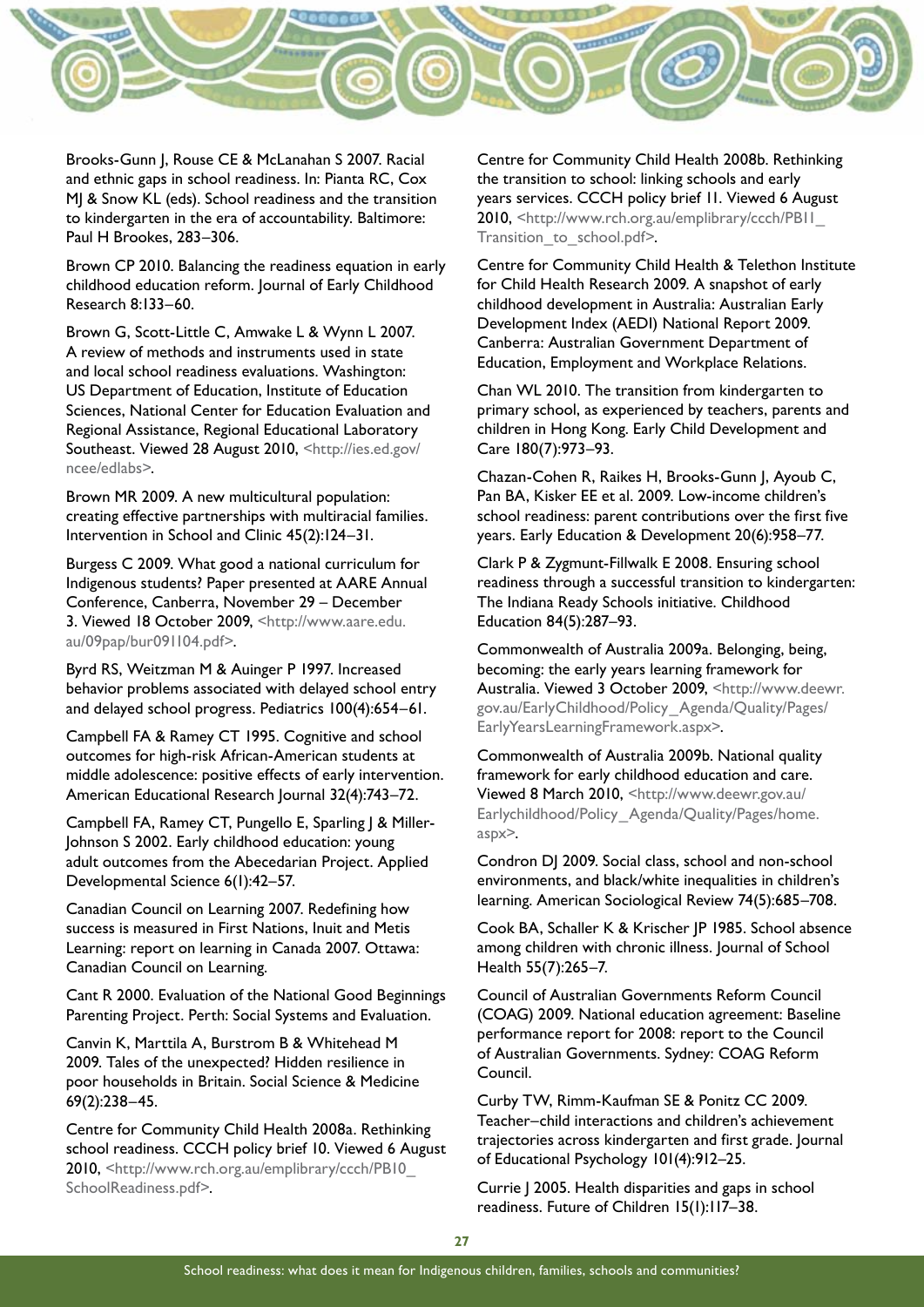Brooks-Gunn J, Rouse CE & McLanahan S 2007. Racial and ethnic gaps in school readiness. In: Pianta RC, Cox MJ & Snow KL (eds). School readiness and the transition to kindergarten in the era of accountability. Baltimore: Paul H Brookes, 283–306.

Brown CP 2010. Balancing the readiness equation in early childhood education reform. Journal of Early Childhood Research 8:133–60.

Brown G, Scott-Little C, Amwake L & Wynn L 2007. A review of methods and instruments used in state and local school readiness evaluations. Washington: US Department of Education, Institute of Education Sciences, National Center for Education Evaluation and Regional Assistance, Regional Educational Laboratory Southeast. Viewed 28 August 2010, <http://ies.ed.gov/ncee/edlabs>.

Brown MR 2009. A new multicultural population: creating effective partnerships with multiracial families. Intervention in School and Clinic 45(2):124–31.

Burgess C 2009. What good a national curriculum for Indigenous students? Paper presented at AARE Annual Conference, Canberra, November 29 – December 3. Viewed 18 October 2009, <http://www.aare.edu.au/09pap/bur091104.pdf>.

Byrd RS, Weitzman M & Auinger P 1997. Increased behavior problems associated with delayed school entry and delayed school progress. Pediatrics 100(4):654–61.

Campbell FA & Ramey CT 1995. Cognitive and school outcomes for high-risk African-American students at middle adolescence: positive effects of early intervention. American Educational Research Journal 32(4):743–72.

Campbell FA, Ramey CT, Pungello E, Sparling J & Miller-Johnson S 2002. Early childhood education: young adult outcomes from the Abecedarian Project. Applied Developmental Science 6(1):42–57.

Canadian Council on Learning 2007. Redefining how success is measured in First Nations, Inuit and Metis Learning: report on learning in Canada 2007. Ottawa: Canadian Council on Learning.

Cant R 2000. Evaluation of the National Good Beginnings Parenting Project. Perth: Social Systems and Evaluation.

Canvin K, Marttila A, Burstrom B & Whitehead M 2009. Tales of the unexpected? Hidden resilience in poor households in Britain. Social Science & Medicine 69(2):238–45.

Centre for Community Child Health 2008a. Rethinking school readiness. CCCH policy brief 10. Viewed 6 August 2010, <http://www.rch.org.au/emplibrary/ccch/PB10_SchoolReadiness.pdf>.

Centre for Community Child Health 2008b. Rethinking the transition to school: linking schools and early years services. CCCH policy brief 11. Viewed 6 August 2010, <http://www.rch.org.au/emplibrary/ccch/PB11_Transition_to_school.pdf>.

Centre for Community Child Health & Telethon Institute for Child Health Research 2009. A snapshot of early childhood development in Australia: Australian Early Development Index (AEDI) National Report 2009. Canberra: Australian Government Department of Education, Employment and Workplace Relations.

Chan WL 2010. The transition from kindergarten to primary school, as experienced by teachers, parents and children in Hong Kong. Early Child Development and Care 180(7):973–93.

Chazan-Cohen R, Raikes H, Brooks-Gunn J, Ayoub C, Pan BA, Kisker EE et al. 2009. Low-income children's school readiness: parent contributions over the first five years. Early Education & Development 20(6):958–77.

Clark P & Zygmunt-Fillwalk E 2008. Ensuring school readiness through a successful transition to kindergarten: The Indiana Ready Schools initiative. Childhood Education 84(5):287–93.

Commonwealth of Australia 2009a. Belonging, being, becoming: the early years learning framework for Australia. Viewed 3 October 2009, <http://www.deewr.gov.au/EarlyChildhood/Policy_Agenda/Quality/Pages/EarlyYearsLearningFramework.aspx>.

Commonwealth of Australia 2009b. National quality framework for early childhood education and care. Viewed 8 March 2010, <http://www.deewr.gov.au/Earlychildhood/Policy_Agenda/Quality/Pages/home.aspx>.

Condron DJ 2009. Social class, school and non-school environments, and black/white inequalities in children's learning. American Sociological Review 74(5):685–708.

Cook BA, Schaller K & Krischer JP 1985. School absence among children with chronic illness. Journal of School Health 55(7):265–7.

Council of Australian Governments Reform Council (COAG) 2009. National education agreement: Baseline performance report for 2008: report to the Council of Australian Governments. Sydney: COAG Reform Council.

Curby TW, Rimm-Kaufman SE & Ponitz CC 2009. Teacher–child interactions and children's achievement trajectories across kindergarten and first grade. Journal of Educational Psychology 101(4):912–25.

Currie J 2005. Health disparities and gaps in school readiness. Future of Children 15(1):117–38.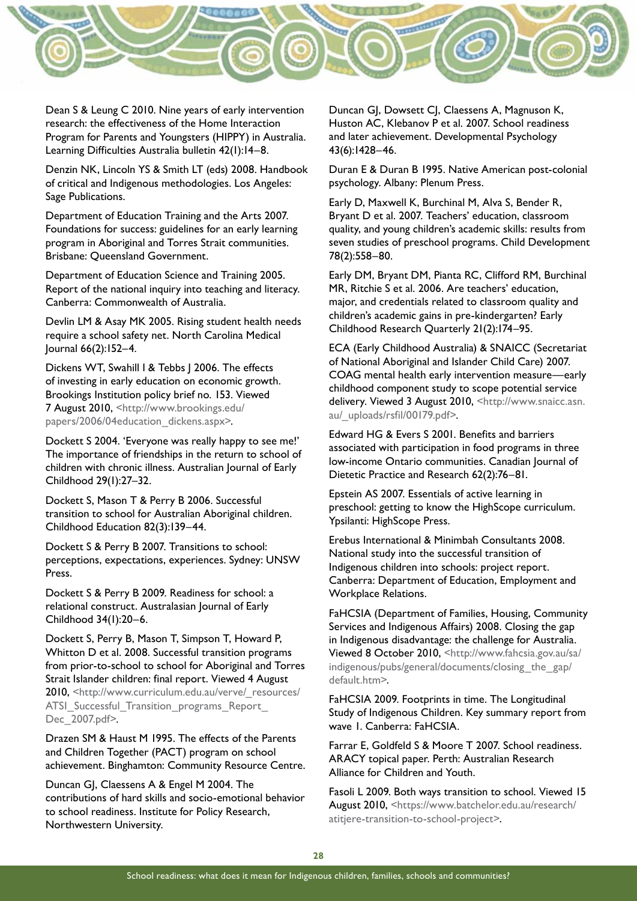Dean S & Leung C 2010. Nine years of early intervention research: the effectiveness of the Home Interaction Program for Parents and Youngsters (HIPPY) in Australia. Learning Difficulties Australia bulletin 42(1):14–8.

Denzin NK, Lincoln YS & Smith LT (eds) 2008. Handbook of critical and Indigenous methodologies. Los Angeles: Sage Publications.

Department of Education Training and the Arts 2007. Foundations for success: guidelines for an early learning program in Aboriginal and Torres Strait communities. Brisbane: Queensland Government.

Department of Education Science and Training 2005. Report of the national inquiry into teaching and literacy. Canberra: Commonwealth of Australia.

Devlin LM & Asay MK 2005. Rising student health needs require a school safety net. North Carolina Medical Journal 66(2):152–4.

Dickens WT, Swahill I & Tebbs J 2006. The effects of investing in early education on economic growth. Brookings Institution policy brief no. 153. Viewed 7 August 2010, <http://www.brookings.edu/papers/2006/04education_dickens.aspx>.

Dockett S 2004. 'Everyone was really happy to see me!' The importance of friendships in the return to school of children with chronic illness. Australian Journal of Early Childhood 29(1):27–32.

Dockett S, Mason T & Perry B 2006. Successful transition to school for Australian Aboriginal children. Childhood Education 82(3):139–44.

Dockett S & Perry B 2007. Transitions to school: perceptions, expectations, experiences. Sydney: UNSW Press.

Dockett S & Perry B 2009. Readiness for school: a relational construct. Australasian Journal of Early Childhood 34(1):20–6.

Dockett S, Perry B, Mason T, Simpson T, Howard P, Whitton D et al. 2008. Successful transition programs from prior-to-school to school for Aboriginal and Torres Strait Islander children: final report. Viewed 4 August 2010, <http://www.curriculum.edu.au/verve/_resources/ATSI_Successful_Transition_programs_Report_Dec_2007.pdf>.

Drazen SM & Haust M 1995. The effects of the Parents and Children Together (PACT) program on school achievement. Binghamton: Community Resource Centre.

Duncan GJ, Claessens A & Engel M 2004. The contributions of hard skills and socio-emotional behavior to school readiness. Institute for Policy Research, Northwestern University.

Duncan GJ, Dowsett CJ, Claessens A, Magnuson K, Huston AC, Klebanov P et al. 2007. School readiness and later achievement. Developmental Psychology 43(6):1428–46.

Duran E & Duran B 1995. Native American post-colonial psychology. Albany: Plenum Press.

Early D, Maxwell K, Burchinal M, Alva S, Bender R, Bryant D et al. 2007. Teachers' education, classroom quality, and young children's academic skills: results from seven studies of preschool programs. Child Development 78(2):558–80.

Early DM, Bryant DM, Pianta RC, Clifford RM, Burchinal MR, Ritchie S et al. 2006. Are teachers' education, major, and credentials related to classroom quality and children's academic gains in pre-kindergarten? Early Childhood Research Quarterly 21(2):174–95.

ECA (Early Childhood Australia) & SNAICC (Secretariat of National Aboriginal and Islander Child Care) 2007. COAG mental health early intervention measure—early childhood component study to scope potential service delivery. Viewed 3 August 2010, <http://www.snaicc.asn.au/_uploads/rsfil/00179.pdf>.

Edward HG & Evers S 2001. Benefits and barriers associated with participation in food programs in three low-income Ontario communities. Canadian Journal of Dietetic Practice and Research 62(2):76–81.

Epstein AS 2007. Essentials of active learning in preschool: getting to know the HighScope curriculum. Ypsilanti: HighScope Press.

Erebus International & Minimbah Consultants 2008. National study into the successful transition of Indigenous children into schools: project report. Canberra: Department of Education, Employment and Workplace Relations.

FaHCSIA (Department of Families, Housing, Community Services and Indigenous Affairs) 2008. Closing the gap in Indigenous disadvantage: the challenge for Australia. Viewed 8 October 2010, <http://www.fahcsia.gov.au/sa/indigenous/pubs/general/documents/closing_the_gap/default.htm>.

FaHCSIA 2009. Footprints in time. The Longitudinal Study of Indigenous Children. Key summary report from wave 1. Canberra: FaHCSIA.

Farrar E, Goldfeld S & Moore T 2007. School readiness. ARACY topical paper. Perth: Australian Research Alliance for Children and Youth.

Fasoli L 2009. Both ways transition to school. Viewed 15 August 2010, <https://www.batchelor.edu.au/research/atitjere-transition-to-school-project>.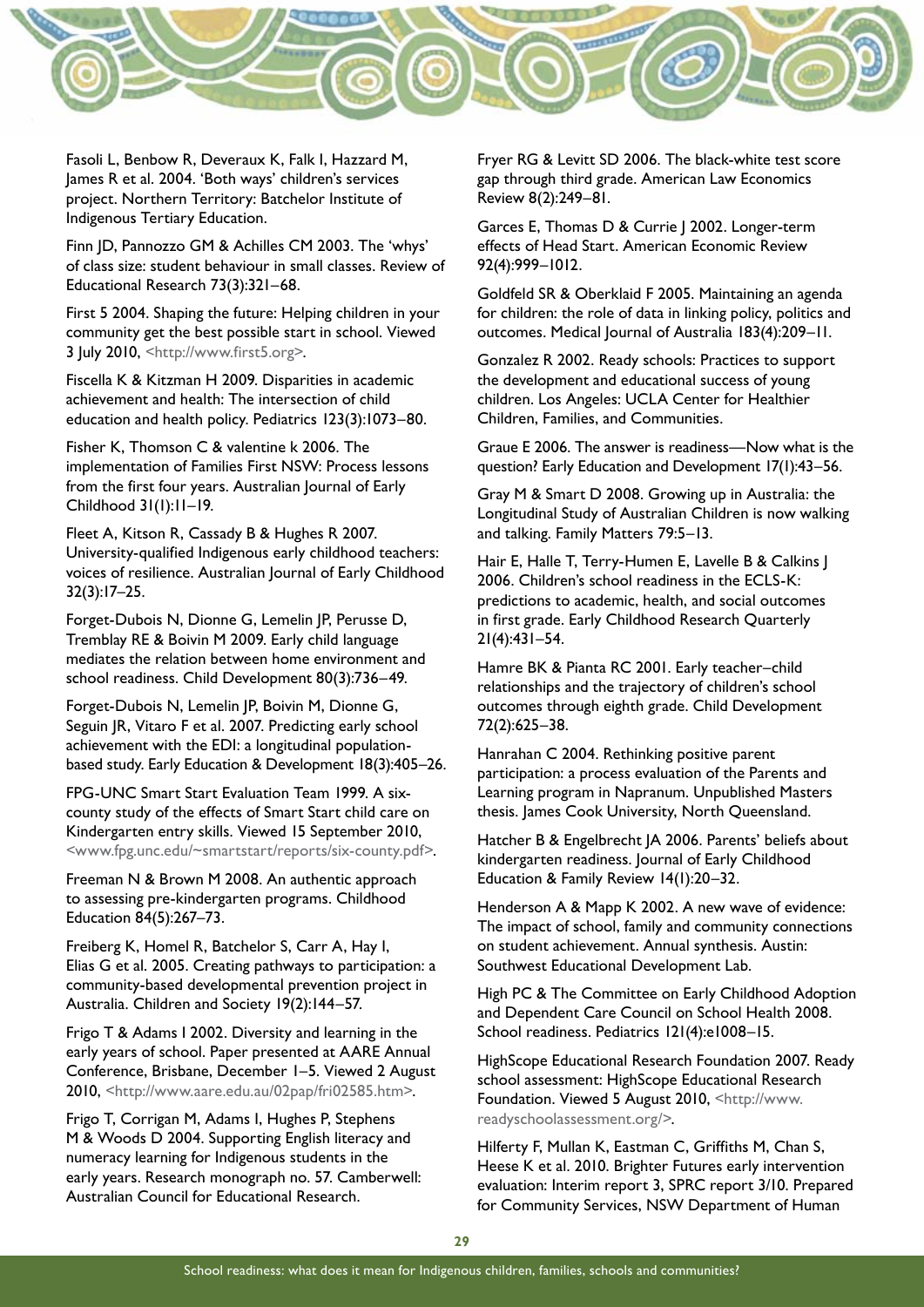Fasoli L, Benbow R, Deveraux K, Falk I, Hazzard M, James R et al. 2004. 'Both ways' children's services project. Northern Territory: Batchelor Institute of Indigenous Tertiary Education.

Finn JD, Pannozzo GM & Achilles CM 2003. The 'whys' of class size: student behaviour in small classes. Review of Educational Research 73(3):321–68.

First 5 2004. Shaping the future: Helping children in your community get the best possible start in school. Viewed 3 July 2010, <http://www.first5.org>.

Fiscella K & Kitzman H 2009. Disparities in academic achievement and health: The intersection of child education and health policy. Pediatrics 123(3):1073–80.

Fisher K, Thomson C & valentine k 2006. The implementation of Families First NSW: Process lessons from the first four years. Australian Journal of Early Childhood 31(1):11–19.

Fleet A, Kitson R, Cassady B & Hughes R 2007. University-qualified Indigenous early childhood teachers: voices of resilience. Australian Journal of Early Childhood 32(3):17–25.

Forget-Dubois N, Dionne G, Lemelin JP, Perusse D, Tremblay RE & Boivin M 2009. Early child language mediates the relation between home environment and school readiness. Child Development 80(3):736–49.

Forget-Dubois N, Lemelin JP, Boivin M, Dionne G, Seguin JR, Vitaro F et al. 2007. Predicting early school achievement with the EDI: a longitudinal population-based study. Early Education & Development 18(3):405–26.

FPG-UNC Smart Start Evaluation Team 1999. A six-county study of the effects of Smart Start child care on Kindergarten entry skills. Viewed 15 September 2010, <www.fpg.unc.edu/~smartstart/reports/six-county.pdf>.

Freeman N & Brown M 2008. An authentic approach to assessing pre-kindergarten programs. Childhood Education 84(5):267–73.

Freiberg K, Homel R, Batchelor S, Carr A, Hay I, Elias G et al. 2005. Creating pathways to participation: a community-based developmental prevention project in Australia. Children and Society 19(2):144–57.

Frigo T & Adams I 2002. Diversity and learning in the early years of school. Paper presented at AARE Annual Conference, Brisbane, December 1–5. Viewed 2 August 2010, <http://www.aare.edu.au/02pap/fri02585.htm>.

Frigo T, Corrigan M, Adams I, Hughes P, Stephens M & Woods D 2004. Supporting English literacy and numeracy learning for Indigenous students in the early years. Research monograph no. 57. Camberwell: Australian Council for Educational Research.

Fryer RG & Levitt SD 2006. The black-white test score gap through third grade. American Law Economics Review 8(2):249–81.

Garces E, Thomas D & Currie J 2002. Longer-term effects of Head Start. American Economic Review 92(4):999–1012.

Goldfeld SR & Oberklaid F 2005. Maintaining an agenda for children: the role of data in linking policy, politics and outcomes. Medical Journal of Australia 183(4):209–11.

Gonzalez R 2002. Ready schools: Practices to support the development and educational success of young children. Los Angeles: UCLA Center for Healthier Children, Families, and Communities.

Graue E 2006. The answer is readiness—Now what is the question? Early Education and Development 17(1):43–56.

Gray M & Smart D 2008. Growing up in Australia: the Longitudinal Study of Australian Children is now walking and talking. Family Matters 79:5–13.

Hair E, Halle T, Terry-Humen E, Lavelle B & Calkins J 2006. Children's school readiness in the ECLS-K: predictions to academic, health, and social outcomes in first grade. Early Childhood Research Quarterly 21(4):431–54.

Hamre BK & Pianta RC 2001. Early teacher–child relationships and the trajectory of children's school outcomes through eighth grade. Child Development 72(2):625–38.

Hanrahan C 2004. Rethinking positive parent participation: a process evaluation of the Parents and Learning program in Napranum. Unpublished Masters thesis. James Cook University, North Queensland.

Hatcher B & Engelbrecht JA 2006. Parents' beliefs about kindergarten readiness. Journal of Early Childhood Education & Family Review 14(1):20–32.

Henderson A & Mapp K 2002. A new wave of evidence: The impact of school, family and community connections on student achievement. Annual synthesis. Austin: Southwest Educational Development Lab.

High PC & The Committee on Early Childhood Adoption and Dependent Care Council on School Health 2008. School readiness. Pediatrics 121(4):e1008–15.

HighScope Educational Research Foundation 2007. Ready school assessment: HighScope Educational Research Foundation. Viewed 5 August 2010, <http://www.readyschoolassessment.org/>.

Hilferty F, Mullan K, Eastman C, Griffiths M, Chan S, Heese K et al. 2010. Brighter Futures early intervention evaluation: Interim report 3, SPRC report 3/10. Prepared for Community Services, NSW Department of Human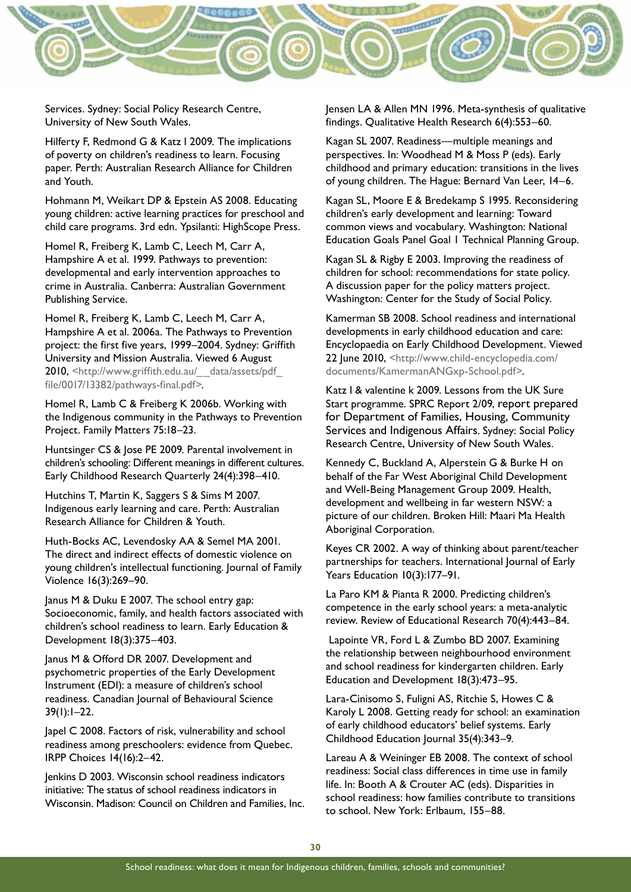Services. Sydney: Social Policy Research Centre, University of New South Wales.

Hilferty F, Redmond G & Katz I 2009. The implications of poverty on children's readiness to learn. Focusing paper. Perth: Australian Research Alliance for Children and Youth.

Hohmann M, Weikart DP & Epstein AS 2008. Educating young children: active learning practices for preschool and child care programs. 3rd edn. Ypsilanti: HighScope Press.

Homel R, Freiberg K, Lamb C, Leech M, Carr A, Hampshire A et al. 1999. Pathways to prevention: developmental and early intervention approaches to crime in Australia. Canberra: Australian Government Publishing Service.

Homel R, Freiberg K, Lamb C, Leech M, Carr A, Hampshire A et al. 2006a. The Pathways to Prevention project: the first five years, 1999–2004. Sydney: Griffith University and Mission Australia. Viewed 6 August 2010, <http://www.griffith.edu.au/__data/assets/pdf_file/0017/13382/pathways-final.pdf>.

Homel R, Lamb C & Freiberg K 2006b. Working with the Indigenous community in the Pathways to Prevention Project. Family Matters 75:18–23.

Huntsinger CS & Jose PE 2009. Parental involvement in children's schooling: Different meanings in different cultures. Early Childhood Research Quarterly 24(4):398–410.

Hutchins T, Martin K, Saggers S & Sims M 2007. Indigenous early learning and care. Perth: Australian Research Alliance for Children & Youth.

Huth-Bocks AC, Levendosky AA & Semel MA 2001. The direct and indirect effects of domestic violence on young children's intellectual functioning. Journal of Family Violence 16(3):269–90.

Janus M & Duku E 2007. The school entry gap: Socioeconomic, family, and health factors associated with children's school readiness to learn. Early Education & Development 18(3):375–403.

Janus M & Offord DR 2007. Development and psychometric properties of the Early Development Instrument (EDI): a measure of children's school readiness. Canadian Journal of Behavioural Science 39(1):1–22.

Japel C 2008. Factors of risk, vulnerability and school readiness among preschoolers: evidence from Quebec. IRPP Choices 14(16):2–42.

Jenkins D 2003. Wisconsin school readiness indicators initiative: The status of school readiness indicators in Wisconsin. Madison: Council on Children and Families, Inc.

Jensen LA & Allen MN 1996. Meta-synthesis of qualitative findings. Qualitative Health Research 6(4):553–60.

Kagan SL 2007. Readiness—multiple meanings and perspectives. In: Woodhead M & Moss P (eds). Early childhood and primary education: transitions in the lives of young children. The Hague: Bernard Van Leer, 14–6.

Kagan SL, Moore E & Bredekamp S 1995. Reconsidering children's early development and learning: Toward common views and vocabulary. Washington: National Education Goals Panel Goal 1 Technical Planning Group.

Kagan SL & Rigby E 2003. Improving the readiness of children for school: recommendations for state policy. A discussion paper for the policy matters project. Washington: Center for the Study of Social Policy.

Kamerman SB 2008. School readiness and international developments in early childhood education and care: Encyclopaedia on Early Childhood Development. Viewed 22 June 2010, <http://www.child-encyclopedia.com/documents/KamermanANGxp-School.pdf>.

Katz I & valentine k 2009. Lessons from the UK Sure Start programme. SPRC Report 2/09, report prepared for Department of Families, Housing, Community Services and Indigenous Affairs. Sydney: Social Policy Research Centre, University of New South Wales.

Kennedy C, Buckland A, Alperstein G & Burke H on behalf of the Far West Aboriginal Child Development and Well-Being Management Group 2009. Health, development and wellbeing in far western NSW: a picture of our children. Broken Hill: Maari Ma Health Aboriginal Corporation.

Keyes CR 2002. A way of thinking about parent/teacher partnerships for teachers. International Journal of Early Years Education 10(3):177–91.

La Paro KM & Pianta R 2000. Predicting children's competence in the early school years: a meta-analytic review. Review of Educational Research 70(4):443–84.

Lapointe VR, Ford L & Zumbo BD 2007. Examining the relationship between neighbourhood environment and school readiness for kindergarten children. Early Education and Development 18(3):473–95.

Lara-Cinisomo S, Fuligni AS, Ritchie S, Howes C & Karoly L 2008. Getting ready for school: an examination of early childhood educators' belief systems. Early Childhood Education Journal 35(4):343–9.

Lareau A & Weininger EB 2008. The context of school readiness: Social class differences in time use in family life. In: Booth A & Crouter AC (eds). Disparities in school readiness: how families contribute to transitions to school. New York: Erlbaum, 155–88.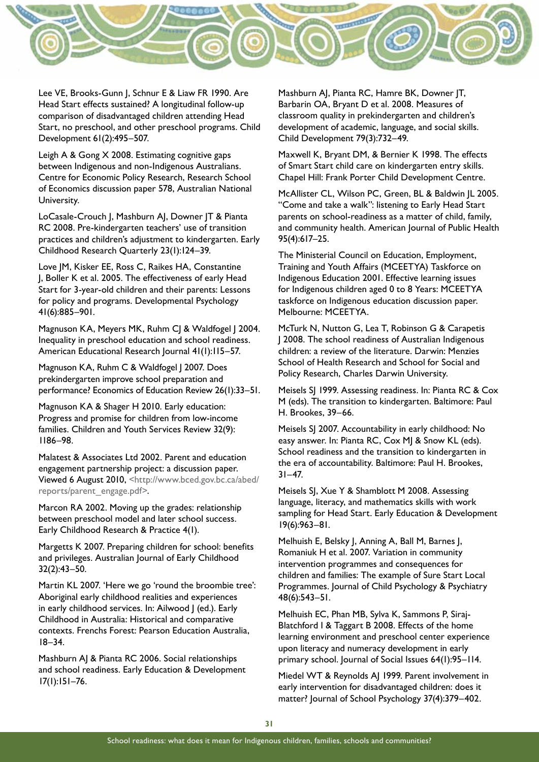Lee VE, Brooks-Gunn J, Schnur E & Liaw FR 1990. Are Head Start effects sustained? A longitudinal follow-up comparison of disadvantaged children attending Head Start, no preschool, and other preschool programs. Child Development 61(2):495–507.

Leigh A & Gong X 2008. Estimating cognitive gaps between Indigenous and non-Indigenous Australians. Centre for Economic Policy Research, Research School of Economics discussion paper 578, Australian National University.

LoCasale-Crouch J, Mashburn AJ, Downer JT & Pianta RC 2008. Pre-kindergarten teachers' use of transition practices and children's adjustment to kindergarten. Early Childhood Research Quarterly 23(1):124–39.

Love JM, Kisker EE, Ross C, Raikes HA, Constantine J, Boller K et al. 2005. The effectiveness of early Head Start for 3-year-old children and their parents: Lessons for policy and programs. Developmental Psychology 41(6):885–901.

Magnuson KA, Meyers MK, Ruhm CJ & Waldfogel J 2004. Inequality in preschool education and school readiness. American Educational Research Journal 41(1):115–57.

Magnuson KA, Ruhm C & Waldfogel J 2007. Does prekindergarten improve school preparation and performance? Economics of Education Review 26(1):33–51.

Magnuson KA & Shager H 2010. Early education: Progress and promise for children from low-income families. Children and Youth Services Review 32(9): 1186–98.

Malatest & Associates Ltd 2002. Parent and education engagement partnership project: a discussion paper. Viewed 6 August 2010, <http://www.bced.gov.bc.ca/abed/reports/parent_engage.pdf>.

Marcon RA 2002. Moving up the grades: relationship between preschool model and later school success. Early Childhood Research & Practice 4(1).

Margetts K 2007. Preparing children for school: benefits and privileges. Australian Journal of Early Childhood 32(2):43–50.

Martin KL 2007. 'Here we go 'round the broombie tree': Aboriginal early childhood realities and experiences in early childhood services. In: Ailwood J (ed.). Early Childhood in Australia: Historical and comparative contexts. Frenchs Forest: Pearson Education Australia, 18–34.

Mashburn AJ & Pianta RC 2006. Social relationships and school readiness. Early Education & Development 17(1):151–76.

Mashburn AJ, Pianta RC, Hamre BK, Downer JT, Barbarin OA, Bryant D et al. 2008. Measures of classroom quality in prekindergarten and children's development of academic, language, and social skills. Child Development 79(3):732–49.

Maxwell K, Bryant DM, & Bernier K 1998. The effects of Smart Start child care on kindergarten entry skills. Chapel Hill: Frank Porter Child Development Centre.

McAllister CL, Wilson PC, Green, BL & Baldwin JL 2005. "Come and take a walk": listening to Early Head Start parents on school-readiness as a matter of child, family, and community health. American Journal of Public Health 95(4):617–25.

The Ministerial Council on Education, Employment, Training and Youth Affairs (MCEETYA) Taskforce on Indigenous Education 2001. Effective learning issues for Indigenous children aged 0 to 8 Years: MCEETYA taskforce on Indigenous education discussion paper. Melbourne: MCEETYA.

McTurk N, Nutton G, Lea T, Robinson G & Carapetis J 2008. The school readiness of Australian Indigenous children: a review of the literature. Darwin: Menzies School of Health Research and School for Social and Policy Research, Charles Darwin University.

Meisels SJ 1999. Assessing readiness. In: Pianta RC & Cox M (eds). The transition to kindergarten. Baltimore: Paul H. Brookes, 39–66.

Meisels SJ 2007. Accountability in early childhood: No easy answer. In: Pianta RC, Cox MJ & Snow KL (eds). School readiness and the transition to kindergarten in the era of accountability. Baltimore: Paul H. Brookes, 31–47.

Meisels SJ, Xue Y & Shamblott M 2008. Assessing language, literacy, and mathematics skills with work sampling for Head Start. Early Education & Development 19(6):963–81.

Melhuish E, Belsky J, Anning A, Ball M, Barnes J, Romaniuk H et al. 2007. Variation in community intervention programmes and consequences for children and families: The example of Sure Start Local Programmes. Journal of Child Psychology & Psychiatry 48(6):543–51.

Melhuish EC, Phan MB, Sylva K, Sammons P, Siraj-Blatchford I & Taggart B 2008. Effects of the home learning environment and preschool center experience upon literacy and numeracy development in early primary school. Journal of Social Issues 64(1):95–114.

Miedel WT & Reynolds AJ 1999. Parent involvement in early intervention for disadvantaged children: does it matter? Journal of School Psychology 37(4):379–402.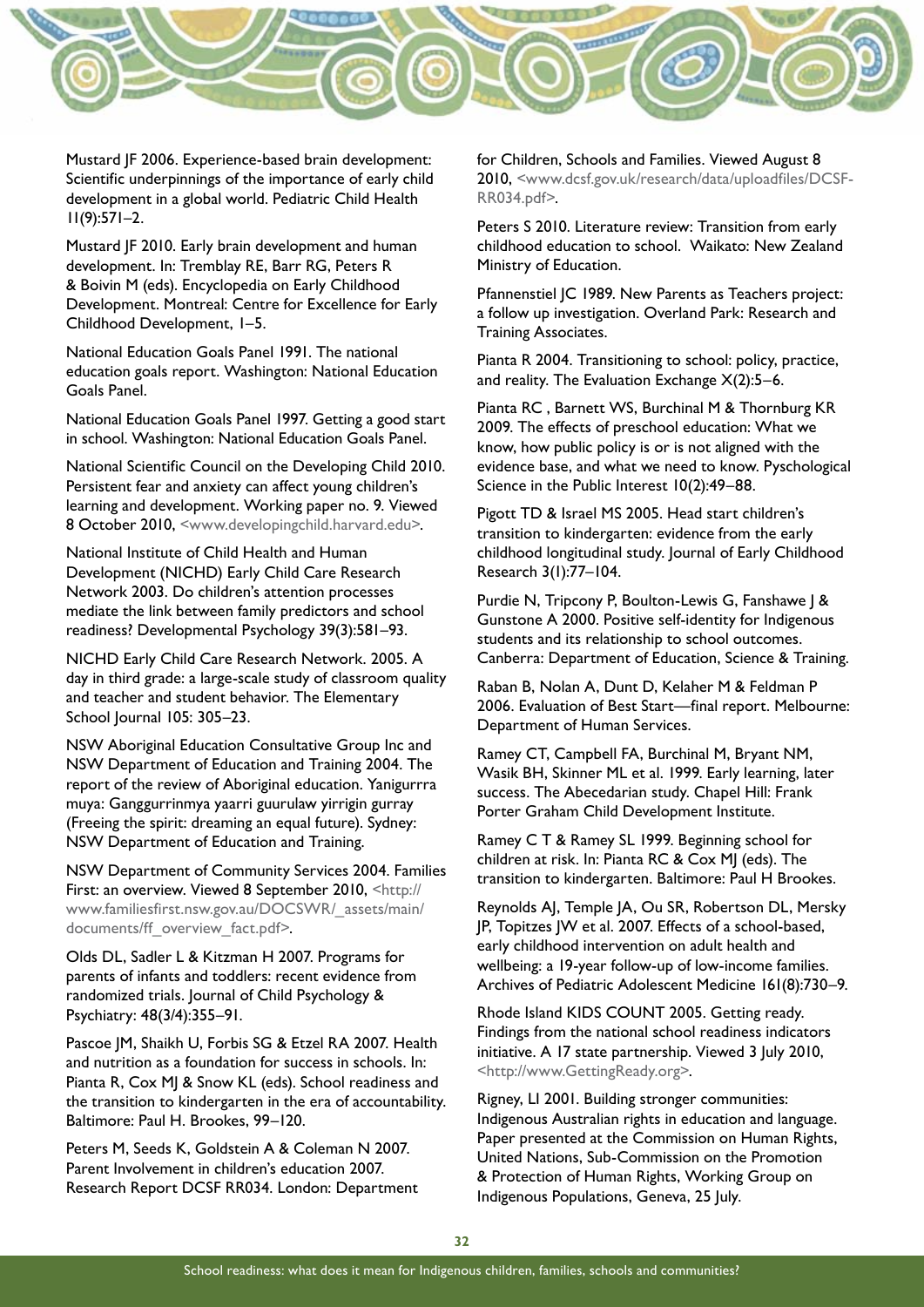Mustard JF 2006. Experience-based brain development: Scientific underpinnings of the importance of early child development in a global world. Pediatric Child Health 11(9):571–2.

Mustard JF 2010. Early brain development and human development. In: Tremblay RE, Barr RG, Peters R & Boivin M (eds). Encyclopedia on Early Childhood Development. Montreal: Centre for Excellence for Early Childhood Development, 1–5.

National Education Goals Panel 1991. The national education goals report. Washington: National Education Goals Panel.

National Education Goals Panel 1997. Getting a good start in school. Washington: National Education Goals Panel.

National Scientific Council on the Developing Child 2010. Persistent fear and anxiety can affect young children's learning and development. Working paper no. 9. Viewed 8 October 2010, <www.developingchild.harvard.edu>.

National Institute of Child Health and Human Development (NICHD) Early Child Care Research Network 2003. Do children's attention processes mediate the link between family predictors and school readiness? Developmental Psychology 39(3):581–93.

NICHD Early Child Care Research Network. 2005. A day in third grade: a large-scale study of classroom quality and teacher and student behavior. The Elementary School Journal 105: 305–23.

NSW Aboriginal Education Consultative Group Inc and NSW Department of Education and Training 2004. The report of the review of Aboriginal education. Yanigurrra muya: Ganggurrinmya yaarri guurulaw yirrigin gurray (Freeing the spirit: dreaming an equal future). Sydney: NSW Department of Education and Training.

NSW Department of Community Services 2004. Families First: an overview. Viewed 8 September 2010, <http://www.familiesfirst.nsw.gov.au/DOCSWR/_assets/main/documents/ff_overview_fact.pdf>.

Olds DL, Sadler L & Kitzman H 2007. Programs for parents of infants and toddlers: recent evidence from randomized trials. Journal of Child Psychology & Psychiatry: 48(3/4):355–91.

Pascoe JM, Shaikh U, Forbis SG & Etzel RA 2007. Health and nutrition as a foundation for success in schools. In: Pianta R, Cox MJ & Snow KL (eds). School readiness and the transition to kindergarten in the era of accountability. Baltimore: Paul H. Brookes, 99–120.

Peters M, Seeds K, Goldstein A & Coleman N 2007. Parent Involvement in children's education 2007. Research Report DCSF RR034. London: Department for Children, Schools and Families. Viewed August 8 2010, <www.dcsf.gov.uk/research/data/uploadfiles/DCSF-RR034.pdf>.

Peters S 2010. Literature review: Transition from early childhood education to school. Waikato: New Zealand Ministry of Education.

Pfannenstiel JC 1989. New Parents as Teachers project: a follow up investigation. Overland Park: Research and Training Associates.

Pianta R 2004. Transitioning to school: policy, practice, and reality. The Evaluation Exchange X(2):5–6.

Pianta RC , Barnett WS, Burchinal M & Thornburg KR 2009. The effects of preschool education: What we know, how public policy is or is not aligned with the evidence base, and what we need to know. Pyschological Science in the Public Interest 10(2):49–88.

Pigott TD & Israel MS 2005. Head start children's transition to kindergarten: evidence from the early childhood longitudinal study. Journal of Early Childhood Research 3(1):77–104.

Purdie N, Tripcony P, Boulton-Lewis G, Fanshawe J & Gunstone A 2000. Positive self-identity for Indigenous students and its relationship to school outcomes. Canberra: Department of Education, Science & Training.

Raban B, Nolan A, Dunt D, Kelaher M & Feldman P 2006. Evaluation of Best Start—final report. Melbourne: Department of Human Services.

Ramey CT, Campbell FA, Burchinal M, Bryant NM, Wasik BH, Skinner ML et al. 1999. Early learning, later success. The Abecedarian study. Chapel Hill: Frank Porter Graham Child Development Institute.

Ramey C T & Ramey SL 1999. Beginning school for children at risk. In: Pianta RC & Cox MJ (eds). The transition to kindergarten. Baltimore: Paul H Brookes.

Reynolds AJ, Temple JA, Ou SR, Robertson DL, Mersky JP, Topitzes JW et al. 2007. Effects of a school-based, early childhood intervention on adult health and wellbeing: a 19-year follow-up of low-income families. Archives of Pediatric Adolescent Medicine 161(8):730–9.

Rhode Island KIDS COUNT 2005. Getting ready. Findings from the national school readiness indicators initiative. A 17 state partnership. Viewed 3 July 2010, <http://www.GettingReady.org>.

Rigney, LI 2001. Building stronger communities: Indigenous Australian rights in education and language. Paper presented at the Commission on Human Rights, United Nations, Sub-Commission on the Promotion & Protection of Human Rights, Working Group on Indigenous Populations, Geneva, 25 July.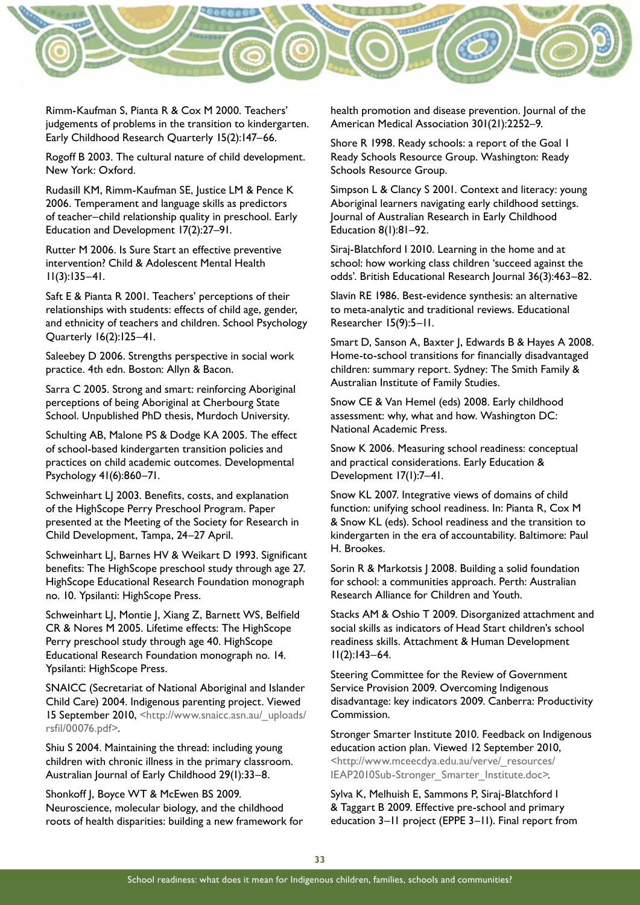Rimm-Kaufman S, Pianta R & Cox M 2000. Teachers' judgements of problems in the transition to kindergarten. Early Childhood Research Quarterly 15(2):147–66.

Rogoff B 2003. The cultural nature of child development. New York: Oxford.

Rudasill KM, Rimm-Kaufman SE, Justice LM & Pence K 2006. Temperament and language skills as predictors of teacher–child relationship quality in preschool. Early Education and Development 17(2):27–91.

Rutter M 2006. Is Sure Start an effective preventive intervention? Child & Adolescent Mental Health 11(3):135–41.

Saft E & Pianta R 2001. Teachers' perceptions of their relationships with students: effects of child age, gender, and ethnicity of teachers and children. School Psychology Quarterly 16(2):125–41.

Saleebey D 2006. Strengths perspective in social work practice. 4th edn. Boston: Allyn & Bacon.

Sarra C 2005. Strong and smart: reinforcing Aboriginal perceptions of being Aboriginal at Cherbourg State School. Unpublished PhD thesis, Murdoch University.

Schulting AB, Malone PS & Dodge KA 2005. The effect of school-based kindergarten transition policies and practices on child academic outcomes. Developmental Psychology 41(6):860–71.

Schweinhart LJ 2003. Benefits, costs, and explanation of the HighScope Perry Preschool Program. Paper presented at the Meeting of the Society for Research in Child Development, Tampa, 24–27 April.

Schweinhart LJ, Barnes HV & Weikart D 1993. Significant benefits: The HighScope preschool study through age 27. HighScope Educational Research Foundation monograph no. 10. Ypsilanti: HighScope Press.

Schweinhart LJ, Montie J, Xiang Z, Barnett WS, Belfield CR & Nores M 2005. Lifetime effects: The HighScope Perry preschool study through age 40. HighScope Educational Research Foundation monograph no. 14. Ypsilanti: HighScope Press.

SNAICC (Secretariat of National Aboriginal and Islander Child Care) 2004. Indigenous parenting project. Viewed 15 September 2010, <http://www.snaicc.asn.au/_uploads/rsfil/00076.pdf>.

Shiu S 2004. Maintaining the thread: including young children with chronic illness in the primary classroom. Australian Journal of Early Childhood 29(1):33–8.

Shonkoff J, Boyce WT & McEwen BS 2009. Neuroscience, molecular biology, and the childhood roots of health disparities: building a new framework for health promotion and disease prevention. Journal of the American Medical Association 301(21):2252–9.

Shore R 1998. Ready schools: a report of the Goal 1 Ready Schools Resource Group. Washington: Ready Schools Resource Group.

Simpson L & Clancy S 2001. Context and literacy: young Aboriginal learners navigating early childhood settings. Journal of Australian Research in Early Childhood Education 8(1):81–92.

Siraj-Blatchford I 2010. Learning in the home and at school: how working class children 'succeed against the odds'. British Educational Research Journal 36(3):463–82.

Slavin RE 1986. Best-evidence synthesis: an alternative to meta-analytic and traditional reviews. Educational Researcher 15(9):5–11.

Smart D, Sanson A, Baxter J, Edwards B & Hayes A 2008. Home-to-school transitions for financially disadvantaged children: summary report. Sydney: The Smith Family & Australian Institute of Family Studies.

Snow CE & Van Hemel (eds) 2008. Early childhood assessment: why, what and how. Washington DC: National Academic Press.

Snow K 2006. Measuring school readiness: conceptual and practical considerations. Early Education & Development 17(1):7–41.

Snow KL 2007. Integrative views of domains of child function: unifying school readiness. In: Pianta R, Cox M & Snow KL (eds). School readiness and the transition to kindergarten in the era of accountability. Baltimore: Paul H. Brookes.

Sorin R & Markotsis J 2008. Building a solid foundation for school: a communities approach. Perth: Australian Research Alliance for Children and Youth.

Stacks AM & Oshio T 2009. Disorganized attachment and social skills as indicators of Head Start children's school readiness skills. Attachment & Human Development 11(2):143–64.

Steering Committee for the Review of Government Service Provision 2009. Overcoming Indigenous disadvantage: key indicators 2009. Canberra: Productivity Commission.

Stronger Smarter Institute 2010. Feedback on Indigenous education action plan. Viewed 12 September 2010, <http://www.mceecdya.edu.au/verve/_resources/IEAP2010Sub-Stronger_Smarter_Institute.doc>.

Sylva K, Melhuish E, Sammons P, Siraj-Blatchford I & Taggart B 2009. Effective pre-school and primary education 3–11 project (EPPE 3–11). Final report from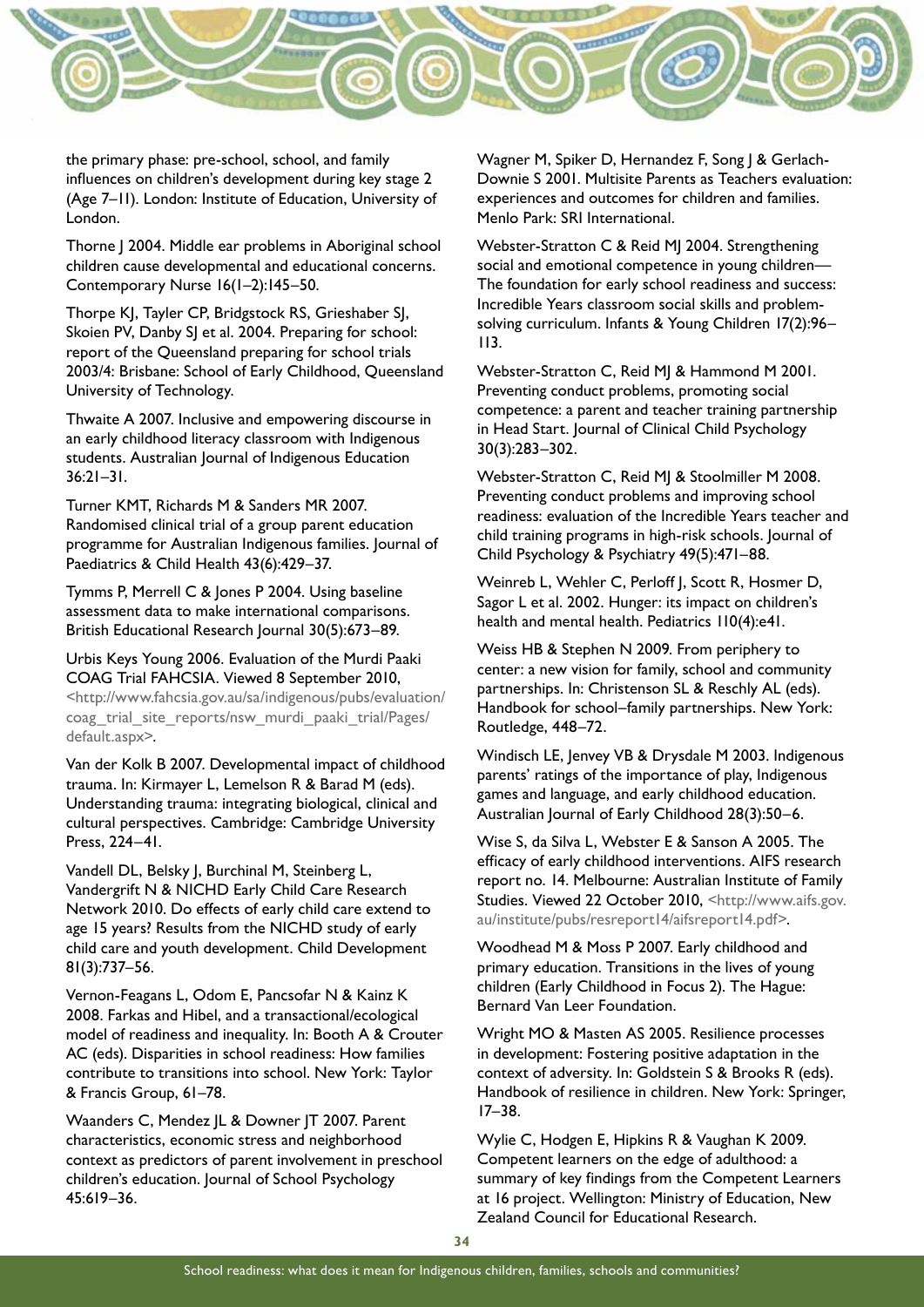the primary phase: pre-school, school, and family influences on children's development during key stage 2 (Age 7–11). London: Institute of Education, University of London.

Thorne J 2004. Middle ear problems in Aboriginal school children cause developmental and educational concerns. Contemporary Nurse 16(1–2):145–50.

Thorpe KJ, Tayler CP, Bridgstock RS, Grieshaber SJ, Skoien PV, Danby SJ et al. 2004. Preparing for school: report of the Queensland preparing for school trials 2003/4: Brisbane: School of Early Childhood, Queensland University of Technology.

Thwaite A 2007. Inclusive and empowering discourse in an early childhood literacy classroom with Indigenous students. Australian Journal of Indigenous Education 36:21–31.

Turner KMT, Richards M & Sanders MR 2007. Randomised clinical trial of a group parent education programme for Australian Indigenous families. Journal of Paediatrics & Child Health 43(6):429–37.

Tymms P, Merrell C & Jones P 2004. Using baseline assessment data to make international comparisons. British Educational Research Journal 30(5):673–89.

Urbis Keys Young 2006. Evaluation of the Murdi Paaki COAG Trial FAHCSIA. Viewed 8 September 2010, <http://www.fahcsia.gov.au/sa/indigenous/pubs/evaluation/coag_trial_site_reports/nsw_murdi_paaki_trial/Pages/default.aspx>.

Van der Kolk B 2007. Developmental impact of childhood trauma. In: Kirmayer L, Lemelson R & Barad M (eds). Understanding trauma: integrating biological, clinical and cultural perspectives. Cambridge: Cambridge University Press, 224–41.

Vandell DL, Belsky J, Burchinal M, Steinberg L, Vandergrift N & NICHD Early Child Care Research Network 2010. Do effects of early child care extend to age 15 years? Results from the NICHD study of early child care and youth development. Child Development 81(3):737–56.

Vernon-Feagans L, Odom E, Pancsofar N & Kainz K 2008. Farkas and Hibel, and a transactional/ecological model of readiness and inequality. In: Booth A & Crouter AC (eds). Disparities in school readiness: How families contribute to transitions into school. New York: Taylor & Francis Group, 61–78.

Waanders C, Mendez JL & Downer JT 2007. Parent characteristics, economic stress and neighborhood context as predictors of parent involvement in preschool children's education. Journal of School Psychology 45:619–36.

Wagner M, Spiker D, Hernandez F, Song J & Gerlach-Downie S 2001. Multisite Parents as Teachers evaluation: experiences and outcomes for children and families. Menlo Park: SRI International.

Webster-Stratton C & Reid MJ 2004. Strengthening social and emotional competence in young children—The foundation for early school readiness and success: Incredible Years classroom social skills and problem-solving curriculum. Infants & Young Children 17(2):96–113.

Webster-Stratton C, Reid MJ & Hammond M 2001. Preventing conduct problems, promoting social competence: a parent and teacher training partnership in Head Start. Journal of Clinical Child Psychology 30(3):283–302.

Webster-Stratton C, Reid MJ & Stoolmiller M 2008. Preventing conduct problems and improving school readiness: evaluation of the Incredible Years teacher and child training programs in high-risk schools. Journal of Child Psychology & Psychiatry 49(5):471–88.

Weinreb L, Wehler C, Perloff J, Scott R, Hosmer D, Sagor L et al. 2002. Hunger: its impact on children's health and mental health. Pediatrics 110(4):e41.

Weiss HB & Stephen N 2009. From periphery to center: a new vision for family, school and community partnerships. In: Christenson SL & Reschly AL (eds). Handbook for school–family partnerships. New York: Routledge, 448–72.

Windisch LE, Jenvey VB & Drysdale M 2003. Indigenous parents' ratings of the importance of play, Indigenous games and language, and early childhood education. Australian Journal of Early Childhood 28(3):50–6.

Wise S, da Silva L, Webster E & Sanson A 2005. The efficacy of early childhood interventions. AIFS research report no. 14. Melbourne: Australian Institute of Family Studies. Viewed 22 October 2010, <http://www.aifs.gov.au/institute/pubs/resreport14/aifsreport14.pdf>.

Woodhead M & Moss P 2007. Early childhood and primary education. Transitions in the lives of young children (Early Childhood in Focus 2). The Hague: Bernard Van Leer Foundation.

Wright MO & Masten AS 2005. Resilience processes in development: Fostering positive adaptation in the context of adversity. In: Goldstein S & Brooks R (eds). Handbook of resilience in children. New York: Springer, 17–38.

Wylie C, Hodgen E, Hipkins R & Vaughan K 2009. Competent learners on the edge of adulthood: a summary of key findings from the Competent Learners at 16 project. Wellington: Ministry of Education, New Zealand Council for Educational Research.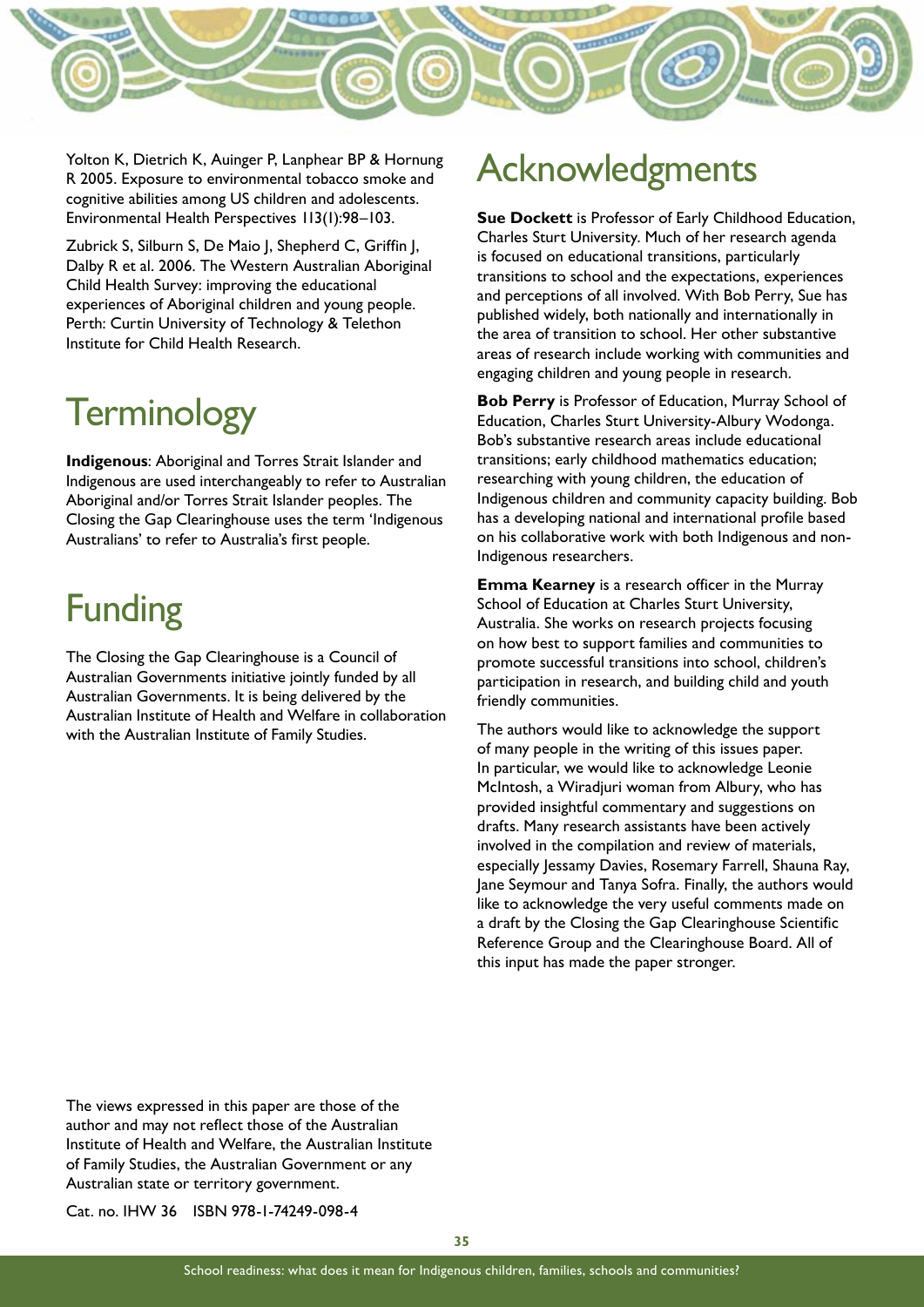Yolton K, Dietrich K, Auinger P, Lanphear BP & Hornung R 2005. Exposure to environmental tobacco smoke and cognitive abilities among US children and adolescents. Environmental Health Perspectives 113(1):98–103.

Zubrick S, Silburn S, De Maio J, Shepherd C, Griffin J, Dalby R et al. 2006. The Western Australian Aboriginal Child Health Survey: improving the educational experiences of Aboriginal children and young people. Perth: Curtin University of Technology & Telethon Institute for Child Health Research.

# Terminology

**Indigenous**: Aboriginal and Torres Strait Islander and Indigenous are used interchangeably to refer to Australian Aboriginal and/or Torres Strait Islander peoples. The Closing the Gap Clearinghouse uses the term 'Indigenous Australians' to refer to Australia's first people.

# Funding

The Closing the Gap Clearinghouse is a Council of Australian Governments initiative jointly funded by all Australian Governments. It is being delivered by the Australian Institute of Health and Welfare in collaboration with the Australian Institute of Family Studies.

# Acknowledgments

**Sue Dockett** is Professor of Early Childhood Education, Charles Sturt University. Much of her research agenda is focused on educational transitions, particularly transitions to school and the expectations, experiences and perceptions of all involved. With Bob Perry, Sue has published widely, both nationally and internationally in the area of transition to school. Her other substantive areas of research include working with communities and engaging children and young people in research.

**Bob Perry** is Professor of Education, Murray School of Education, Charles Sturt University-Albury Wodonga. Bob's substantive research areas include educational transitions; early childhood mathematics education; researching with young children, the education of Indigenous children and community capacity building. Bob has a developing national and international profile based on his collaborative work with both Indigenous and non-Indigenous researchers.

**Emma Kearney** is a research officer in the Murray School of Education at Charles Sturt University, Australia. She works on research projects focusing on how best to support families and communities to promote successful transitions into school, children's participation in research, and building child and youth friendly communities.

The authors would like to acknowledge the support of many people in the writing of this issues paper. In particular, we would like to acknowledge Leonie McIntosh, a Wiradjuri woman from Albury, who has provided insightful commentary and suggestions on drafts. Many research assistants have been actively involved in the compilation and review of materials, especially Jessamy Davies, Rosemary Farrell, Shauna Ray, Jane Seymour and Tanya Sofra. Finally, the authors would like to acknowledge the very useful comments made on a draft by the Closing the Gap Clearinghouse Scientific Reference Group and the Clearinghouse Board. All of this input has made the paper stronger.

The views expressed in this paper are those of the author and may not reflect those of the Australian Institute of Health and Welfare, the Australian Institute of Family Studies, the Australian Government or any Australian state or territory government.

Cat. no. IHW 36 ISBN 978-1-74249-098-4